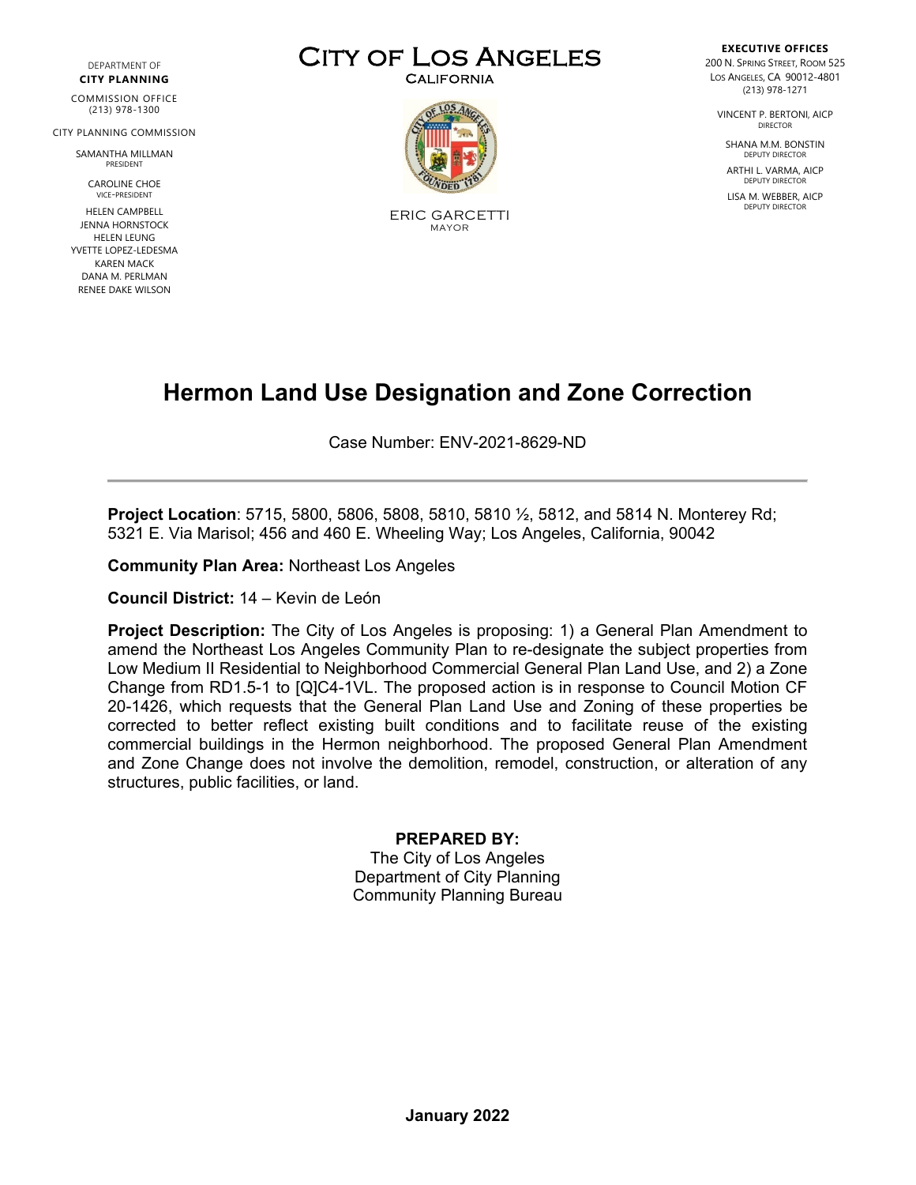DEPARTMENT OF
**CITY PLANNING**

COMMISSION OFFICE
(213) 978-1300

CITY PLANNING COMMISSION

SAMANTHA MILLMAN
PRESIDENT

CAROLINE CHOE
VICE-PRESIDENT

HELEN CAMPBELL
JENNA HORNSTOCK
HELEN LEUNG
YVETTE LOPEZ-LEDESMA
KAREN MACK
DANA M. PERLMAN
RENEE DAKE WILSON

CITY OF LOS ANGELES
CALIFORNIA

ERIC GARCETTI
MAYOR

**EXECUTIVE OFFICES**
200 N. SPRING STREET, ROOM 525
LOS ANGELES, CA 90012-4801
(213) 978-1271

VINCENT P. BERTONI, AICP
DIRECTOR

SHANA M.M. BONSTIN
DEPUTY DIRECTOR

ARTHI L. VARMA, AICP
DEPUTY DIRECTOR

LISA M. WEBBER, AICP
DEPUTY DIRECTOR

# Hermon Land Use Designation and Zone Correction

Case Number: ENV-2021-8629-ND

---

**Project Location**: 5715, 5800, 5806, 5808, 5810, 5810 ½, 5812, and 5814 N. Monterey Rd; 5321 E. Via Marisol; 456 and 460 E. Wheeling Way; Los Angeles, California, 90042

**Community Plan Area:** Northeast Los Angeles

**Council District:** 14 – Kevin de León

**Project Description:** The City of Los Angeles is proposing: 1) a General Plan Amendment to amend the Northeast Los Angeles Community Plan to re-designate the subject properties from Low Medium II Residential to Neighborhood Commercial General Plan Land Use, and 2) a Zone Change from RD1.5-1 to [Q]C4-1VL. The proposed action is in response to Council Motion CF 20-1426, which requests that the General Plan Land Use and Zoning of these properties be corrected to better reflect existing built conditions and to facilitate reuse of the existing commercial buildings in the Hermon neighborhood. The proposed General Plan Amendment and Zone Change does not involve the demolition, remodel, construction, or alteration of any structures, public facilities, or land.

**PREPARED BY:**
The City of Los Angeles
Department of City Planning
Community Planning Bureau

**January 2022**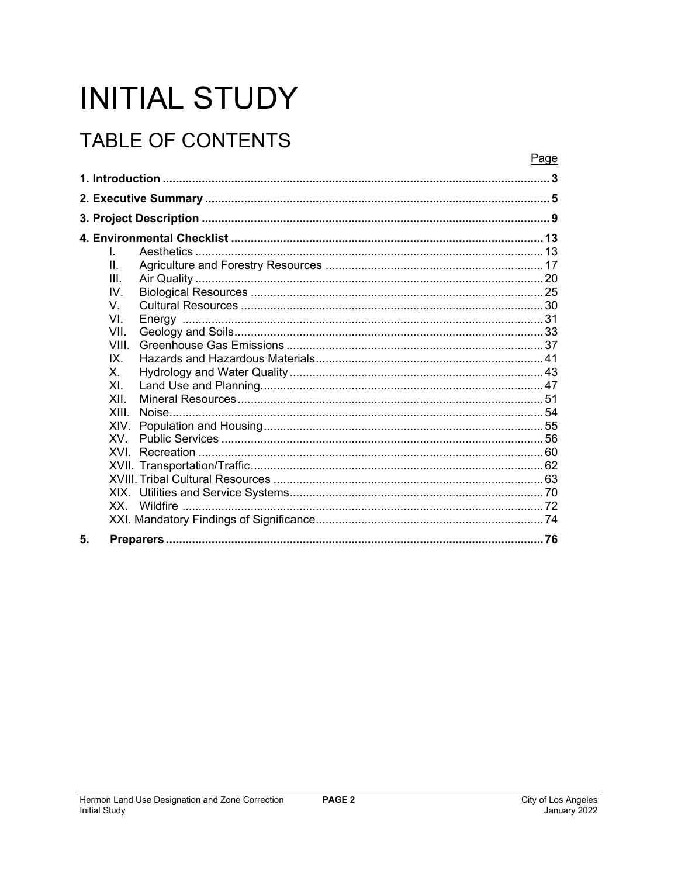# INITIAL STUDY

## TABLE OF CONTENTS

| | Page |
|---|---|
| **1. Introduction** | **3** |
| **2. Executive Summary** | **5** |
| **3. Project Description** | **9** |
| **4. Environmental Checklist** | **13** |
| I. Aesthetics | 13 |
| II. Agriculture and Forestry Resources | 17 |
| III. Air Quality | 20 |
| IV. Biological Resources | 25 |
| V. Cultural Resources | 30 |
| VI. Energy | 31 |
| VII. Geology and Soils | 33 |
| VIII. Greenhouse Gas Emissions | 37 |
| IX. Hazards and Hazardous Materials | 41 |
| X. Hydrology and Water Quality | 43 |
| XI. Land Use and Planning | 47 |
| XII. Mineral Resources | 51 |
| XIII. Noise | 54 |
| XIV. Population and Housing | 55 |
| XV. Public Services | 56 |
| XVI. Recreation | 60 |
| XVII. Transportation/Traffic | 62 |
| XVIII. Tribal Cultural Resources | 63 |
| XIX. Utilities and Service Systems | 70 |
| XX. Wildfire | 72 |
| XXI. Mandatory Findings of Significance | 74 |
| **5. Preparers** | **76** |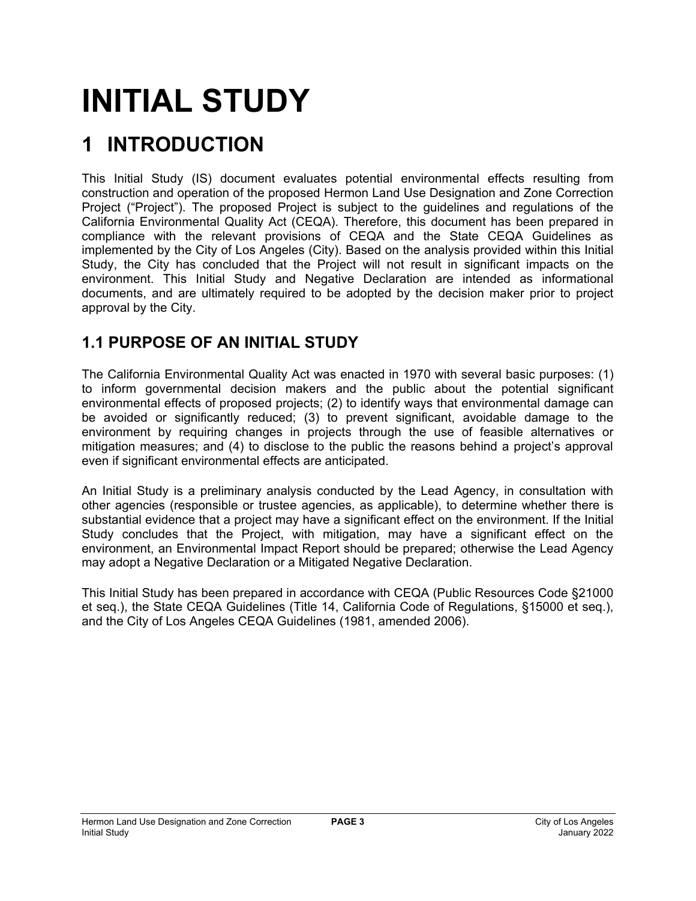# INITIAL STUDY

# 1 INTRODUCTION

This Initial Study (IS) document evaluates potential environmental effects resulting from construction and operation of the proposed Hermon Land Use Designation and Zone Correction Project ("Project"). The proposed Project is subject to the guidelines and regulations of the California Environmental Quality Act (CEQA). Therefore, this document has been prepared in compliance with the relevant provisions of CEQA and the State CEQA Guidelines as implemented by the City of Los Angeles (City). Based on the analysis provided within this Initial Study, the City has concluded that the Project will not result in significant impacts on the environment. This Initial Study and Negative Declaration are intended as informational documents, and are ultimately required to be adopted by the decision maker prior to project approval by the City.

## 1.1 PURPOSE OF AN INITIAL STUDY

The California Environmental Quality Act was enacted in 1970 with several basic purposes: (1) to inform governmental decision makers and the public about the potential significant environmental effects of proposed projects; (2) to identify ways that environmental damage can be avoided or significantly reduced; (3) to prevent significant, avoidable damage to the environment by requiring changes in projects through the use of feasible alternatives or mitigation measures; and (4) to disclose to the public the reasons behind a project's approval even if significant environmental effects are anticipated.

An Initial Study is a preliminary analysis conducted by the Lead Agency, in consultation with other agencies (responsible or trustee agencies, as applicable), to determine whether there is substantial evidence that a project may have a significant effect on the environment. If the Initial Study concludes that the Project, with mitigation, may have a significant effect on the environment, an Environmental Impact Report should be prepared; otherwise the Lead Agency may adopt a Negative Declaration or a Mitigated Negative Declaration.

This Initial Study has been prepared in accordance with CEQA (Public Resources Code §21000 et seq.), the State CEQA Guidelines (Title 14, California Code of Regulations, §15000 et seq.), and the City of Los Angeles CEQA Guidelines (1981, amended 2006).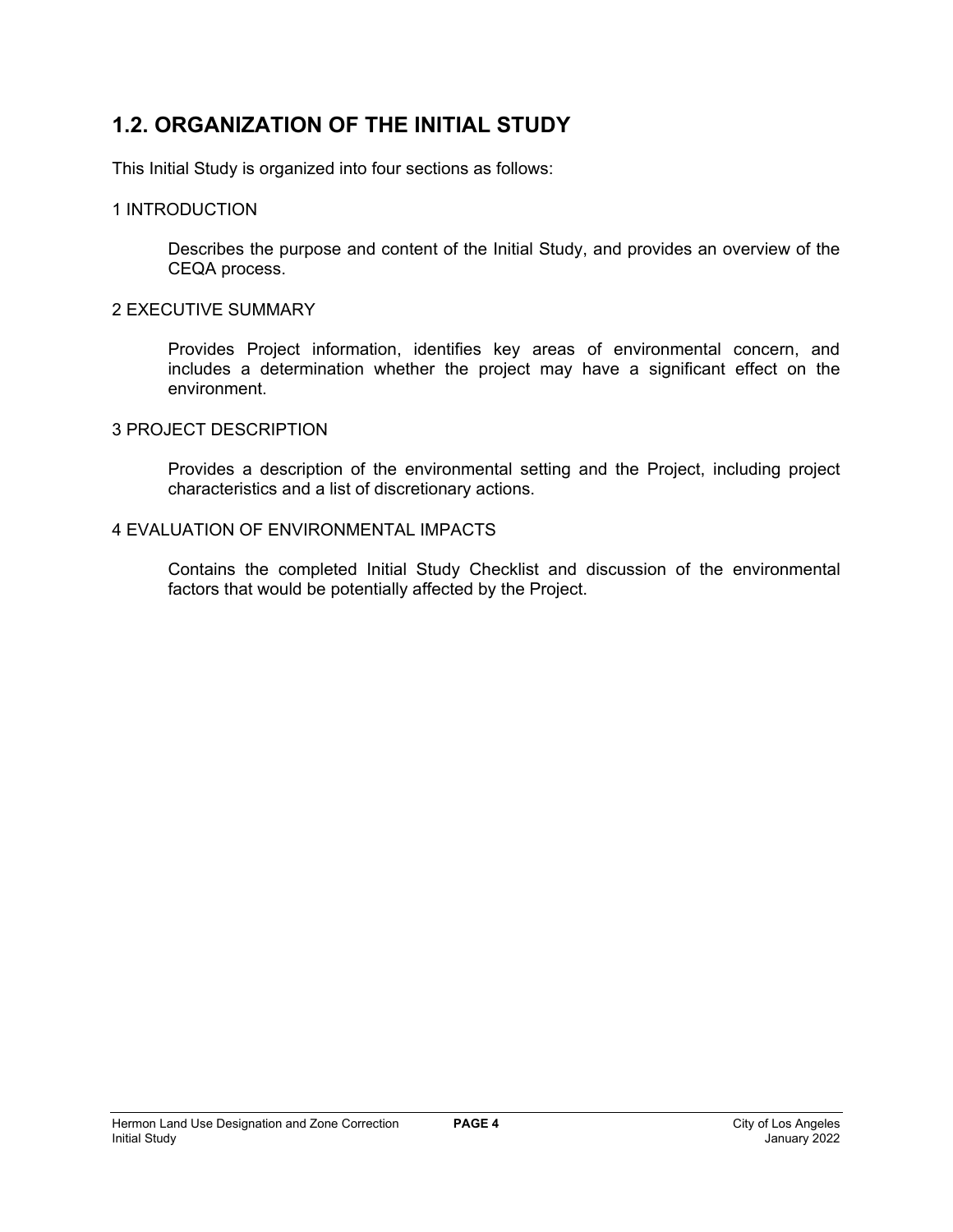## 1.2. ORGANIZATION OF THE INITIAL STUDY

This Initial Study is organized into four sections as follows:

1 INTRODUCTION

> Describes the purpose and content of the Initial Study, and provides an overview of the CEQA process.

2 EXECUTIVE SUMMARY

> Provides Project information, identifies key areas of environmental concern, and includes a determination whether the project may have a significant effect on the environment.

3 PROJECT DESCRIPTION

> Provides a description of the environmental setting and the Project, including project characteristics and a list of discretionary actions.

4 EVALUATION OF ENVIRONMENTAL IMPACTS

> Contains the completed Initial Study Checklist and discussion of the environmental factors that would be potentially affected by the Project.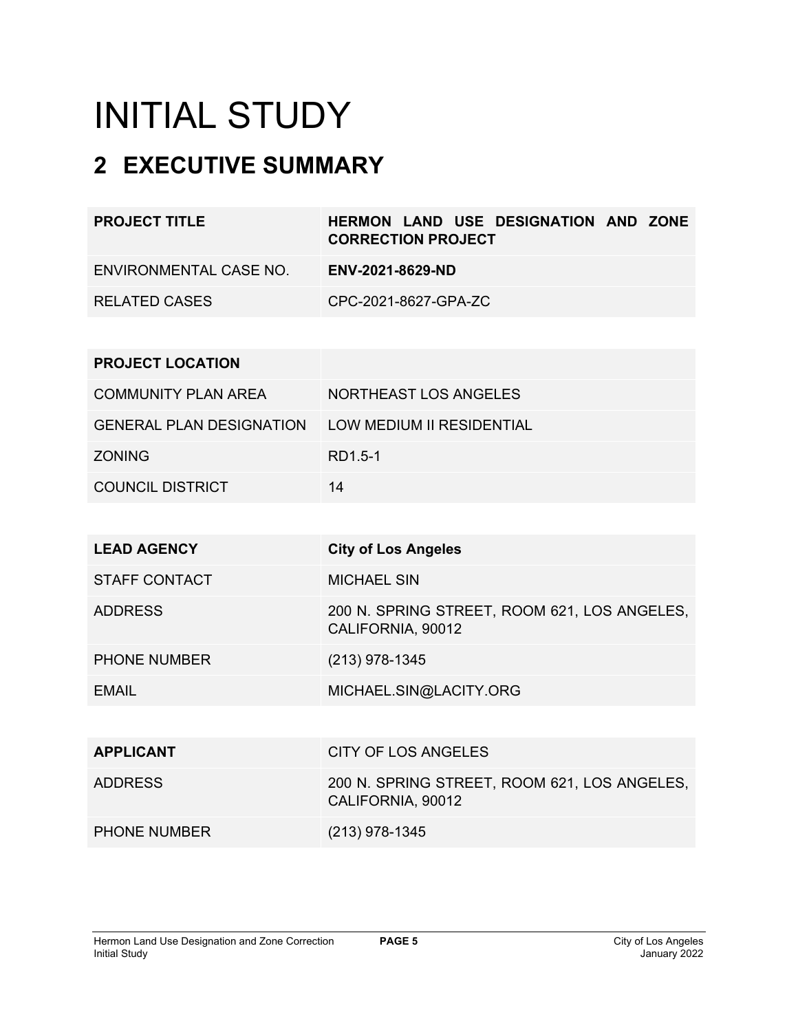# INITIAL STUDY

## 2 EXECUTIVE SUMMARY

| **PROJECT TITLE** | **HERMON LAND USE DESIGNATION AND ZONE CORRECTION PROJECT** |
|---|---|
| ENVIRONMENTAL CASE NO. | **ENV-2021-8629-ND** |
| RELATED CASES | CPC-2021-8627-GPA-ZC |

| **PROJECT LOCATION** | |
|---|---|
| COMMUNITY PLAN AREA | NORTHEAST LOS ANGELES |
| GENERAL PLAN DESIGNATION | LOW MEDIUM II RESIDENTIAL |
| ZONING | RD1.5-1 |
| COUNCIL DISTRICT | 14 |

| **LEAD AGENCY** | **City of Los Angeles** |
|---|---|
| STAFF CONTACT | MICHAEL SIN |
| ADDRESS | 200 N. SPRING STREET, ROOM 621, LOS ANGELES, CALIFORNIA, 90012 |
| PHONE NUMBER | (213) 978-1345 |
| EMAIL | MICHAEL.SIN@LACITY.ORG |

| **APPLICANT** | CITY OF LOS ANGELES |
|---|---|
| ADDRESS | 200 N. SPRING STREET, ROOM 621, LOS ANGELES, CALIFORNIA, 90012 |
| PHONE NUMBER | (213) 978-1345 |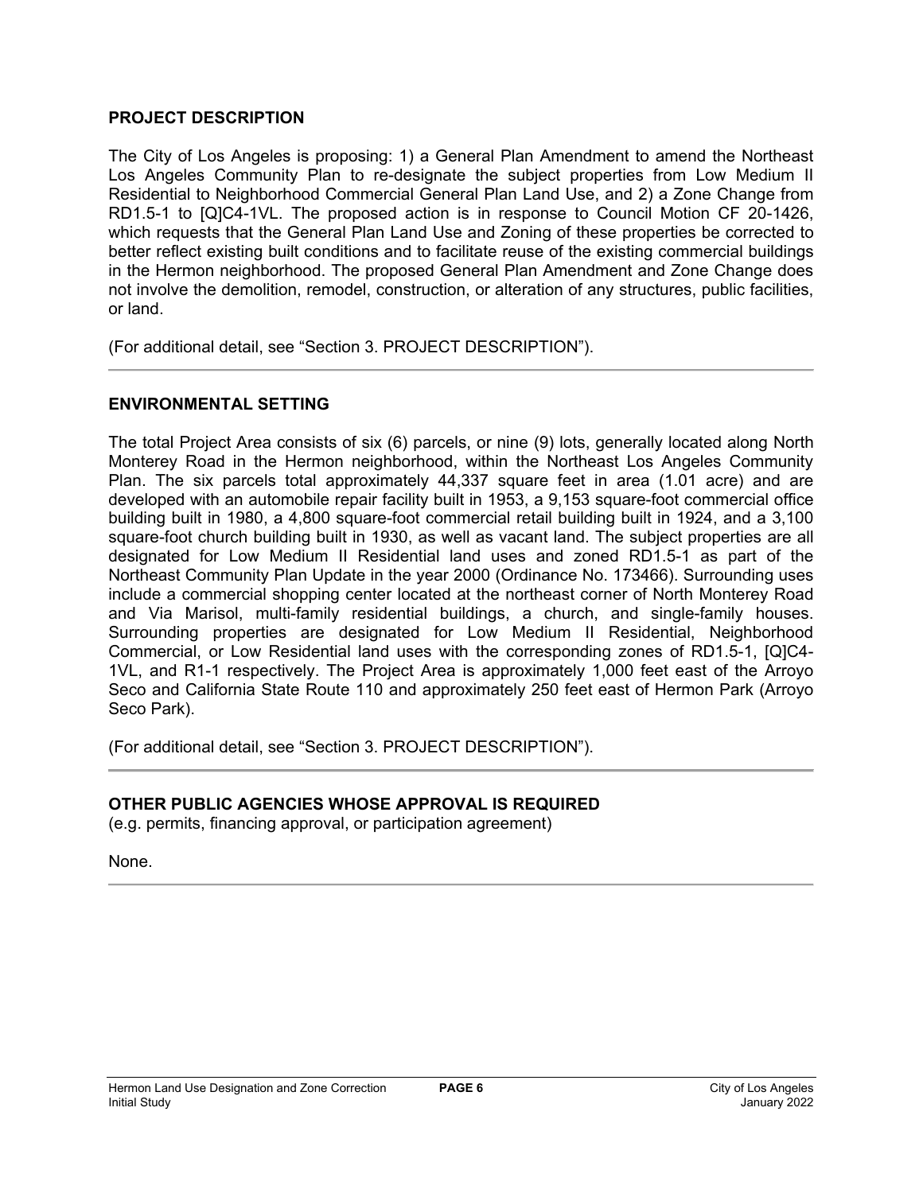## PROJECT DESCRIPTION

The City of Los Angeles is proposing: 1) a General Plan Amendment to amend the Northeast Los Angeles Community Plan to re-designate the subject properties from Low Medium II Residential to Neighborhood Commercial General Plan Land Use, and 2) a Zone Change from RD1.5-1 to [Q]C4-1VL. The proposed action is in response to Council Motion CF 20-1426, which requests that the General Plan Land Use and Zoning of these properties be corrected to better reflect existing built conditions and to facilitate reuse of the existing commercial buildings in the Hermon neighborhood. The proposed General Plan Amendment and Zone Change does not involve the demolition, remodel, construction, or alteration of any structures, public facilities, or land.

(For additional detail, see "Section 3. PROJECT DESCRIPTION").

## ENVIRONMENTAL SETTING

The total Project Area consists of six (6) parcels, or nine (9) lots, generally located along North Monterey Road in the Hermon neighborhood, within the Northeast Los Angeles Community Plan. The six parcels total approximately 44,337 square feet in area (1.01 acre) and are developed with an automobile repair facility built in 1953, a 9,153 square-foot commercial office building built in 1980, a 4,800 square-foot commercial retail building built in 1924, and a 3,100 square-foot church building built in 1930, as well as vacant land. The subject properties are all designated for Low Medium II Residential land uses and zoned RD1.5-1 as part of the Northeast Community Plan Update in the year 2000 (Ordinance No. 173466). Surrounding uses include a commercial shopping center located at the northeast corner of North Monterey Road and Via Marisol, multi-family residential buildings, a church, and single-family houses. Surrounding properties are designated for Low Medium II Residential, Neighborhood Commercial, or Low Residential land uses with the corresponding zones of RD1.5-1, [Q]C4-1VL, and R1-1 respectively. The Project Area is approximately 1,000 feet east of the Arroyo Seco and California State Route 110 and approximately 250 feet east of Hermon Park (Arroyo Seco Park).

(For additional detail, see "Section 3. PROJECT DESCRIPTION").

## OTHER PUBLIC AGENCIES WHOSE APPROVAL IS REQUIRED

(e.g. permits, financing approval, or participation agreement)

None.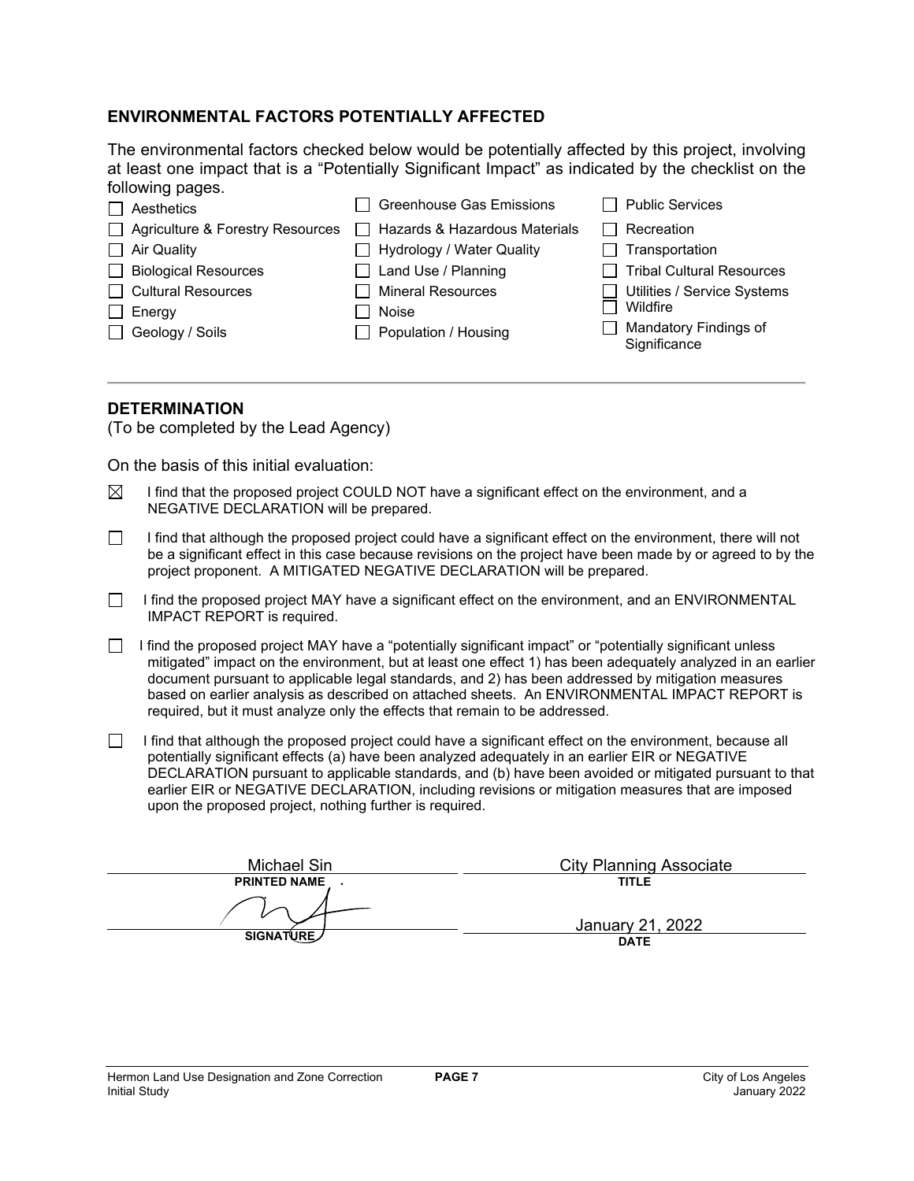## ENVIRONMENTAL FACTORS POTENTIALLY AFFECTED

The environmental factors checked below would be potentially affected by this project, involving at least one impact that is a "Potentially Significant Impact" as indicated by the checklist on the following pages.

- ☐ Aesthetics
- ☐ Agriculture & Forestry Resources
- ☐ Air Quality
- ☐ Biological Resources
- ☐ Cultural Resources
- ☐ Energy
- ☐ Geology / Soils
- ☐ Greenhouse Gas Emissions
- ☐ Hazards & Hazardous Materials
- ☐ Hydrology / Water Quality
- ☐ Land Use / Planning
- ☐ Mineral Resources
- ☐ Noise
- ☐ Population / Housing
- ☐ Public Services
- ☐ Recreation
- ☐ Transportation
- ☐ Tribal Cultural Resources
- ☐ Utilities / Service Systems
- ☐ Wildfire
- ☐ Mandatory Findings of Significance

## DETERMINATION

(To be completed by the Lead Agency)

On the basis of this initial evaluation:

☒ I find that the proposed project COULD NOT have a significant effect on the environment, and a NEGATIVE DECLARATION will be prepared.

☐ I find that although the proposed project could have a significant effect on the environment, there will not be a significant effect in this case because revisions on the project have been made by or agreed to by the project proponent. A MITIGATED NEGATIVE DECLARATION will be prepared.

☐ I find the proposed project MAY have a significant effect on the environment, and an ENVIRONMENTAL IMPACT REPORT is required.

☐ I find the proposed project MAY have a "potentially significant impact" or "potentially significant unless mitigated" impact on the environment, but at least one effect 1) has been adequately analyzed in an earlier document pursuant to applicable legal standards, and 2) has been addressed by mitigation measures based on earlier analysis as described on attached sheets. An ENVIRONMENTAL IMPACT REPORT is required, but it must analyze only the effects that remain to be addressed.

☐ I find that although the proposed project could have a significant effect on the environment, because all potentially significant effects (a) have been analyzed adequately in an earlier EIR or NEGATIVE DECLARATION pursuant to applicable standards, and (b) have been avoided or mitigated pursuant to that earlier EIR or NEGATIVE DECLARATION, including revisions or mitigation measures that are imposed upon the proposed project, nothing further is required.

| Michael Sin | City Planning Associate |
|---|---|
| **PRINTED NAME** | **TITLE** |
| *(signature)* | January 21, 2022 |
| **SIGNATURE** | **DATE** |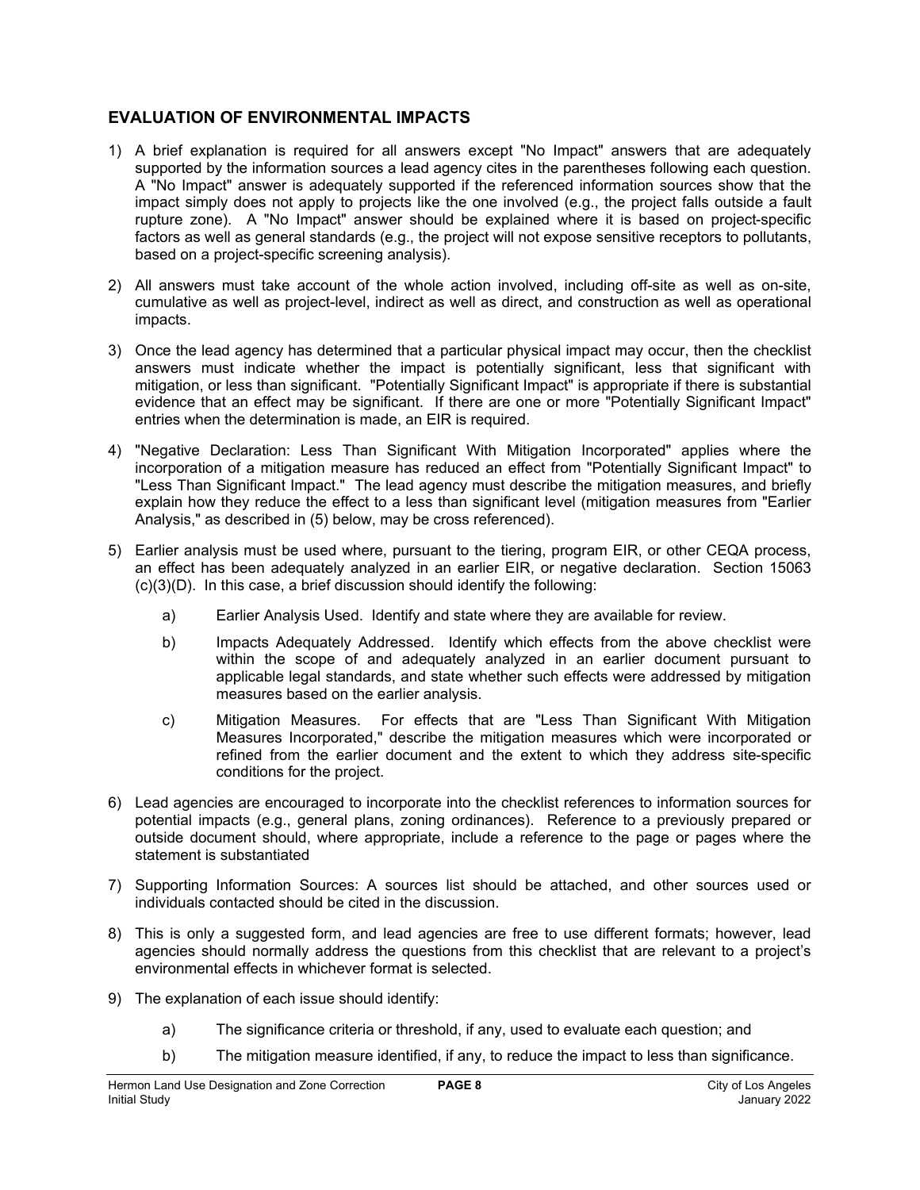## EVALUATION OF ENVIRONMENTAL IMPACTS

1) A brief explanation is required for all answers except "No Impact" answers that are adequately supported by the information sources a lead agency cites in the parentheses following each question. A "No Impact" answer is adequately supported if the referenced information sources show that the impact simply does not apply to projects like the one involved (e.g., the project falls outside a fault rupture zone). A "No Impact" answer should be explained where it is based on project-specific factors as well as general standards (e.g., the project will not expose sensitive receptors to pollutants, based on a project-specific screening analysis).

2) All answers must take account of the whole action involved, including off-site as well as on-site, cumulative as well as project-level, indirect as well as direct, and construction as well as operational impacts.

3) Once the lead agency has determined that a particular physical impact may occur, then the checklist answers must indicate whether the impact is potentially significant, less that significant with mitigation, or less than significant. "Potentially Significant Impact" is appropriate if there is substantial evidence that an effect may be significant. If there are one or more "Potentially Significant Impact" entries when the determination is made, an EIR is required.

4) "Negative Declaration: Less Than Significant With Mitigation Incorporated" applies where the incorporation of a mitigation measure has reduced an effect from "Potentially Significant Impact" to "Less Than Significant Impact." The lead agency must describe the mitigation measures, and briefly explain how they reduce the effect to a less than significant level (mitigation measures from "Earlier Analysis," as described in (5) below, may be cross referenced).

5) Earlier analysis must be used where, pursuant to the tiering, program EIR, or other CEQA process, an effect has been adequately analyzed in an earlier EIR, or negative declaration. Section 15063 (c)(3)(D). In this case, a brief discussion should identify the following:

   a) Earlier Analysis Used. Identify and state where they are available for review.

   b) Impacts Adequately Addressed. Identify which effects from the above checklist were within the scope of and adequately analyzed in an earlier document pursuant to applicable legal standards, and state whether such effects were addressed by mitigation measures based on the earlier analysis.

   c) Mitigation Measures. For effects that are "Less Than Significant With Mitigation Measures Incorporated," describe the mitigation measures which were incorporated or refined from the earlier document and the extent to which they address site-specific conditions for the project.

6) Lead agencies are encouraged to incorporate into the checklist references to information sources for potential impacts (e.g., general plans, zoning ordinances). Reference to a previously prepared or outside document should, where appropriate, include a reference to the page or pages where the statement is substantiated

7) Supporting Information Sources: A sources list should be attached, and other sources used or individuals contacted should be cited in the discussion.

8) This is only a suggested form, and lead agencies are free to use different formats; however, lead agencies should normally address the questions from this checklist that are relevant to a project's environmental effects in whichever format is selected.

9) The explanation of each issue should identify:

   a) The significance criteria or threshold, if any, used to evaluate each question; and

   b) The mitigation measure identified, if any, to reduce the impact to less than significance.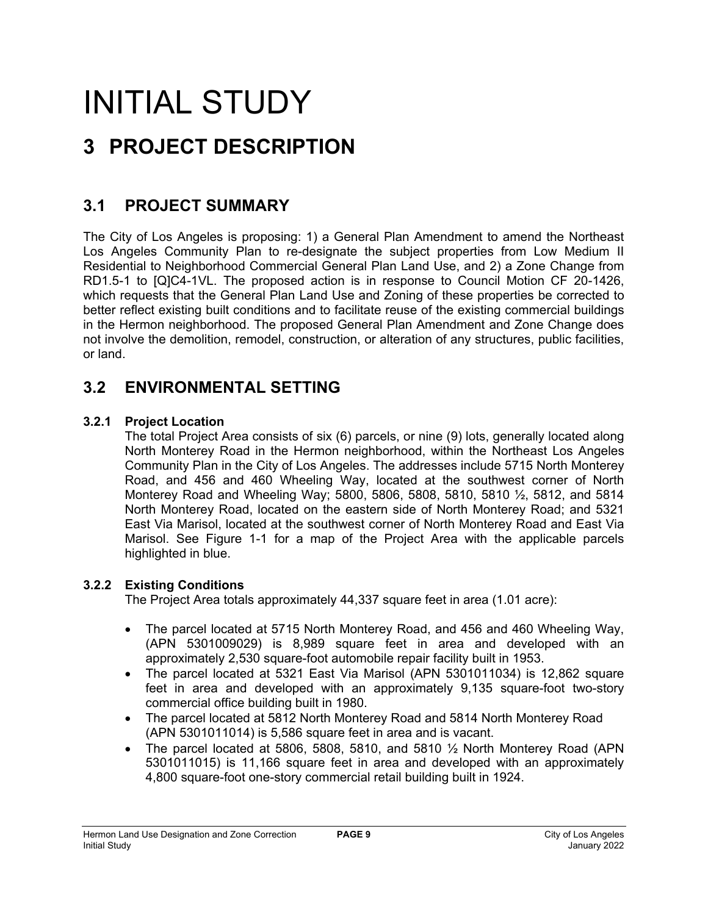# INITIAL STUDY

# 3 PROJECT DESCRIPTION

## 3.1 PROJECT SUMMARY

The City of Los Angeles is proposing: 1) a General Plan Amendment to amend the Northeast Los Angeles Community Plan to re-designate the subject properties from Low Medium II Residential to Neighborhood Commercial General Plan Land Use, and 2) a Zone Change from RD1.5-1 to [Q]C4-1VL. The proposed action is in response to Council Motion CF 20-1426, which requests that the General Plan Land Use and Zoning of these properties be corrected to better reflect existing built conditions and to facilitate reuse of the existing commercial buildings in the Hermon neighborhood. The proposed General Plan Amendment and Zone Change does not involve the demolition, remodel, construction, or alteration of any structures, public facilities, or land.

## 3.2 ENVIRONMENTAL SETTING

### 3.2.1 Project Location

The total Project Area consists of six (6) parcels, or nine (9) lots, generally located along North Monterey Road in the Hermon neighborhood, within the Northeast Los Angeles Community Plan in the City of Los Angeles. The addresses include 5715 North Monterey Road, and 456 and 460 Wheeling Way, located at the southwest corner of North Monterey Road and Wheeling Way; 5800, 5806, 5808, 5810, 5810 ½, 5812, and 5814 North Monterey Road, located on the eastern side of North Monterey Road; and 5321 East Via Marisol, located at the southwest corner of North Monterey Road and East Via Marisol. See Figure 1-1 for a map of the Project Area with the applicable parcels highlighted in blue.

### 3.2.2 Existing Conditions

The Project Area totals approximately 44,337 square feet in area (1.01 acre):

- The parcel located at 5715 North Monterey Road, and 456 and 460 Wheeling Way, (APN 5301009029) is 8,989 square feet in area and developed with an approximately 2,530 square-foot automobile repair facility built in 1953.
- The parcel located at 5321 East Via Marisol (APN 5301011034) is 12,862 square feet in area and developed with an approximately 9,135 square-foot two-story commercial office building built in 1980.
- The parcel located at 5812 North Monterey Road and 5814 North Monterey Road (APN 5301011014) is 5,586 square feet in area and is vacant.
- The parcel located at 5806, 5808, 5810, and 5810 ½ North Monterey Road (APN 5301011015) is 11,166 square feet in area and developed with an approximately 4,800 square-foot one-story commercial retail building built in 1924.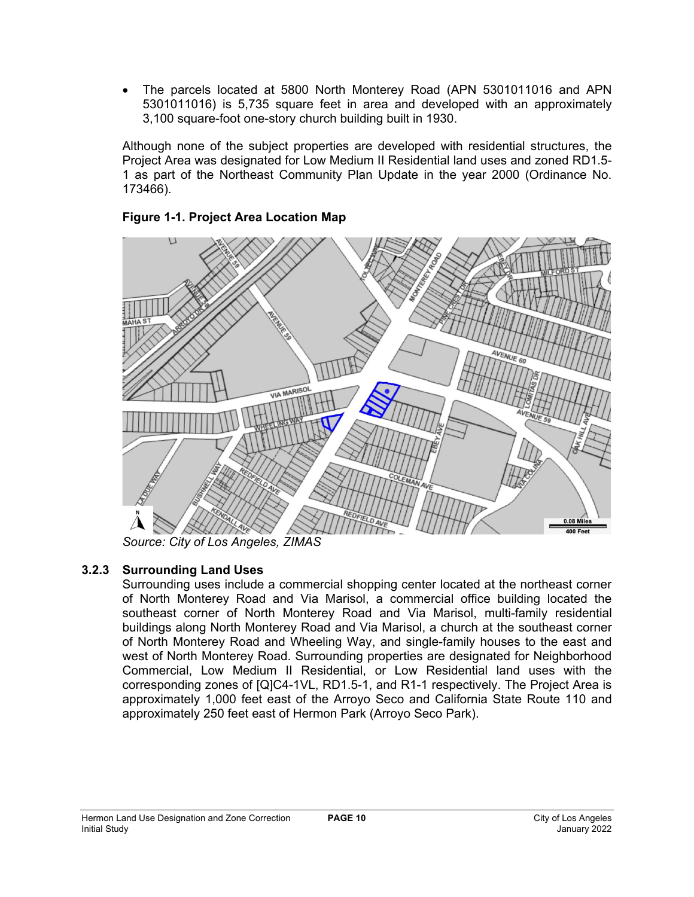- The parcels located at 5800 North Monterey Road (APN 5301011016 and APN 5301011016) is 5,735 square feet in area and developed with an approximately 3,100 square-foot one-story church building built in 1930.

Although none of the subject properties are developed with residential structures, the Project Area was designated for Low Medium II Residential land uses and zoned RD1.5-1 as part of the Northeast Community Plan Update in the year 2000 (Ordinance No. 173466).

**Figure 1-1. Project Area Location Map**

*Source: City of Los Angeles, ZIMAS*

### 3.2.3 Surrounding Land Uses

Surrounding uses include a commercial shopping center located at the northeast corner of North Monterey Road and Via Marisol, a commercial office building located the southeast corner of North Monterey Road and Via Marisol, multi-family residential buildings along North Monterey Road and Via Marisol, a church at the southeast corner of North Monterey Road and Wheeling Way, and single-family houses to the east and west of North Monterey Road. Surrounding properties are designated for Neighborhood Commercial, Low Medium II Residential, or Low Residential land uses with the corresponding zones of [Q]C4-1VL, RD1.5-1, and R1-1 respectively. The Project Area is approximately 1,000 feet east of the Arroyo Seco and California State Route 110 and approximately 250 feet east of Hermon Park (Arroyo Seco Park).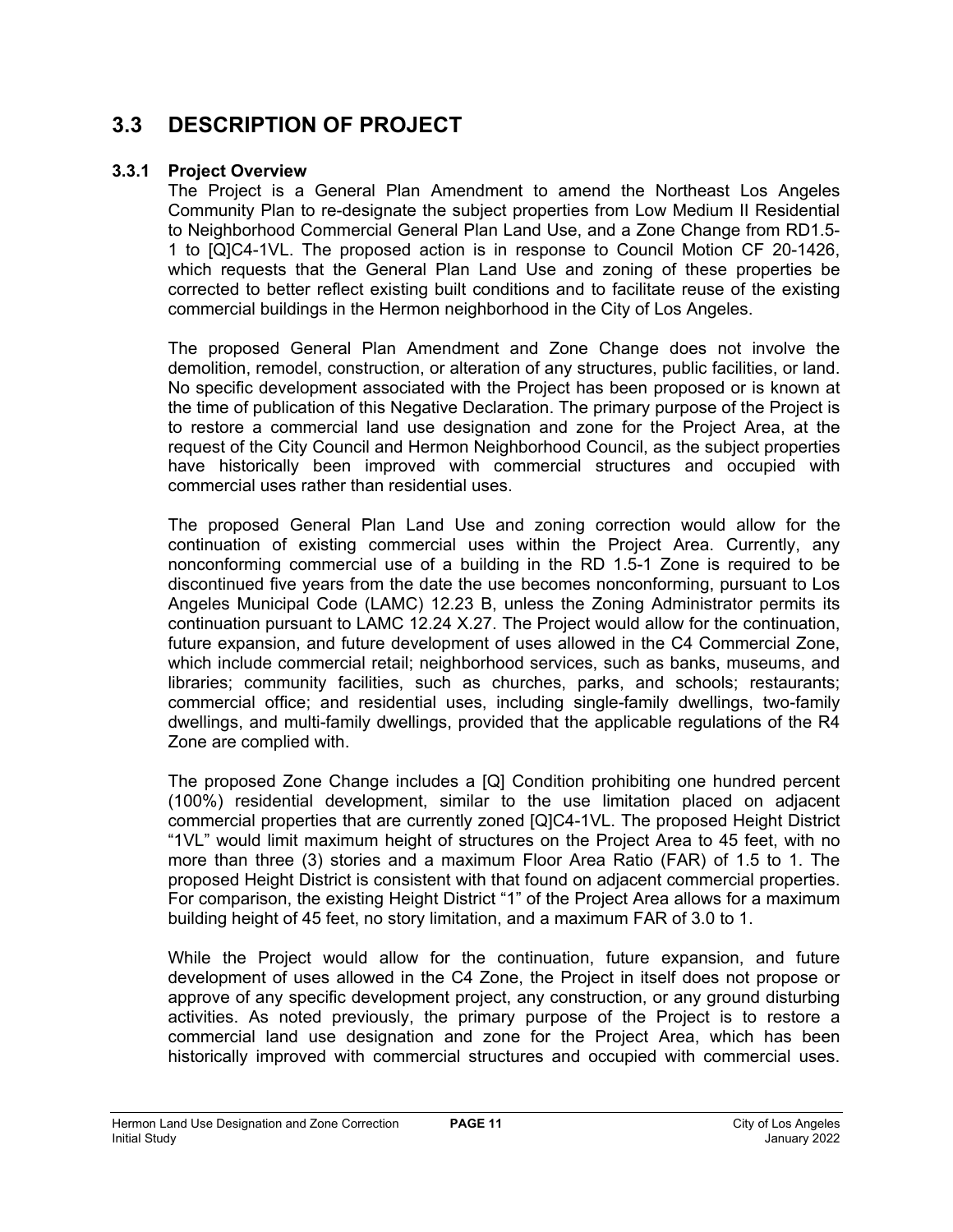## 3.3 DESCRIPTION OF PROJECT

### 3.3.1 Project Overview

The Project is a General Plan Amendment to amend the Northeast Los Angeles Community Plan to re-designate the subject properties from Low Medium II Residential to Neighborhood Commercial General Plan Land Use, and a Zone Change from RD1.5-1 to [Q]C4-1VL. The proposed action is in response to Council Motion CF 20-1426, which requests that the General Plan Land Use and zoning of these properties be corrected to better reflect existing built conditions and to facilitate reuse of the existing commercial buildings in the Hermon neighborhood in the City of Los Angeles.

The proposed General Plan Amendment and Zone Change does not involve the demolition, remodel, construction, or alteration of any structures, public facilities, or land. No specific development associated with the Project has been proposed or is known at the time of publication of this Negative Declaration. The primary purpose of the Project is to restore a commercial land use designation and zone for the Project Area, at the request of the City Council and Hermon Neighborhood Council, as the subject properties have historically been improved with commercial structures and occupied with commercial uses rather than residential uses.

The proposed General Plan Land Use and zoning correction would allow for the continuation of existing commercial uses within the Project Area. Currently, any nonconforming commercial use of a building in the RD 1.5-1 Zone is required to be discontinued five years from the date the use becomes nonconforming, pursuant to Los Angeles Municipal Code (LAMC) 12.23 B, unless the Zoning Administrator permits its continuation pursuant to LAMC 12.24 X.27. The Project would allow for the continuation, future expansion, and future development of uses allowed in the C4 Commercial Zone, which include commercial retail; neighborhood services, such as banks, museums, and libraries; community facilities, such as churches, parks, and schools; restaurants; commercial office; and residential uses, including single-family dwellings, two-family dwellings, and multi-family dwellings, provided that the applicable regulations of the R4 Zone are complied with.

The proposed Zone Change includes a [Q] Condition prohibiting one hundred percent (100%) residential development, similar to the use limitation placed on adjacent commercial properties that are currently zoned [Q]C4-1VL. The proposed Height District "1VL" would limit maximum height of structures on the Project Area to 45 feet, with no more than three (3) stories and a maximum Floor Area Ratio (FAR) of 1.5 to 1. The proposed Height District is consistent with that found on adjacent commercial properties. For comparison, the existing Height District "1" of the Project Area allows for a maximum building height of 45 feet, no story limitation, and a maximum FAR of 3.0 to 1.

While the Project would allow for the continuation, future expansion, and future development of uses allowed in the C4 Zone, the Project in itself does not propose or approve of any specific development project, any construction, or any ground disturbing activities. As noted previously, the primary purpose of the Project is to restore a commercial land use designation and zone for the Project Area, which has been historically improved with commercial structures and occupied with commercial uses.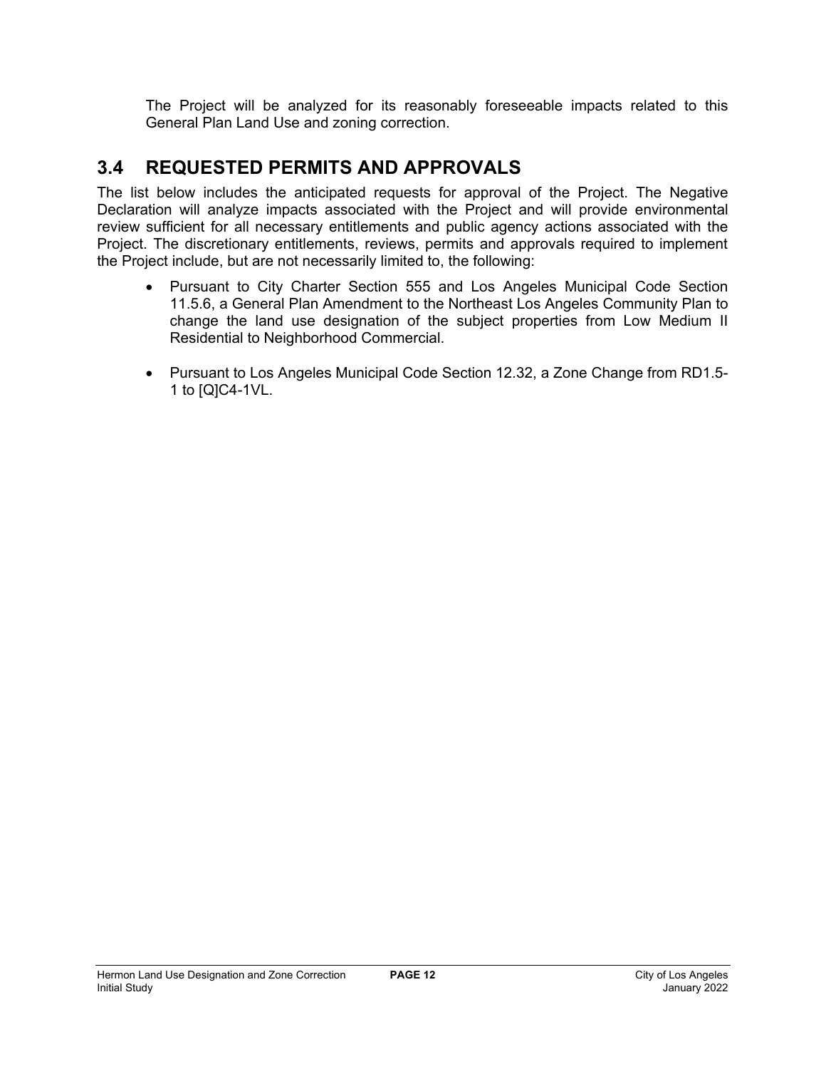The Project will be analyzed for its reasonably foreseeable impacts related to this General Plan Land Use and zoning correction.

## 3.4 REQUESTED PERMITS AND APPROVALS

The list below includes the anticipated requests for approval of the Project. The Negative Declaration will analyze impacts associated with the Project and will provide environmental review sufficient for all necessary entitlements and public agency actions associated with the Project. The discretionary entitlements, reviews, permits and approvals required to implement the Project include, but are not necessarily limited to, the following:

- Pursuant to City Charter Section 555 and Los Angeles Municipal Code Section 11.5.6, a General Plan Amendment to the Northeast Los Angeles Community Plan to change the land use designation of the subject properties from Low Medium II Residential to Neighborhood Commercial.
- Pursuant to Los Angeles Municipal Code Section 12.32, a Zone Change from RD1.5-1 to [Q]C4-1VL.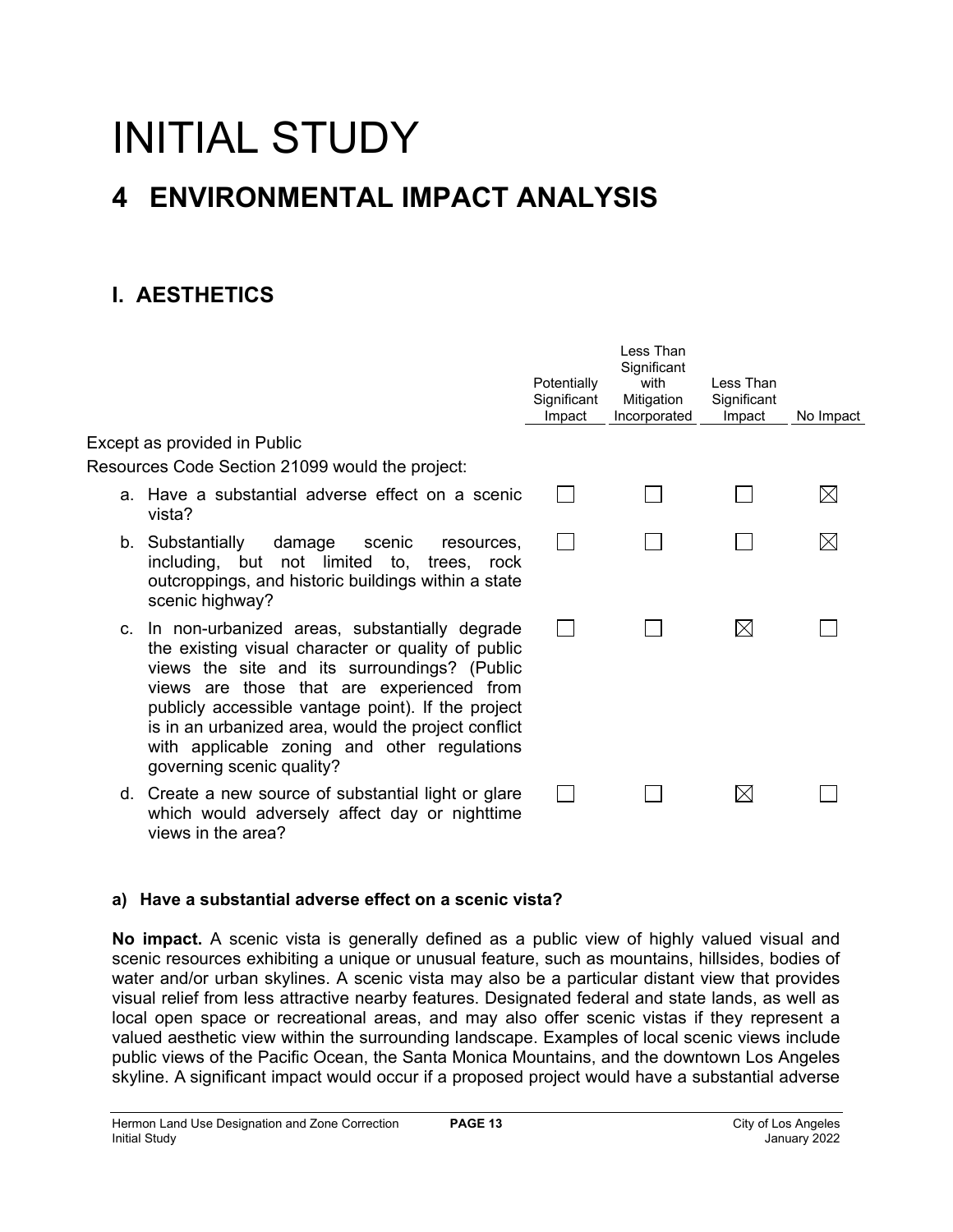# INITIAL STUDY

## 4 ENVIRONMENTAL IMPACT ANALYSIS

### I. AESTHETICS

| Except as provided in Public Resources Code Section 21099 would the project: | Potentially Significant Impact | Less Than Significant with Mitigation Incorporated | Less Than Significant Impact | No Impact |
|---|---|---|---|---|
| a. Have a substantial adverse effect on a scenic vista? | ☐ | ☐ | ☐ | ☒ |
| b. Substantially damage scenic resources, including, but not limited to, trees, rock outcroppings, and historic buildings within a state scenic highway? | ☐ | ☐ | ☐ | ☒ |
| c. In non-urbanized areas, substantially degrade the existing visual character or quality of public views the site and its surroundings? (Public views are those that are experienced from publicly accessible vantage point). If the project is in an urbanized area, would the project conflict with applicable zoning and other regulations governing scenic quality? | ☐ | ☐ | ☒ | ☐ |
| d. Create a new source of substantial light or glare which would adversely affect day or nighttime views in the area? | ☐ | ☐ | ☒ | ☐ |

**a) Have a substantial adverse effect on a scenic vista?**

**No impact.** A scenic vista is generally defined as a public view of highly valued visual and scenic resources exhibiting a unique or unusual feature, such as mountains, hillsides, bodies of water and/or urban skylines. A scenic vista may also be a particular distant view that provides visual relief from less attractive nearby features. Designated federal and state lands, as well as local open space or recreational areas, and may also offer scenic vistas if they represent a valued aesthetic view within the surrounding landscape. Examples of local scenic views include public views of the Pacific Ocean, the Santa Monica Mountains, and the downtown Los Angeles skyline. A significant impact would occur if a proposed project would have a substantial adverse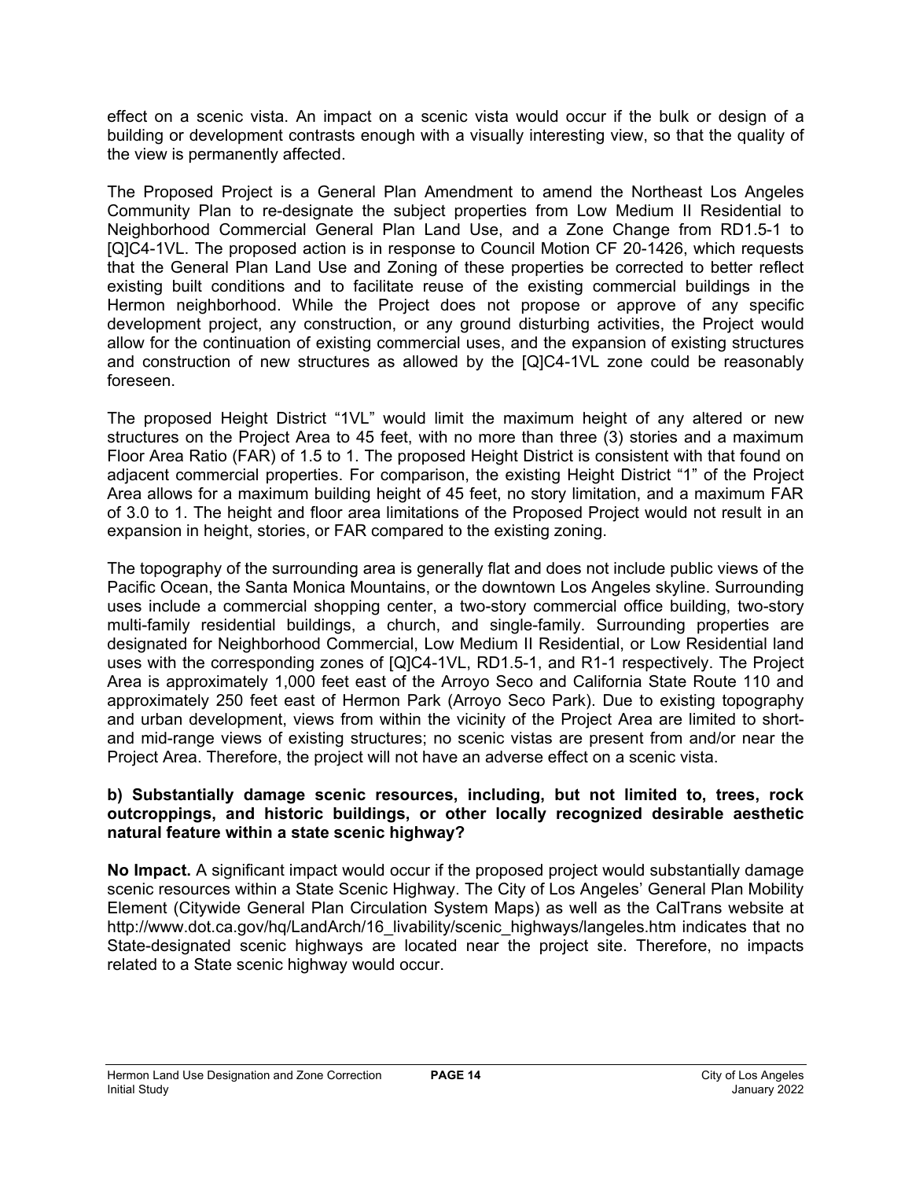effect on a scenic vista. An impact on a scenic vista would occur if the bulk or design of a building or development contrasts enough with a visually interesting view, so that the quality of the view is permanently affected.

The Proposed Project is a General Plan Amendment to amend the Northeast Los Angeles Community Plan to re-designate the subject properties from Low Medium II Residential to Neighborhood Commercial General Plan Land Use, and a Zone Change from RD1.5-1 to [Q]C4-1VL. The proposed action is in response to Council Motion CF 20-1426, which requests that the General Plan Land Use and Zoning of these properties be corrected to better reflect existing built conditions and to facilitate reuse of the existing commercial buildings in the Hermon neighborhood. While the Project does not propose or approve of any specific development project, any construction, or any ground disturbing activities, the Project would allow for the continuation of existing commercial uses, and the expansion of existing structures and construction of new structures as allowed by the [Q]C4-1VL zone could be reasonably foreseen.

The proposed Height District "1VL" would limit the maximum height of any altered or new structures on the Project Area to 45 feet, with no more than three (3) stories and a maximum Floor Area Ratio (FAR) of 1.5 to 1. The proposed Height District is consistent with that found on adjacent commercial properties. For comparison, the existing Height District "1" of the Project Area allows for a maximum building height of 45 feet, no story limitation, and a maximum FAR of 3.0 to 1. The height and floor area limitations of the Proposed Project would not result in an expansion in height, stories, or FAR compared to the existing zoning.

The topography of the surrounding area is generally flat and does not include public views of the Pacific Ocean, the Santa Monica Mountains, or the downtown Los Angeles skyline. Surrounding uses include a commercial shopping center, a two-story commercial office building, two-story multi-family residential buildings, a church, and single-family. Surrounding properties are designated for Neighborhood Commercial, Low Medium II Residential, or Low Residential land uses with the corresponding zones of [Q]C4-1VL, RD1.5-1, and R1-1 respectively. The Project Area is approximately 1,000 feet east of the Arroyo Seco and California State Route 110 and approximately 250 feet east of Hermon Park (Arroyo Seco Park). Due to existing topography and urban development, views from within the vicinity of the Project Area are limited to short- and mid-range views of existing structures; no scenic vistas are present from and/or near the Project Area. Therefore, the project will not have an adverse effect on a scenic vista.

**b) Substantially damage scenic resources, including, but not limited to, trees, rock outcroppings, and historic buildings, or other locally recognized desirable aesthetic natural feature within a state scenic highway?**

**No Impact.** A significant impact would occur if the proposed project would substantially damage scenic resources within a State Scenic Highway. The City of Los Angeles' General Plan Mobility Element (Citywide General Plan Circulation System Maps) as well as the CalTrans website at http://www.dot.ca.gov/hq/LandArch/16_livability/scenic_highways/langeles.htm indicates that no State-designated scenic highways are located near the project site. Therefore, no impacts related to a State scenic highway would occur.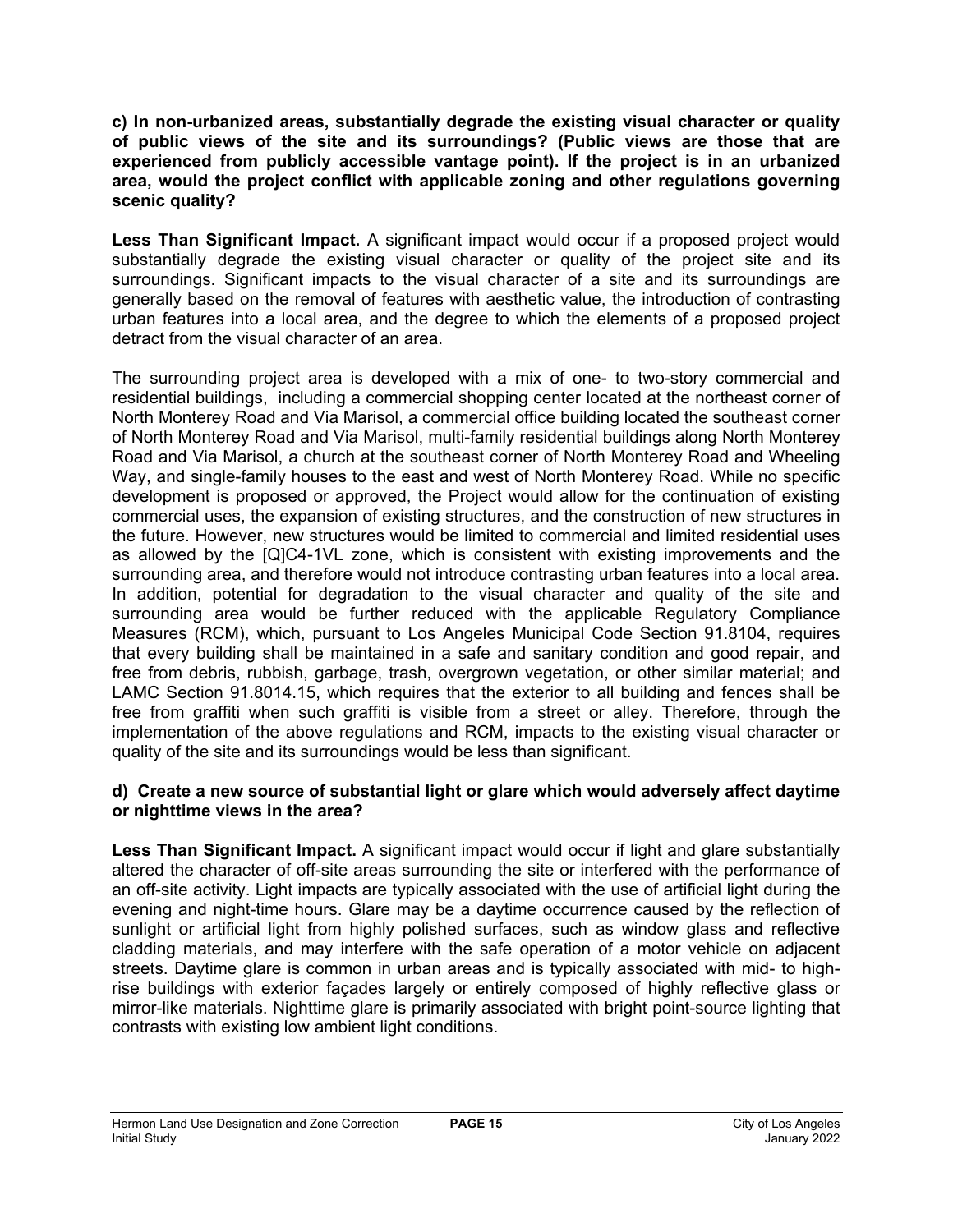**c) In non-urbanized areas, substantially degrade the existing visual character or quality of public views of the site and its surroundings? (Public views are those that are experienced from publicly accessible vantage point). If the project is in an urbanized area, would the project conflict with applicable zoning and other regulations governing scenic quality?**

**Less Than Significant Impact.** A significant impact would occur if a proposed project would substantially degrade the existing visual character or quality of the project site and its surroundings. Significant impacts to the visual character of a site and its surroundings are generally based on the removal of features with aesthetic value, the introduction of contrasting urban features into a local area, and the degree to which the elements of a proposed project detract from the visual character of an area.

The surrounding project area is developed with a mix of one- to two-story commercial and residential buildings, including a commercial shopping center located at the northeast corner of North Monterey Road and Via Marisol, a commercial office building located the southeast corner of North Monterey Road and Via Marisol, multi-family residential buildings along North Monterey Road and Via Marisol, a church at the southeast corner of North Monterey Road and Wheeling Way, and single-family houses to the east and west of North Monterey Road. While no specific development is proposed or approved, the Project would allow for the continuation of existing commercial uses, the expansion of existing structures, and the construction of new structures in the future. However, new structures would be limited to commercial and limited residential uses as allowed by the [Q]C4-1VL zone, which is consistent with existing improvements and the surrounding area, and therefore would not introduce contrasting urban features into a local area. In addition, potential for degradation to the visual character and quality of the site and surrounding area would be further reduced with the applicable Regulatory Compliance Measures (RCM), which, pursuant to Los Angeles Municipal Code Section 91.8104, requires that every building shall be maintained in a safe and sanitary condition and good repair, and free from debris, rubbish, garbage, trash, overgrown vegetation, or other similar material; and LAMC Section 91.8014.15, which requires that the exterior to all building and fences shall be free from graffiti when such graffiti is visible from a street or alley. Therefore, through the implementation of the above regulations and RCM, impacts to the existing visual character or quality of the site and its surroundings would be less than significant.

**d) Create a new source of substantial light or glare which would adversely affect daytime or nighttime views in the area?**

**Less Than Significant Impact.** A significant impact would occur if light and glare substantially altered the character of off-site areas surrounding the site or interfered with the performance of an off-site activity. Light impacts are typically associated with the use of artificial light during the evening and night-time hours. Glare may be a daytime occurrence caused by the reflection of sunlight or artificial light from highly polished surfaces, such as window glass and reflective cladding materials, and may interfere with the safe operation of a motor vehicle on adjacent streets. Daytime glare is common in urban areas and is typically associated with mid- to high-rise buildings with exterior façades largely or entirely composed of highly reflective glass or mirror-like materials. Nighttime glare is primarily associated with bright point-source lighting that contrasts with existing low ambient light conditions.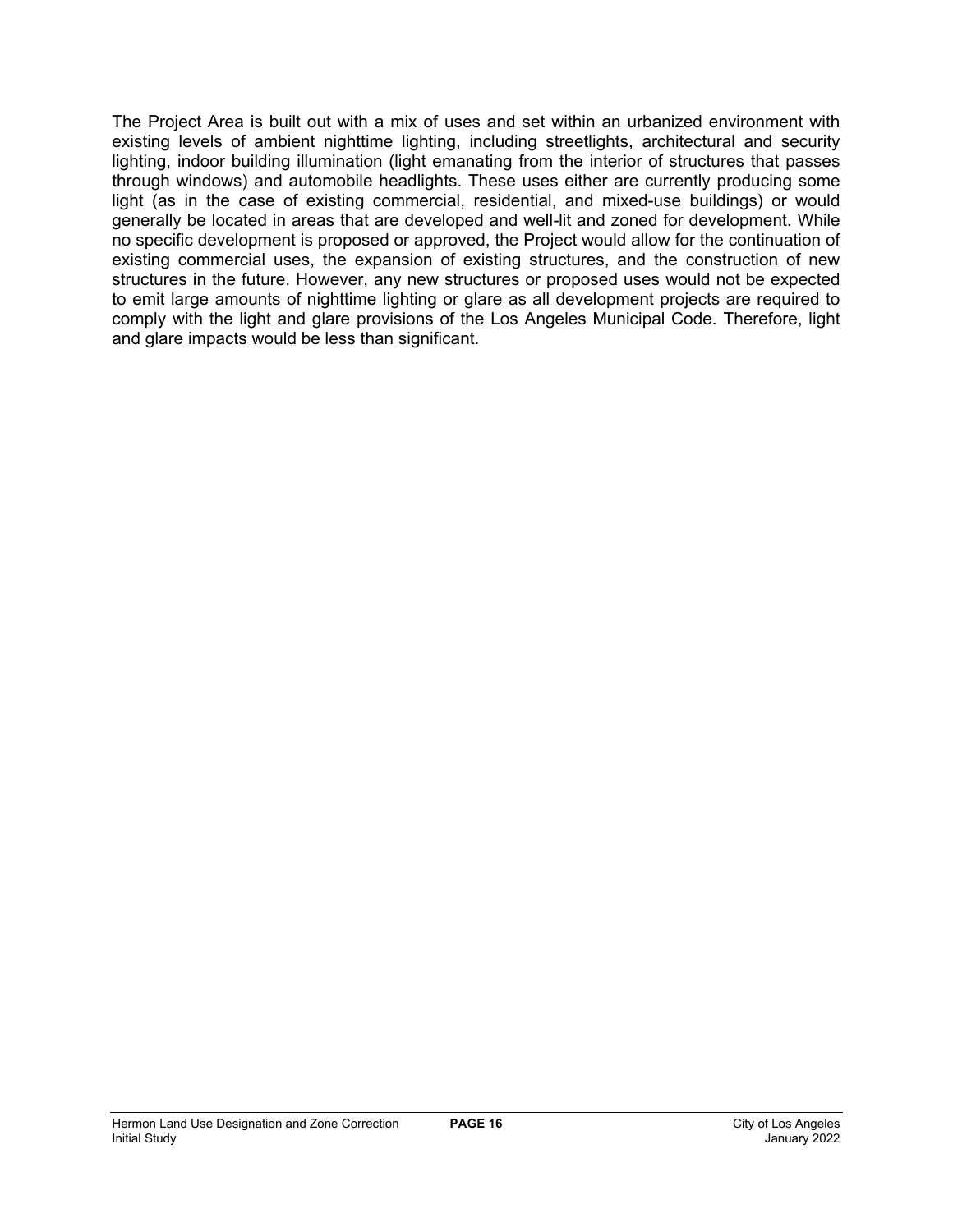The Project Area is built out with a mix of uses and set within an urbanized environment with existing levels of ambient nighttime lighting, including streetlights, architectural and security lighting, indoor building illumination (light emanating from the interior of structures that passes through windows) and automobile headlights. These uses either are currently producing some light (as in the case of existing commercial, residential, and mixed-use buildings) or would generally be located in areas that are developed and well-lit and zoned for development. While no specific development is proposed or approved, the Project would allow for the continuation of existing commercial uses, the expansion of existing structures, and the construction of new structures in the future. However, any new structures or proposed uses would not be expected to emit large amounts of nighttime lighting or glare as all development projects are required to comply with the light and glare provisions of the Los Angeles Municipal Code. Therefore, light and glare impacts would be less than significant.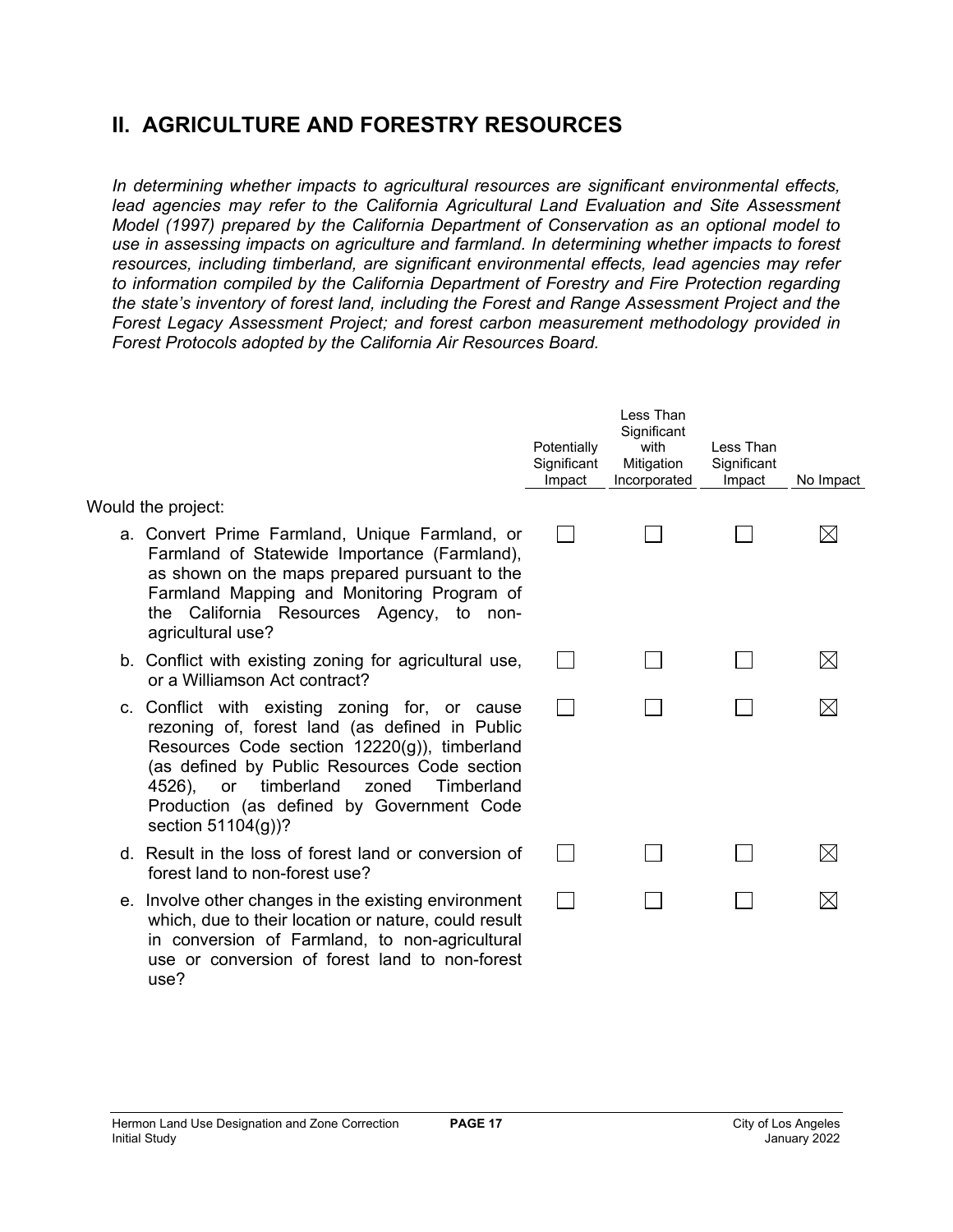## II. AGRICULTURE AND FORESTRY RESOURCES

*In determining whether impacts to agricultural resources are significant environmental effects, lead agencies may refer to the California Agricultural Land Evaluation and Site Assessment Model (1997) prepared by the California Department of Conservation as an optional model to use in assessing impacts on agriculture and farmland. In determining whether impacts to forest resources, including timberland, are significant environmental effects, lead agencies may refer to information compiled by the California Department of Forestry and Fire Protection regarding the state's inventory of forest land, including the Forest and Range Assessment Project and the Forest Legacy Assessment Project; and forest carbon measurement methodology provided in Forest Protocols adopted by the California Air Resources Board.*

| | Potentially Significant Impact | Less Than Significant with Mitigation Incorporated | Less Than Significant Impact | No Impact |
|---|---|---|---|---|
| Would the project: | | | | |
| a. Convert Prime Farmland, Unique Farmland, or Farmland of Statewide Importance (Farmland), as shown on the maps prepared pursuant to the Farmland Mapping and Monitoring Program of the California Resources Agency, to non-agricultural use? | ☐ | ☐ | ☐ | ☒ |
| b. Conflict with existing zoning for agricultural use, or a Williamson Act contract? | ☐ | ☐ | ☐ | ☒ |
| c. Conflict with existing zoning for, or cause rezoning of, forest land (as defined in Public Resources Code section 12220(g)), timberland (as defined by Public Resources Code section 4526), or timberland zoned Timberland Production (as defined by Government Code section 51104(g))? | ☐ | ☐ | ☐ | ☒ |
| d. Result in the loss of forest land or conversion of forest land to non-forest use? | ☐ | ☐ | ☐ | ☒ |
| e. Involve other changes in the existing environment which, due to their location or nature, could result in conversion of Farmland, to non-agricultural use or conversion of forest land to non-forest use? | ☐ | ☐ | ☐ | ☒ |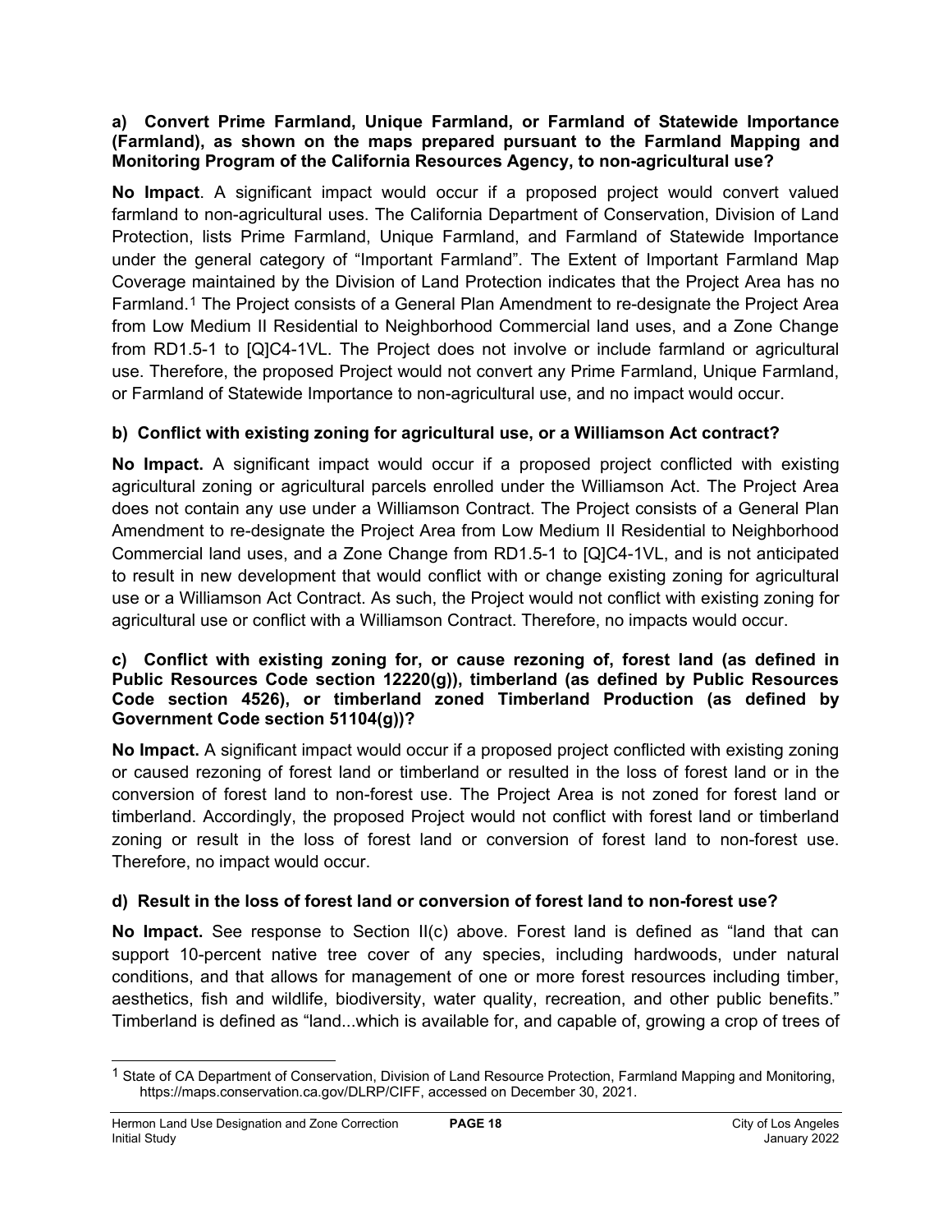**a) Convert Prime Farmland, Unique Farmland, or Farmland of Statewide Importance (Farmland), as shown on the maps prepared pursuant to the Farmland Mapping and Monitoring Program of the California Resources Agency, to non-agricultural use?**

**No Impact**. A significant impact would occur if a proposed project would convert valued farmland to non-agricultural uses. The California Department of Conservation, Division of Land Protection, lists Prime Farmland, Unique Farmland, and Farmland of Statewide Importance under the general category of "Important Farmland". The Extent of Important Farmland Map Coverage maintained by the Division of Land Protection indicates that the Project Area has no Farmland.[1] The Project consists of a General Plan Amendment to re-designate the Project Area from Low Medium II Residential to Neighborhood Commercial land uses, and a Zone Change from RD1.5-1 to [Q]C4-1VL. The Project does not involve or include farmland or agricultural use. Therefore, the proposed Project would not convert any Prime Farmland, Unique Farmland, or Farmland of Statewide Importance to non-agricultural use, and no impact would occur.

**b) Conflict with existing zoning for agricultural use, or a Williamson Act contract?**

**No Impact.** A significant impact would occur if a proposed project conflicted with existing agricultural zoning or agricultural parcels enrolled under the Williamson Act. The Project Area does not contain any use under a Williamson Contract. The Project consists of a General Plan Amendment to re-designate the Project Area from Low Medium II Residential to Neighborhood Commercial land uses, and a Zone Change from RD1.5-1 to [Q]C4-1VL, and is not anticipated to result in new development that would conflict with or change existing zoning for agricultural use or a Williamson Act Contract. As such, the Project would not conflict with existing zoning for agricultural use or conflict with a Williamson Contract. Therefore, no impacts would occur.

**c) Conflict with existing zoning for, or cause rezoning of, forest land (as defined in Public Resources Code section 12220(g)), timberland (as defined by Public Resources Code section 4526), or timberland zoned Timberland Production (as defined by Government Code section 51104(g))?**

**No Impact.** A significant impact would occur if a proposed project conflicted with existing zoning or caused rezoning of forest land or timberland or resulted in the loss of forest land or in the conversion of forest land to non-forest use. The Project Area is not zoned for forest land or timberland. Accordingly, the proposed Project would not conflict with forest land or timberland zoning or result in the loss of forest land or conversion of forest land to non-forest use. Therefore, no impact would occur.

**d) Result in the loss of forest land or conversion of forest land to non-forest use?**

**No Impact.** See response to Section II(c) above. Forest land is defined as "land that can support 10-percent native tree cover of any species, including hardwoods, under natural conditions, and that allows for management of one or more forest resources including timber, aesthetics, fish and wildlife, biodiversity, water quality, recreation, and other public benefits." Timberland is defined as "land...which is available for, and capable of, growing a crop of trees of

---

[1] State of CA Department of Conservation, Division of Land Resource Protection, Farmland Mapping and Monitoring, https://maps.conservation.ca.gov/DLRP/CIFF, accessed on December 30, 2021.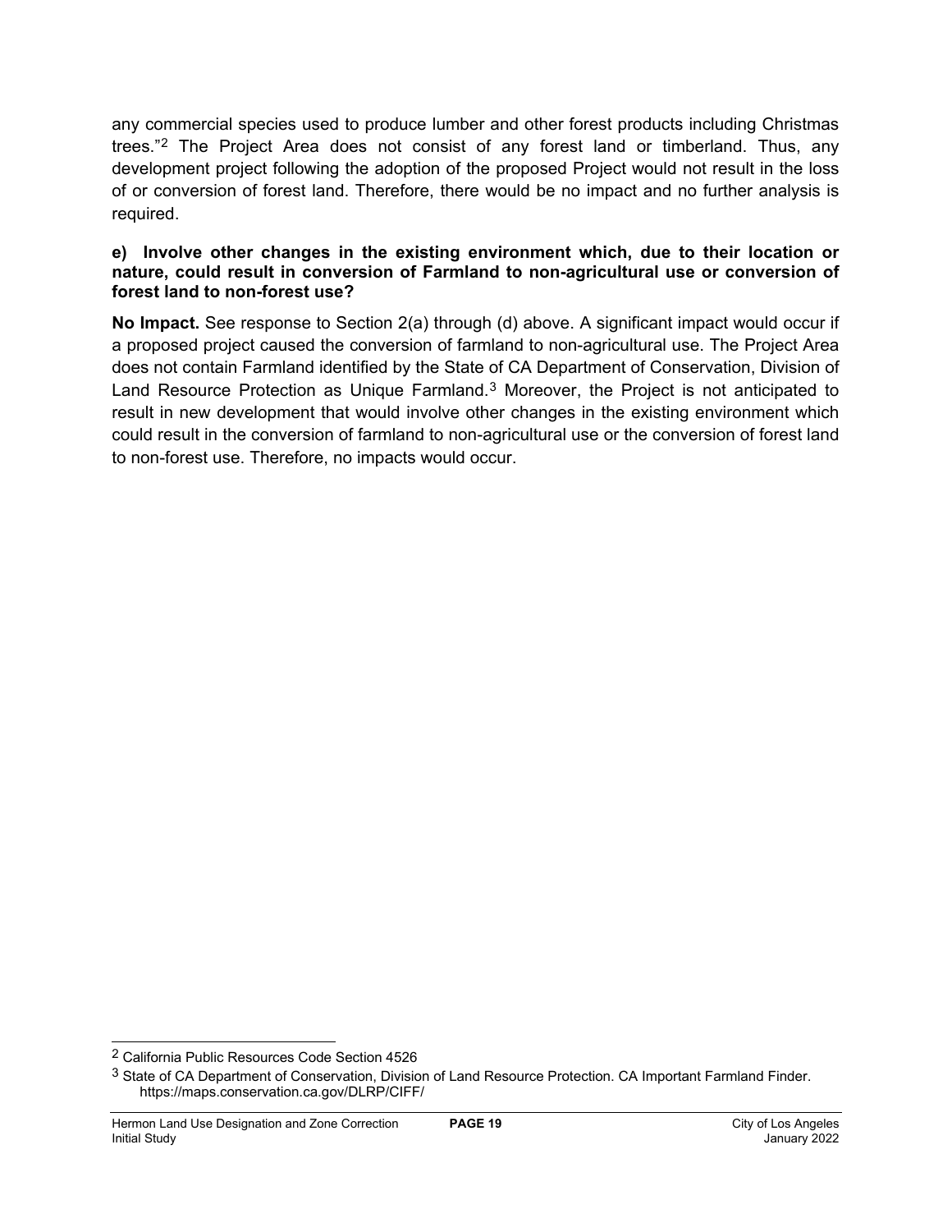any commercial species used to produce lumber and other forest products including Christmas trees."[2] The Project Area does not consist of any forest land or timberland. Thus, any development project following the adoption of the proposed Project would not result in the loss of or conversion of forest land. Therefore, there would be no impact and no further analysis is required.

**e) Involve other changes in the existing environment which, due to their location or nature, could result in conversion of Farmland to non-agricultural use or conversion of forest land to non-forest use?**

**No Impact.** See response to Section 2(a) through (d) above. A significant impact would occur if a proposed project caused the conversion of farmland to non-agricultural use. The Project Area does not contain Farmland identified by the State of CA Department of Conservation, Division of Land Resource Protection as Unique Farmland.[3] Moreover, the Project is not anticipated to result in new development that would involve other changes in the existing environment which could result in the conversion of farmland to non-agricultural use or the conversion of forest land to non-forest use. Therefore, no impacts would occur.

---

[2] California Public Resources Code Section 4526

[3] State of CA Department of Conservation, Division of Land Resource Protection. CA Important Farmland Finder. https://maps.conservation.ca.gov/DLRP/CIFF/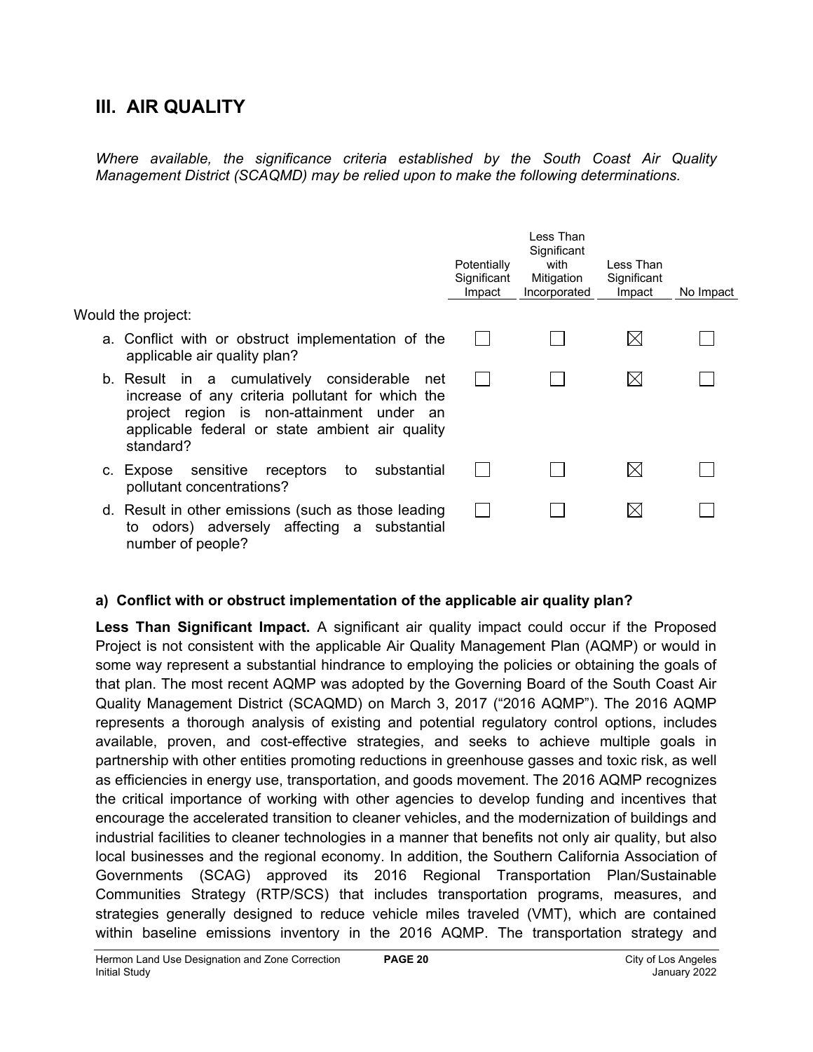## III. AIR QUALITY

*Where available, the significance criteria established by the South Coast Air Quality Management District (SCAQMD) may be relied upon to make the following determinations.*

| Would the project: | Potentially Significant Impact | Less Than Significant with Mitigation Incorporated | Less Than Significant Impact | No Impact |
|---|---|---|---|---|
| a. Conflict with or obstruct implementation of the applicable air quality plan? | ☐ | ☐ | ☒ | ☐ |
| b. Result in a cumulatively considerable net increase of any criteria pollutant for which the project region is non-attainment under an applicable federal or state ambient air quality standard? | ☐ | ☐ | ☒ | ☐ |
| c. Expose sensitive receptors to substantial pollutant concentrations? | ☐ | ☐ | ☒ | ☐ |
| d. Result in other emissions (such as those leading to odors) adversely affecting a substantial number of people? | ☐ | ☐ | ☒ | ☐ |

**a) Conflict with or obstruct implementation of the applicable air quality plan?**

**Less Than Significant Impact.** A significant air quality impact could occur if the Proposed Project is not consistent with the applicable Air Quality Management Plan (AQMP) or would in some way represent a substantial hindrance to employing the policies or obtaining the goals of that plan. The most recent AQMP was adopted by the Governing Board of the South Coast Air Quality Management District (SCAQMD) on March 3, 2017 ("2016 AQMP"). The 2016 AQMP represents a thorough analysis of existing and potential regulatory control options, includes available, proven, and cost-effective strategies, and seeks to achieve multiple goals in partnership with other entities promoting reductions in greenhouse gasses and toxic risk, as well as efficiencies in energy use, transportation, and goods movement. The 2016 AQMP recognizes the critical importance of working with other agencies to develop funding and incentives that encourage the accelerated transition to cleaner vehicles, and the modernization of buildings and industrial facilities to cleaner technologies in a manner that benefits not only air quality, but also local businesses and the regional economy. In addition, the Southern California Association of Governments (SCAG) approved its 2016 Regional Transportation Plan/Sustainable Communities Strategy (RTP/SCS) that includes transportation programs, measures, and strategies generally designed to reduce vehicle miles traveled (VMT), which are contained within baseline emissions inventory in the 2016 AQMP. The transportation strategy and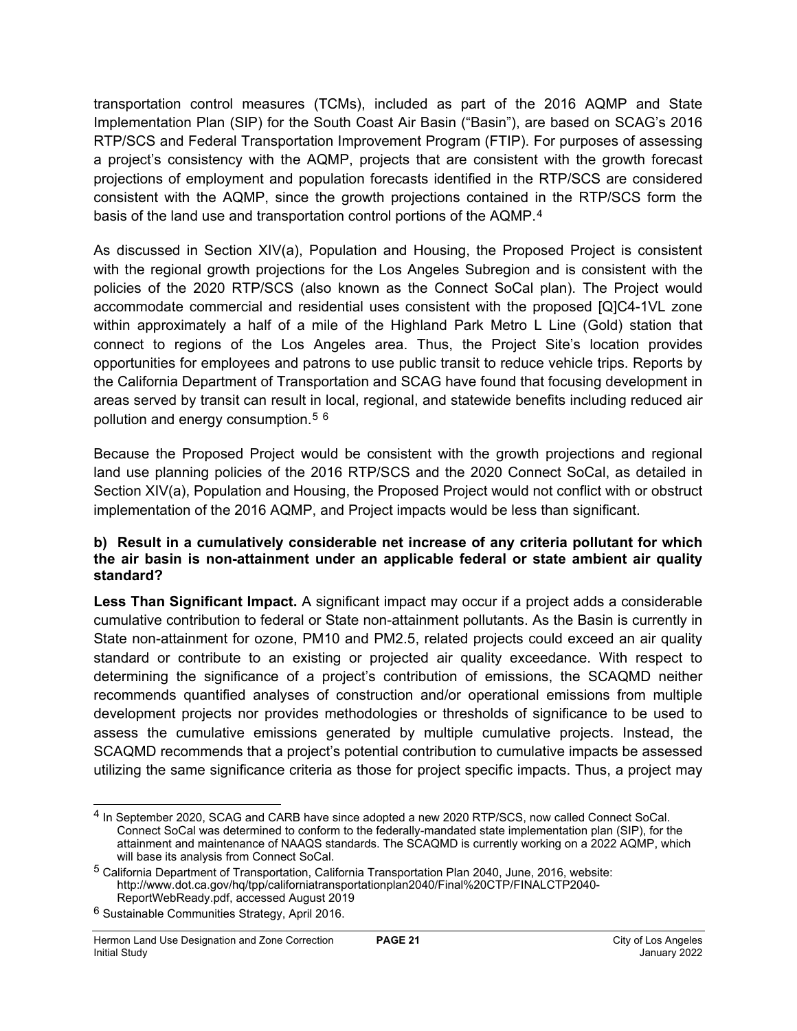transportation control measures (TCMs), included as part of the 2016 AQMP and State Implementation Plan (SIP) for the South Coast Air Basin ("Basin"), are based on SCAG's 2016 RTP/SCS and Federal Transportation Improvement Program (FTIP). For purposes of assessing a project's consistency with the AQMP, projects that are consistent with the growth forecast projections of employment and population forecasts identified in the RTP/SCS are considered consistent with the AQMP, since the growth projections contained in the RTP/SCS form the basis of the land use and transportation control portions of the AQMP.[4]

As discussed in Section XIV(a), Population and Housing, the Proposed Project is consistent with the regional growth projections for the Los Angeles Subregion and is consistent with the policies of the 2020 RTP/SCS (also known as the Connect SoCal plan). The Project would accommodate commercial and residential uses consistent with the proposed [Q]C4-1VL zone within approximately a half of a mile of the Highland Park Metro L Line (Gold) station that connect to regions of the Los Angeles area. Thus, the Project Site's location provides opportunities for employees and patrons to use public transit to reduce vehicle trips. Reports by the California Department of Transportation and SCAG have found that focusing development in areas served by transit can result in local, regional, and statewide benefits including reduced air pollution and energy consumption.[5] [6]

Because the Proposed Project would be consistent with the growth projections and regional land use planning policies of the 2016 RTP/SCS and the 2020 Connect SoCal, as detailed in Section XIV(a), Population and Housing, the Proposed Project would not conflict with or obstruct implementation of the 2016 AQMP, and Project impacts would be less than significant.

**b) Result in a cumulatively considerable net increase of any criteria pollutant for which the air basin is non-attainment under an applicable federal or state ambient air quality standard?**

**Less Than Significant Impact.** A significant impact may occur if a project adds a considerable cumulative contribution to federal or State non-attainment pollutants. As the Basin is currently in State non-attainment for ozone, PM10 and PM2.5, related projects could exceed an air quality standard or contribute to an existing or projected air quality exceedance. With respect to determining the significance of a project's contribution of emissions, the SCAQMD neither recommends quantified analyses of construction and/or operational emissions from multiple development projects nor provides methodologies or thresholds of significance to be used to assess the cumulative emissions generated by multiple cumulative projects. Instead, the SCAQMD recommends that a project's potential contribution to cumulative impacts be assessed utilizing the same significance criteria as those for project specific impacts. Thus, a project may

---

[4] In September 2020, SCAG and CARB have since adopted a new 2020 RTP/SCS, now called Connect SoCal. Connect SoCal was determined to conform to the federally-mandated state implementation plan (SIP), for the attainment and maintenance of NAAQS standards. The SCAQMD is currently working on a 2022 AQMP, which will base its analysis from Connect SoCal.

[5] California Department of Transportation, California Transportation Plan 2040, June, 2016, website: http://www.dot.ca.gov/hq/tpp/californiatransportationplan2040/Final%20CTP/FINALCTP2040-ReportWebReady.pdf, accessed August 2019

[6] Sustainable Communities Strategy, April 2016.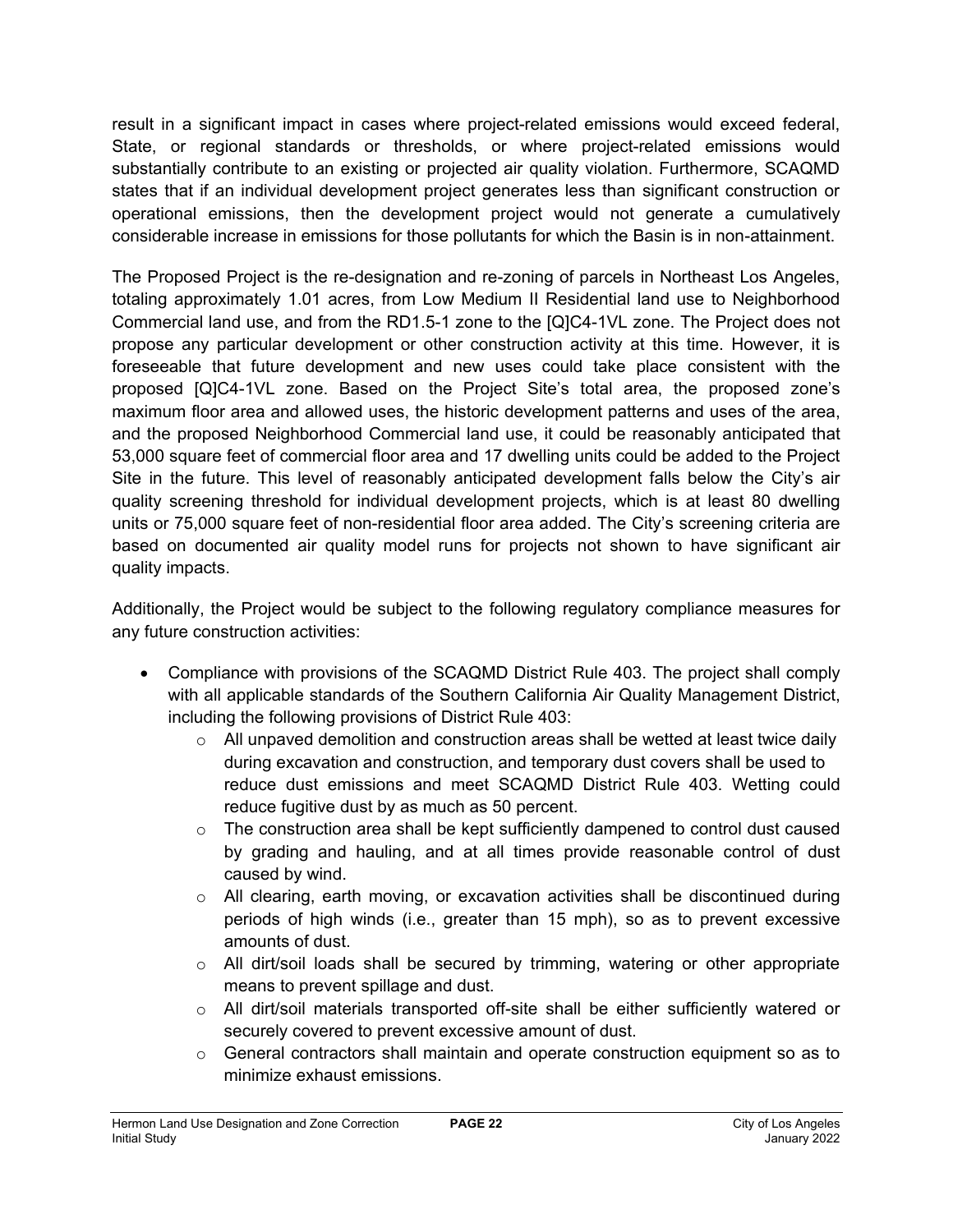result in a significant impact in cases where project-related emissions would exceed federal, State, or regional standards or thresholds, or where project-related emissions would substantially contribute to an existing or projected air quality violation. Furthermore, SCAQMD states that if an individual development project generates less than significant construction or operational emissions, then the development project would not generate a cumulatively considerable increase in emissions for those pollutants for which the Basin is in non-attainment.

The Proposed Project is the re-designation and re-zoning of parcels in Northeast Los Angeles, totaling approximately 1.01 acres, from Low Medium II Residential land use to Neighborhood Commercial land use, and from the RD1.5-1 zone to the [Q]C4-1VL zone. The Project does not propose any particular development or other construction activity at this time. However, it is foreseeable that future development and new uses could take place consistent with the proposed [Q]C4-1VL zone. Based on the Project Site's total area, the proposed zone's maximum floor area and allowed uses, the historic development patterns and uses of the area, and the proposed Neighborhood Commercial land use, it could be reasonably anticipated that 53,000 square feet of commercial floor area and 17 dwelling units could be added to the Project Site in the future. This level of reasonably anticipated development falls below the City's air quality screening threshold for individual development projects, which is at least 80 dwelling units or 75,000 square feet of non-residential floor area added. The City's screening criteria are based on documented air quality model runs for projects not shown to have significant air quality impacts.

Additionally, the Project would be subject to the following regulatory compliance measures for any future construction activities:

- Compliance with provisions of the SCAQMD District Rule 403. The project shall comply with all applicable standards of the Southern California Air Quality Management District, including the following provisions of District Rule 403:
  - All unpaved demolition and construction areas shall be wetted at least twice daily during excavation and construction, and temporary dust covers shall be used to reduce dust emissions and meet SCAQMD District Rule 403. Wetting could reduce fugitive dust by as much as 50 percent.
  - The construction area shall be kept sufficiently dampened to control dust caused by grading and hauling, and at all times provide reasonable control of dust caused by wind.
  - All clearing, earth moving, or excavation activities shall be discontinued during periods of high winds (i.e., greater than 15 mph), so as to prevent excessive amounts of dust.
  - All dirt/soil loads shall be secured by trimming, watering or other appropriate means to prevent spillage and dust.
  - All dirt/soil materials transported off-site shall be either sufficiently watered or securely covered to prevent excessive amount of dust.
  - General contractors shall maintain and operate construction equipment so as to minimize exhaust emissions.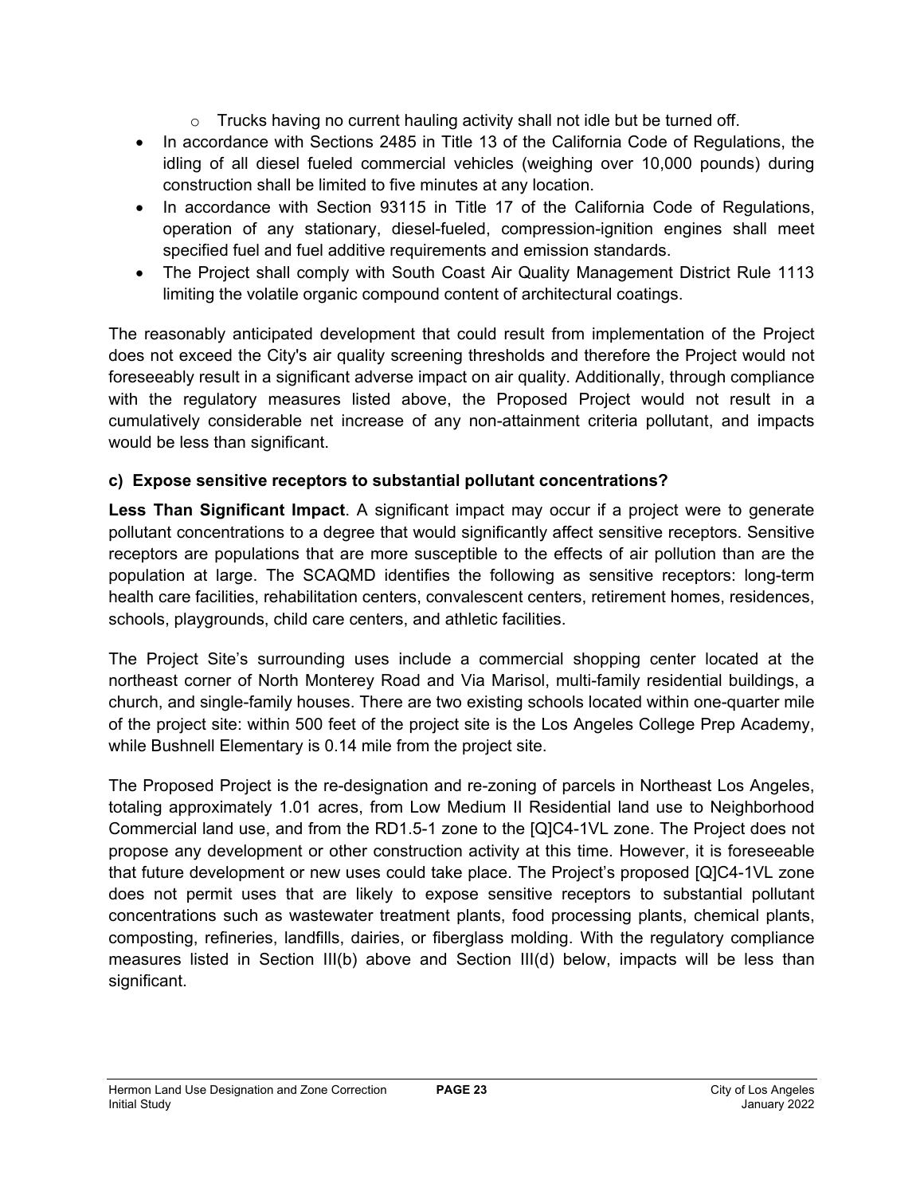- Trucks having no current hauling activity shall not idle but be turned off.
- In accordance with Sections 2485 in Title 13 of the California Code of Regulations, the idling of all diesel fueled commercial vehicles (weighing over 10,000 pounds) during construction shall be limited to five minutes at any location.
- In accordance with Section 93115 in Title 17 of the California Code of Regulations, operation of any stationary, diesel-fueled, compression-ignition engines shall meet specified fuel and fuel additive requirements and emission standards.
- The Project shall comply with South Coast Air Quality Management District Rule 1113 limiting the volatile organic compound content of architectural coatings.

The reasonably anticipated development that could result from implementation of the Project does not exceed the City's air quality screening thresholds and therefore the Project would not foreseeably result in a significant adverse impact on air quality. Additionally, through compliance with the regulatory measures listed above, the Proposed Project would not result in a cumulatively considerable net increase of any non-attainment criteria pollutant, and impacts would be less than significant.

**c) Expose sensitive receptors to substantial pollutant concentrations?**

**Less Than Significant Impact**. A significant impact may occur if a project were to generate pollutant concentrations to a degree that would significantly affect sensitive receptors. Sensitive receptors are populations that are more susceptible to the effects of air pollution than are the population at large. The SCAQMD identifies the following as sensitive receptors: long-term health care facilities, rehabilitation centers, convalescent centers, retirement homes, residences, schools, playgrounds, child care centers, and athletic facilities.

The Project Site's surrounding uses include a commercial shopping center located at the northeast corner of North Monterey Road and Via Marisol, multi-family residential buildings, a church, and single-family houses. There are two existing schools located within one-quarter mile of the project site: within 500 feet of the project site is the Los Angeles College Prep Academy, while Bushnell Elementary is 0.14 mile from the project site.

The Proposed Project is the re-designation and re-zoning of parcels in Northeast Los Angeles, totaling approximately 1.01 acres, from Low Medium II Residential land use to Neighborhood Commercial land use, and from the RD1.5-1 zone to the [Q]C4-1VL zone. The Project does not propose any development or other construction activity at this time. However, it is foreseeable that future development or new uses could take place. The Project's proposed [Q]C4-1VL zone does not permit uses that are likely to expose sensitive receptors to substantial pollutant concentrations such as wastewater treatment plants, food processing plants, chemical plants, composting, refineries, landfills, dairies, or fiberglass molding. With the regulatory compliance measures listed in Section III(b) above and Section III(d) below, impacts will be less than significant.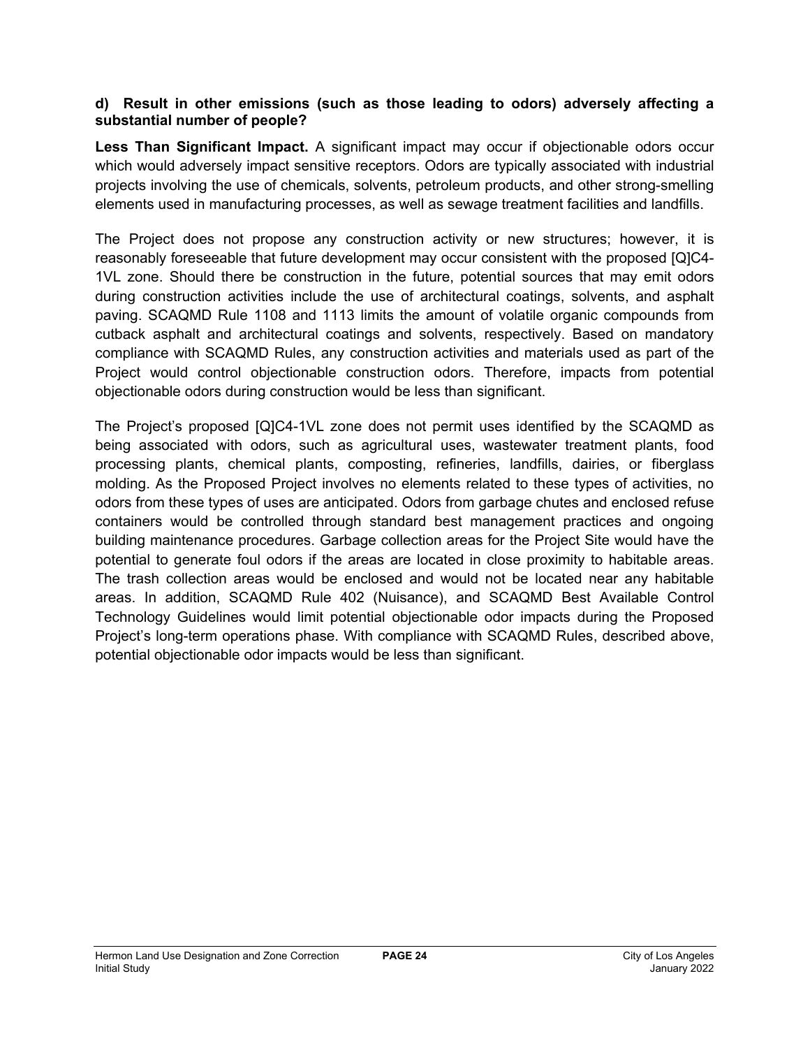**d) Result in other emissions (such as those leading to odors) adversely affecting a substantial number of people?**

**Less Than Significant Impact.** A significant impact may occur if objectionable odors occur which would adversely impact sensitive receptors. Odors are typically associated with industrial projects involving the use of chemicals, solvents, petroleum products, and other strong-smelling elements used in manufacturing processes, as well as sewage treatment facilities and landfills.

The Project does not propose any construction activity or new structures; however, it is reasonably foreseeable that future development may occur consistent with the proposed [Q]C4-1VL zone. Should there be construction in the future, potential sources that may emit odors during construction activities include the use of architectural coatings, solvents, and asphalt paving. SCAQMD Rule 1108 and 1113 limits the amount of volatile organic compounds from cutback asphalt and architectural coatings and solvents, respectively. Based on mandatory compliance with SCAQMD Rules, any construction activities and materials used as part of the Project would control objectionable construction odors. Therefore, impacts from potential objectionable odors during construction would be less than significant.

The Project's proposed [Q]C4-1VL zone does not permit uses identified by the SCAQMD as being associated with odors, such as agricultural uses, wastewater treatment plants, food processing plants, chemical plants, composting, refineries, landfills, dairies, or fiberglass molding. As the Proposed Project involves no elements related to these types of activities, no odors from these types of uses are anticipated. Odors from garbage chutes and enclosed refuse containers would be controlled through standard best management practices and ongoing building maintenance procedures. Garbage collection areas for the Project Site would have the potential to generate foul odors if the areas are located in close proximity to habitable areas. The trash collection areas would be enclosed and would not be located near any habitable areas. In addition, SCAQMD Rule 402 (Nuisance), and SCAQMD Best Available Control Technology Guidelines would limit potential objectionable odor impacts during the Proposed Project's long-term operations phase. With compliance with SCAQMD Rules, described above, potential objectionable odor impacts would be less than significant.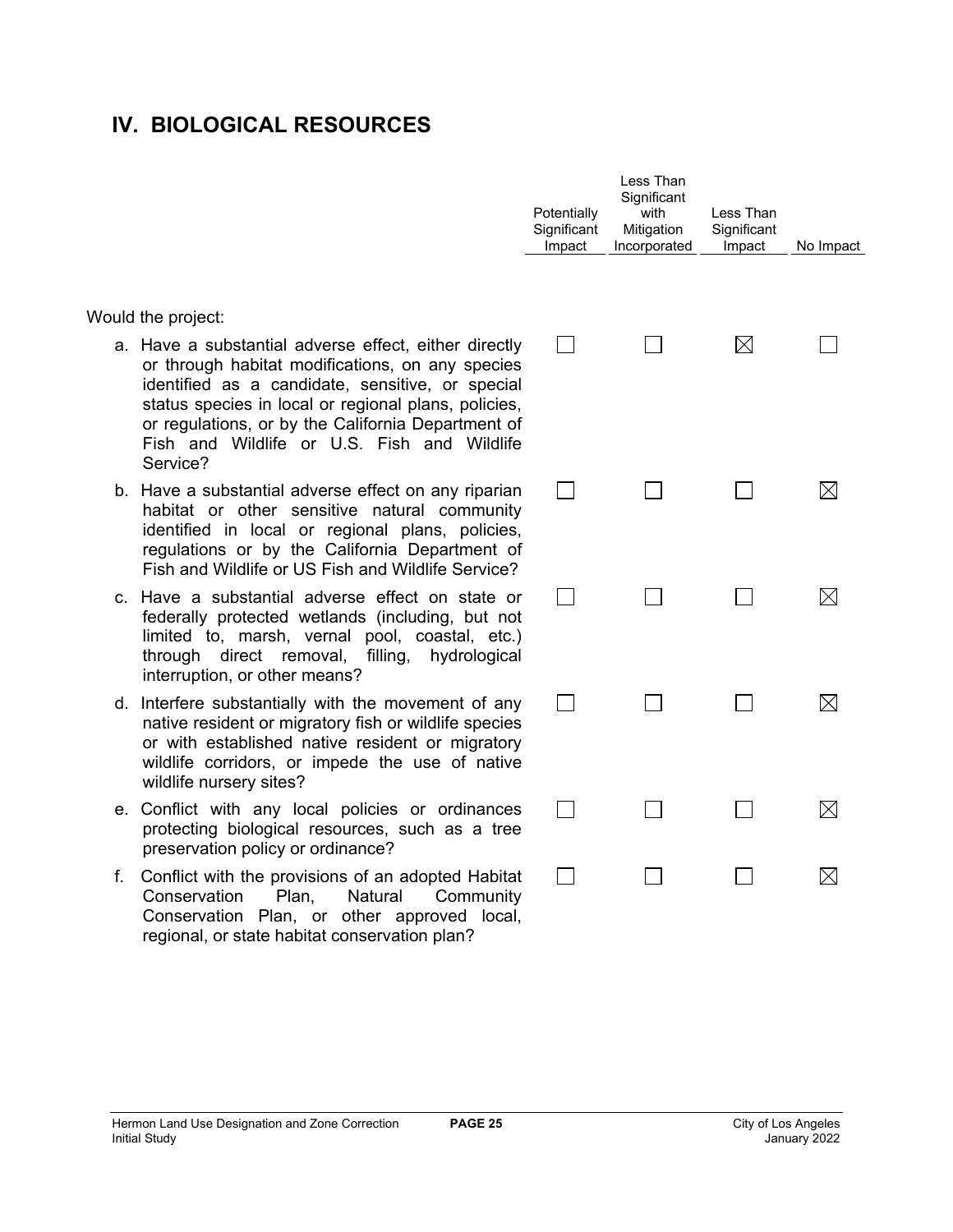## IV. BIOLOGICAL RESOURCES

| Would the project: | Potentially Significant Impact | Less Than Significant with Mitigation Incorporated | Less Than Significant Impact | No Impact |
|---|---|---|---|---|
| a. Have a substantial adverse effect, either directly or through habitat modifications, on any species identified as a candidate, sensitive, or special status species in local or regional plans, policies, or regulations, or by the California Department of Fish and Wildlife or U.S. Fish and Wildlife Service? | ☐ | ☐ | ☒ | ☐ |
| b. Have a substantial adverse effect on any riparian habitat or other sensitive natural community identified in local or regional plans, policies, regulations or by the California Department of Fish and Wildlife or US Fish and Wildlife Service? | ☐ | ☐ | ☐ | ☒ |
| c. Have a substantial adverse effect on state or federally protected wetlands (including, but not limited to, marsh, vernal pool, coastal, etc.) through direct removal, filling, hydrological interruption, or other means? | ☐ | ☐ | ☐ | ☒ |
| d. Interfere substantially with the movement of any native resident or migratory fish or wildlife species or with established native resident or migratory wildlife corridors, or impede the use of native wildlife nursery sites? | ☐ | ☐ | ☐ | ☒ |
| e. Conflict with any local policies or ordinances protecting biological resources, such as a tree preservation policy or ordinance? | ☐ | ☐ | ☐ | ☒ |
| f. Conflict with the provisions of an adopted Habitat Conservation Plan, Natural Community Conservation Plan, or other approved local, regional, or state habitat conservation plan? | ☐ | ☐ | ☐ | ☒ |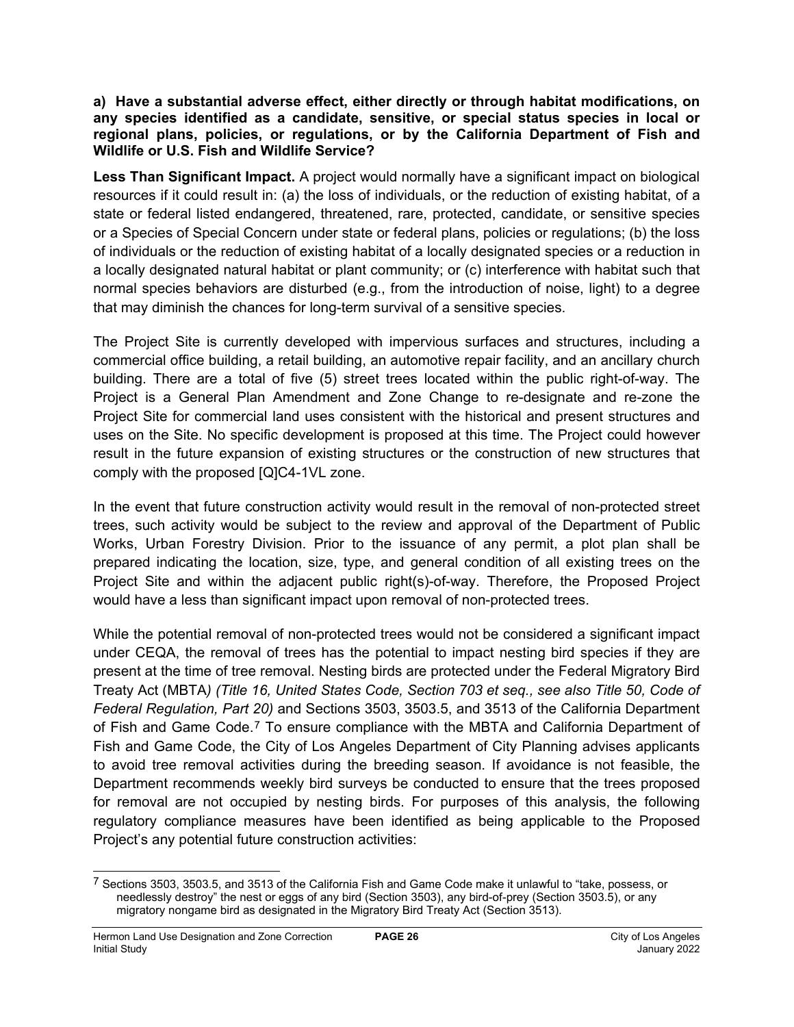**a) Have a substantial adverse effect, either directly or through habitat modifications, on any species identified as a candidate, sensitive, or special status species in local or regional plans, policies, or regulations, or by the California Department of Fish and Wildlife or U.S. Fish and Wildlife Service?**

**Less Than Significant Impact.** A project would normally have a significant impact on biological resources if it could result in: (a) the loss of individuals, or the reduction of existing habitat, of a state or federal listed endangered, threatened, rare, protected, candidate, or sensitive species or a Species of Special Concern under state or federal plans, policies or regulations; (b) the loss of individuals or the reduction of existing habitat of a locally designated species or a reduction in a locally designated natural habitat or plant community; or (c) interference with habitat such that normal species behaviors are disturbed (e.g., from the introduction of noise, light) to a degree that may diminish the chances for long-term survival of a sensitive species.

The Project Site is currently developed with impervious surfaces and structures, including a commercial office building, a retail building, an automotive repair facility, and an ancillary church building. There are a total of five (5) street trees located within the public right-of-way. The Project is a General Plan Amendment and Zone Change to re-designate and re-zone the Project Site for commercial land uses consistent with the historical and present structures and uses on the Site. No specific development is proposed at this time. The Project could however result in the future expansion of existing structures or the construction of new structures that comply with the proposed [Q]C4-1VL zone.

In the event that future construction activity would result in the removal of non-protected street trees, such activity would be subject to the review and approval of the Department of Public Works, Urban Forestry Division. Prior to the issuance of any permit, a plot plan shall be prepared indicating the location, size, type, and general condition of all existing trees on the Project Site and within the adjacent public right(s)-of-way. Therefore, the Proposed Project would have a less than significant impact upon removal of non-protected trees.

While the potential removal of non-protected trees would not be considered a significant impact under CEQA, the removal of trees has the potential to impact nesting bird species if they are present at the time of tree removal. Nesting birds are protected under the Federal Migratory Bird Treaty Act (MBTA*) (Title 16, United States Code, Section 703 et seq., see also Title 50, Code of Federal Regulation, Part 20)* and Sections 3503, 3503.5, and 3513 of the California Department of Fish and Game Code.[7] To ensure compliance with the MBTA and California Department of Fish and Game Code, the City of Los Angeles Department of City Planning advises applicants to avoid tree removal activities during the breeding season. If avoidance is not feasible, the Department recommends weekly bird surveys be conducted to ensure that the trees proposed for removal are not occupied by nesting birds. For purposes of this analysis, the following regulatory compliance measures have been identified as being applicable to the Proposed Project's any potential future construction activities:

---

[7] Sections 3503, 3503.5, and 3513 of the California Fish and Game Code make it unlawful to "take, possess, or needlessly destroy" the nest or eggs of any bird (Section 3503), any bird-of-prey (Section 3503.5), or any migratory nongame bird as designated in the Migratory Bird Treaty Act (Section 3513).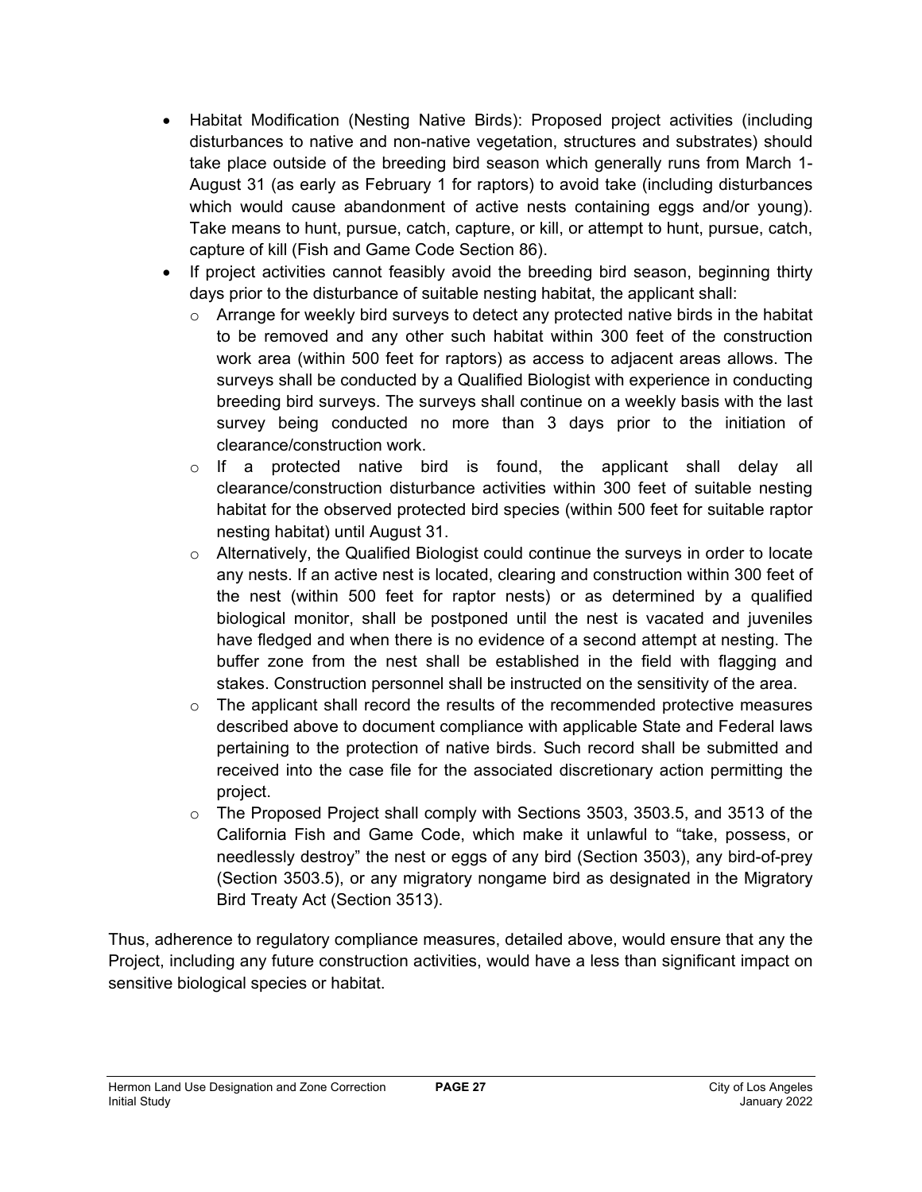- Habitat Modification (Nesting Native Birds): Proposed project activities (including disturbances to native and non-native vegetation, structures and substrates) should take place outside of the breeding bird season which generally runs from March 1-August 31 (as early as February 1 for raptors) to avoid take (including disturbances which would cause abandonment of active nests containing eggs and/or young). Take means to hunt, pursue, catch, capture, or kill, or attempt to hunt, pursue, catch, capture of kill (Fish and Game Code Section 86).
- If project activities cannot feasibly avoid the breeding bird season, beginning thirty days prior to the disturbance of suitable nesting habitat, the applicant shall:
  - Arrange for weekly bird surveys to detect any protected native birds in the habitat to be removed and any other such habitat within 300 feet of the construction work area (within 500 feet for raptors) as access to adjacent areas allows. The surveys shall be conducted by a Qualified Biologist with experience in conducting breeding bird surveys. The surveys shall continue on a weekly basis with the last survey being conducted no more than 3 days prior to the initiation of clearance/construction work.
  - If a protected native bird is found, the applicant shall delay all clearance/construction disturbance activities within 300 feet of suitable nesting habitat for the observed protected bird species (within 500 feet for suitable raptor nesting habitat) until August 31.
  - Alternatively, the Qualified Biologist could continue the surveys in order to locate any nests. If an active nest is located, clearing and construction within 300 feet of the nest (within 500 feet for raptor nests) or as determined by a qualified biological monitor, shall be postponed until the nest is vacated and juveniles have fledged and when there is no evidence of a second attempt at nesting. The buffer zone from the nest shall be established in the field with flagging and stakes. Construction personnel shall be instructed on the sensitivity of the area.
  - The applicant shall record the results of the recommended protective measures described above to document compliance with applicable State and Federal laws pertaining to the protection of native birds. Such record shall be submitted and received into the case file for the associated discretionary action permitting the project.
  - The Proposed Project shall comply with Sections 3503, 3503.5, and 3513 of the California Fish and Game Code, which make it unlawful to "take, possess, or needlessly destroy" the nest or eggs of any bird (Section 3503), any bird-of-prey (Section 3503.5), or any migratory nongame bird as designated in the Migratory Bird Treaty Act (Section 3513).

Thus, adherence to regulatory compliance measures, detailed above, would ensure that any the Project, including any future construction activities, would have a less than significant impact on sensitive biological species or habitat.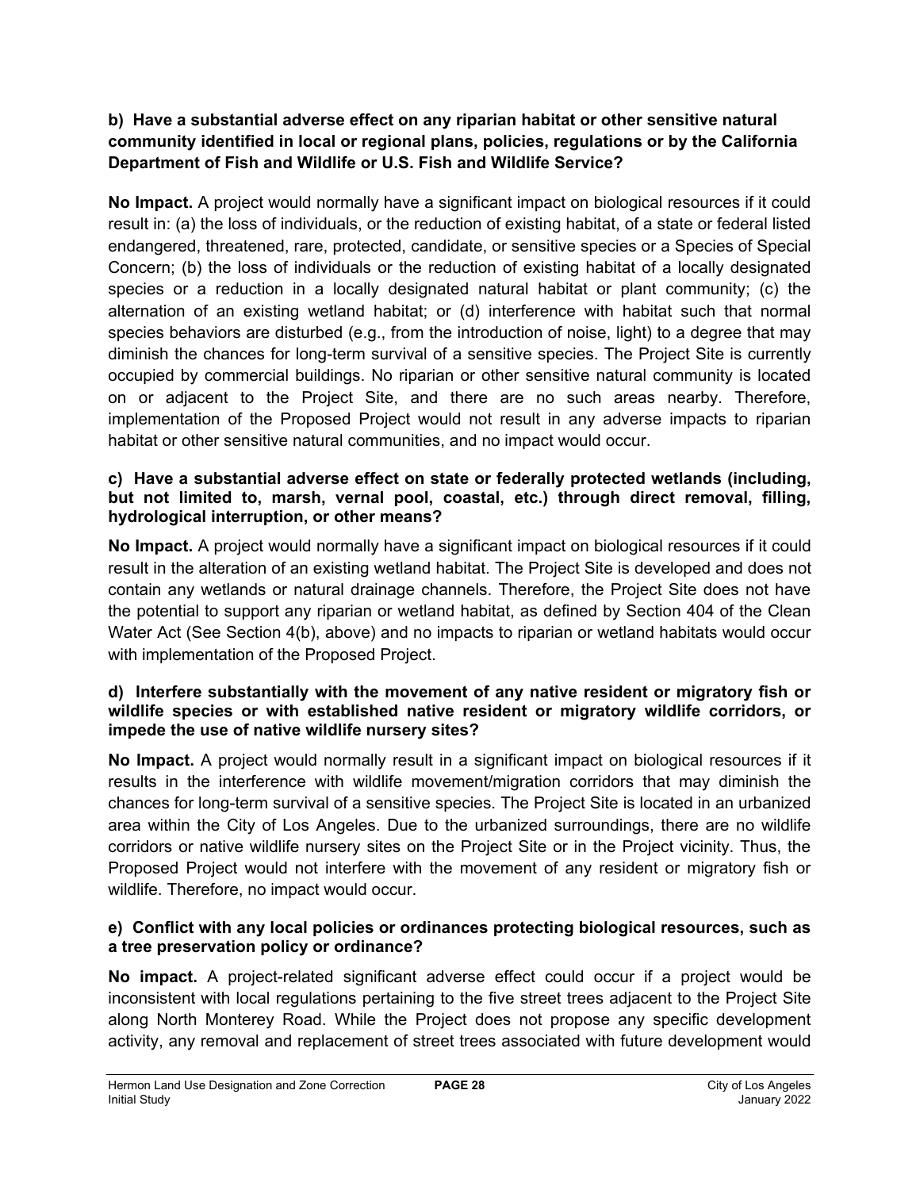**b) Have a substantial adverse effect on any riparian habitat or other sensitive natural community identified in local or regional plans, policies, regulations or by the California Department of Fish and Wildlife or U.S. Fish and Wildlife Service?**

**No Impact.** A project would normally have a significant impact on biological resources if it could result in: (a) the loss of individuals, or the reduction of existing habitat, of a state or federal listed endangered, threatened, rare, protected, candidate, or sensitive species or a Species of Special Concern; (b) the loss of individuals or the reduction of existing habitat of a locally designated species or a reduction in a locally designated natural habitat or plant community; (c) the alternation of an existing wetland habitat; or (d) interference with habitat such that normal species behaviors are disturbed (e.g., from the introduction of noise, light) to a degree that may diminish the chances for long-term survival of a sensitive species. The Project Site is currently occupied by commercial buildings. No riparian or other sensitive natural community is located on or adjacent to the Project Site, and there are no such areas nearby. Therefore, implementation of the Proposed Project would not result in any adverse impacts to riparian habitat or other sensitive natural communities, and no impact would occur.

**c) Have a substantial adverse effect on state or federally protected wetlands (including, but not limited to, marsh, vernal pool, coastal, etc.) through direct removal, filling, hydrological interruption, or other means?**

**No Impact.** A project would normally have a significant impact on biological resources if it could result in the alteration of an existing wetland habitat. The Project Site is developed and does not contain any wetlands or natural drainage channels. Therefore, the Project Site does not have the potential to support any riparian or wetland habitat, as defined by Section 404 of the Clean Water Act (See Section 4(b), above) and no impacts to riparian or wetland habitats would occur with implementation of the Proposed Project.

**d) Interfere substantially with the movement of any native resident or migratory fish or wildlife species or with established native resident or migratory wildlife corridors, or impede the use of native wildlife nursery sites?**

**No Impact.** A project would normally result in a significant impact on biological resources if it results in the interference with wildlife movement/migration corridors that may diminish the chances for long-term survival of a sensitive species. The Project Site is located in an urbanized area within the City of Los Angeles. Due to the urbanized surroundings, there are no wildlife corridors or native wildlife nursery sites on the Project Site or in the Project vicinity. Thus, the Proposed Project would not interfere with the movement of any resident or migratory fish or wildlife. Therefore, no impact would occur.

**e) Conflict with any local policies or ordinances protecting biological resources, such as a tree preservation policy or ordinance?**

**No impact.** A project-related significant adverse effect could occur if a project would be inconsistent with local regulations pertaining to the five street trees adjacent to the Project Site along North Monterey Road. While the Project does not propose any specific development activity, any removal and replacement of street trees associated with future development would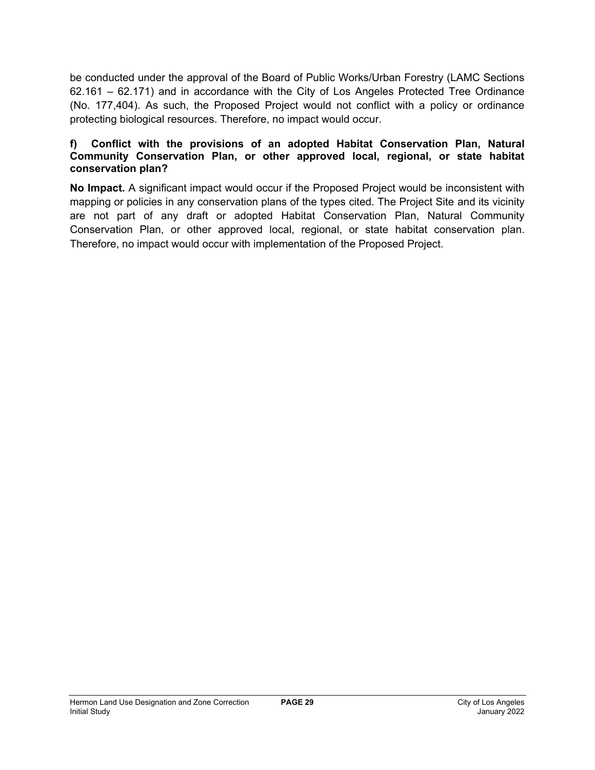be conducted under the approval of the Board of Public Works/Urban Forestry (LAMC Sections 62.161 – 62.171) and in accordance with the City of Los Angeles Protected Tree Ordinance (No. 177,404). As such, the Proposed Project would not conflict with a policy or ordinance protecting biological resources. Therefore, no impact would occur.

**f) Conflict with the provisions of an adopted Habitat Conservation Plan, Natural Community Conservation Plan, or other approved local, regional, or state habitat conservation plan?**

**No Impact.** A significant impact would occur if the Proposed Project would be inconsistent with mapping or policies in any conservation plans of the types cited. The Project Site and its vicinity are not part of any draft or adopted Habitat Conservation Plan, Natural Community Conservation Plan, or other approved local, regional, or state habitat conservation plan. Therefore, no impact would occur with implementation of the Proposed Project.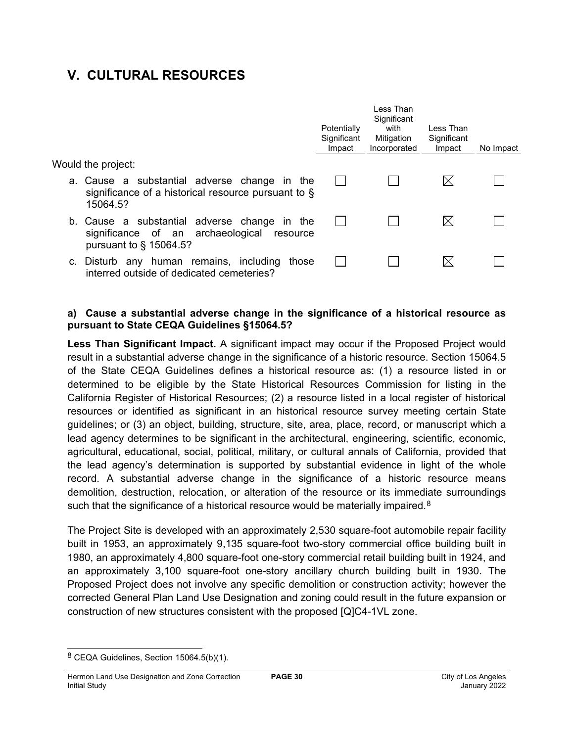## V. CULTURAL RESOURCES

| Would the project: | Potentially Significant Impact | Less Than Significant with Mitigation Incorporated | Less Than Significant Impact | No Impact |
|---|---|---|---|---|
| a. Cause a substantial adverse change in the significance of a historical resource pursuant to § 15064.5? | ☐ | ☐ | ☒ | ☐ |
| b. Cause a substantial adverse change in the significance of an archaeological resource pursuant to § 15064.5? | ☐ | ☐ | ☒ | ☐ |
| c. Disturb any human remains, including those interred outside of dedicated cemeteries? | ☐ | ☐ | ☒ | ☐ |

**a) Cause a substantial adverse change in the significance of a historical resource as pursuant to State CEQA Guidelines §15064.5?**

**Less Than Significant Impact.** A significant impact may occur if the Proposed Project would result in a substantial adverse change in the significance of a historic resource. Section 15064.5 of the State CEQA Guidelines defines a historical resource as: (1) a resource listed in or determined to be eligible by the State Historical Resources Commission for listing in the California Register of Historical Resources; (2) a resource listed in a local register of historical resources or identified as significant in an historical resource survey meeting certain State guidelines; or (3) an object, building, structure, site, area, place, record, or manuscript which a lead agency determines to be significant in the architectural, engineering, scientific, economic, agricultural, educational, social, political, military, or cultural annals of California, provided that the lead agency's determination is supported by substantial evidence in light of the whole record. A substantial adverse change in the significance of a historic resource means demolition, destruction, relocation, or alteration of the resource or its immediate surroundings such that the significance of a historical resource would be materially impaired.[8]

The Project Site is developed with an approximately 2,530 square-foot automobile repair facility built in 1953, an approximately 9,135 square-foot two-story commercial office building built in 1980, an approximately 4,800 square-foot one-story commercial retail building built in 1924, and an approximately 3,100 square-foot one-story ancillary church building built in 1930. The Proposed Project does not involve any specific demolition or construction activity; however the corrected General Plan Land Use Designation and zoning could result in the future expansion or construction of new structures consistent with the proposed [Q]C4-1VL zone.

[8] CEQA Guidelines, Section 15064.5(b)(1).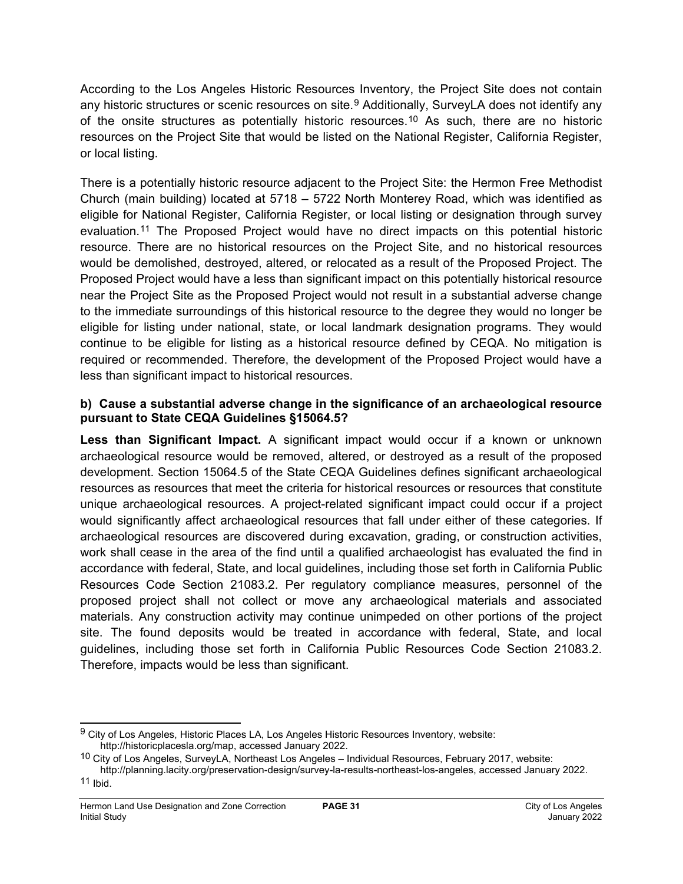According to the Los Angeles Historic Resources Inventory, the Project Site does not contain any historic structures or scenic resources on site.[9] Additionally, SurveyLA does not identify any of the onsite structures as potentially historic resources.[10] As such, there are no historic resources on the Project Site that would be listed on the National Register, California Register, or local listing.

There is a potentially historic resource adjacent to the Project Site: the Hermon Free Methodist Church (main building) located at 5718 – 5722 North Monterey Road, which was identified as eligible for National Register, California Register, or local listing or designation through survey evaluation.[11] The Proposed Project would have no direct impacts on this potential historic resource. There are no historical resources on the Project Site, and no historical resources would be demolished, destroyed, altered, or relocated as a result of the Proposed Project. The Proposed Project would have a less than significant impact on this potentially historical resource near the Project Site as the Proposed Project would not result in a substantial adverse change to the immediate surroundings of this historical resource to the degree they would no longer be eligible for listing under national, state, or local landmark designation programs. They would continue to be eligible for listing as a historical resource defined by CEQA. No mitigation is required or recommended. Therefore, the development of the Proposed Project would have a less than significant impact to historical resources.

**b) Cause a substantial adverse change in the significance of an archaeological resource pursuant to State CEQA Guidelines §15064.5?**

**Less than Significant Impact.** A significant impact would occur if a known or unknown archaeological resource would be removed, altered, or destroyed as a result of the proposed development. Section 15064.5 of the State CEQA Guidelines defines significant archaeological resources as resources that meet the criteria for historical resources or resources that constitute unique archaeological resources. A project-related significant impact could occur if a project would significantly affect archaeological resources that fall under either of these categories. If archaeological resources are discovered during excavation, grading, or construction activities, work shall cease in the area of the find until a qualified archaeologist has evaluated the find in accordance with federal, State, and local guidelines, including those set forth in California Public Resources Code Section 21083.2. Per regulatory compliance measures, personnel of the proposed project shall not collect or move any archaeological materials and associated materials. Any construction activity may continue unimpeded on other portions of the project site. The found deposits would be treated in accordance with federal, State, and local guidelines, including those set forth in California Public Resources Code Section 21083.2. Therefore, impacts would be less than significant.

---

[9] City of Los Angeles, Historic Places LA, Los Angeles Historic Resources Inventory, website: http://historicplacesla.org/map, accessed January 2022.

[10] City of Los Angeles, SurveyLA, Northeast Los Angeles – Individual Resources, February 2017, website: http://planning.lacity.org/preservation-design/survey-la-results-northeast-los-angeles, accessed January 2022.

[11] Ibid.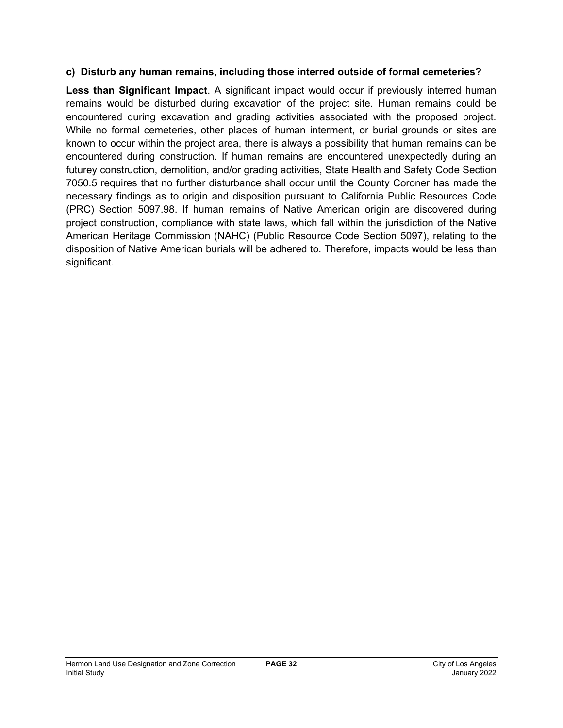**c) Disturb any human remains, including those interred outside of formal cemeteries?**

**Less than Significant Impact**. A significant impact would occur if previously interred human remains would be disturbed during excavation of the project site. Human remains could be encountered during excavation and grading activities associated with the proposed project. While no formal cemeteries, other places of human interment, or burial grounds or sites are known to occur within the project area, there is always a possibility that human remains can be encountered during construction. If human remains are encountered unexpectedly during an futurey construction, demolition, and/or grading activities, State Health and Safety Code Section 7050.5 requires that no further disturbance shall occur until the County Coroner has made the necessary findings as to origin and disposition pursuant to California Public Resources Code (PRC) Section 5097.98. If human remains of Native American origin are discovered during project construction, compliance with state laws, which fall within the jurisdiction of the Native American Heritage Commission (NAHC) (Public Resource Code Section 5097), relating to the disposition of Native American burials will be adhered to. Therefore, impacts would be less than significant.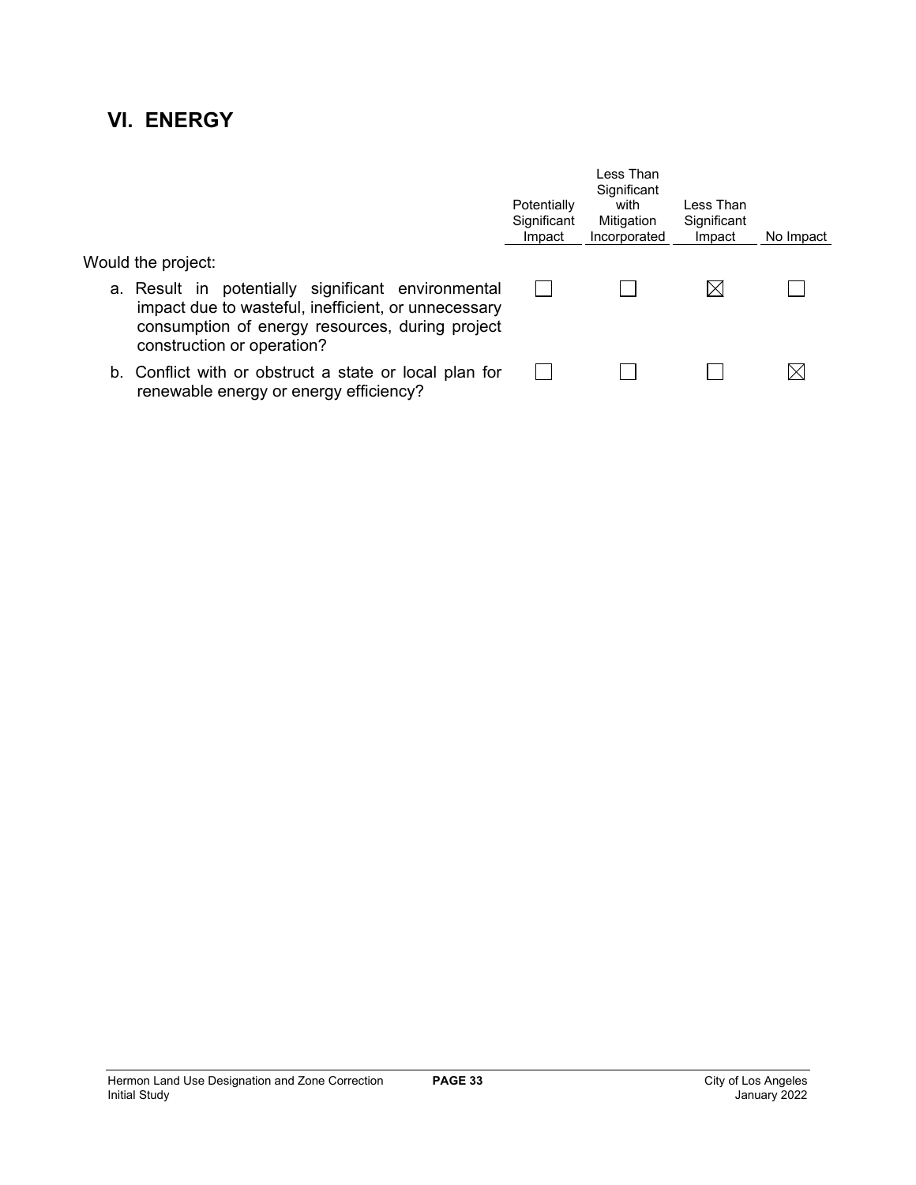## VI. ENERGY

| Would the project: | Potentially Significant Impact | Less Than Significant with Mitigation Incorporated | Less Than Significant Impact | No Impact |
|---|---|---|---|---|
| a. Result in potentially significant environmental impact due to wasteful, inefficient, or unnecessary consumption of energy resources, during project construction or operation? | ☐ | ☐ | ☒ | ☐ |
| b. Conflict with or obstruct a state or local plan for renewable energy or energy efficiency? | ☐ | ☐ | ☐ | ☒ |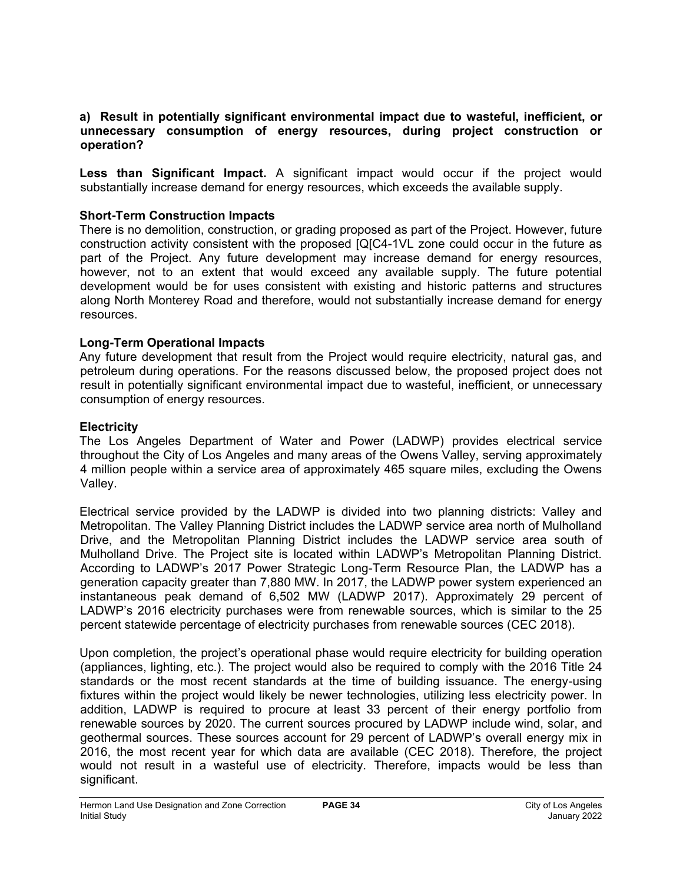**a) Result in potentially significant environmental impact due to wasteful, inefficient, or unnecessary consumption of energy resources, during project construction or operation?**

**Less than Significant Impact.** A significant impact would occur if the project would substantially increase demand for energy resources, which exceeds the available supply.

**Short-Term Construction Impacts**

There is no demolition, construction, or grading proposed as part of the Project. However, future construction activity consistent with the proposed [Q[C4-1VL zone could occur in the future as part of the Project. Any future development may increase demand for energy resources, however, not to an extent that would exceed any available supply. The future potential development would be for uses consistent with existing and historic patterns and structures along North Monterey Road and therefore, would not substantially increase demand for energy resources.

**Long-Term Operational Impacts**

Any future development that result from the Project would require electricity, natural gas, and petroleum during operations. For the reasons discussed below, the proposed project does not result in potentially significant environmental impact due to wasteful, inefficient, or unnecessary consumption of energy resources.

**Electricity**

The Los Angeles Department of Water and Power (LADWP) provides electrical service throughout the City of Los Angeles and many areas of the Owens Valley, serving approximately 4 million people within a service area of approximately 465 square miles, excluding the Owens Valley.

Electrical service provided by the LADWP is divided into two planning districts: Valley and Metropolitan. The Valley Planning District includes the LADWP service area north of Mulholland Drive, and the Metropolitan Planning District includes the LADWP service area south of Mulholland Drive. The Project site is located within LADWP's Metropolitan Planning District. According to LADWP's 2017 Power Strategic Long-Term Resource Plan, the LADWP has a generation capacity greater than 7,880 MW. In 2017, the LADWP power system experienced an instantaneous peak demand of 6,502 MW (LADWP 2017). Approximately 29 percent of LADWP's 2016 electricity purchases were from renewable sources, which is similar to the 25 percent statewide percentage of electricity purchases from renewable sources (CEC 2018).

Upon completion, the project's operational phase would require electricity for building operation (appliances, lighting, etc.). The project would also be required to comply with the 2016 Title 24 standards or the most recent standards at the time of building issuance. The energy-using fixtures within the project would likely be newer technologies, utilizing less electricity power. In addition, LADWP is required to procure at least 33 percent of their energy portfolio from renewable sources by 2020. The current sources procured by LADWP include wind, solar, and geothermal sources. These sources account for 29 percent of LADWP's overall energy mix in 2016, the most recent year for which data are available (CEC 2018). Therefore, the project would not result in a wasteful use of electricity. Therefore, impacts would be less than significant.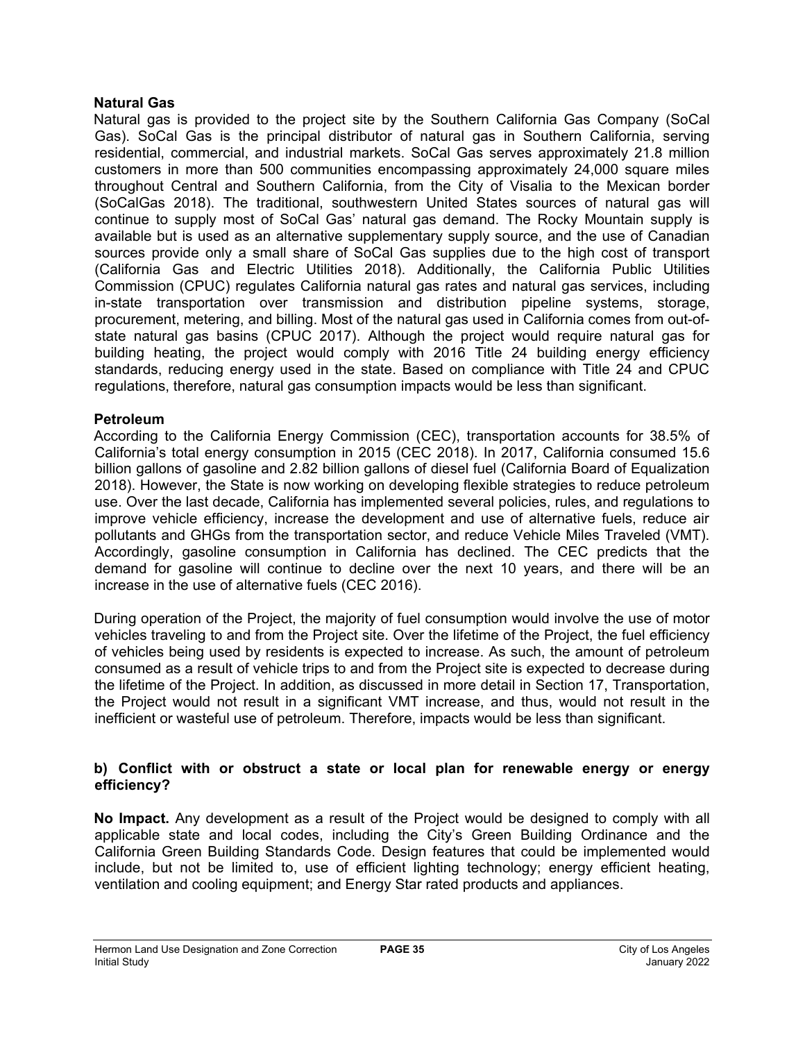**Natural Gas**

Natural gas is provided to the project site by the Southern California Gas Company (SoCal Gas). SoCal Gas is the principal distributor of natural gas in Southern California, serving residential, commercial, and industrial markets. SoCal Gas serves approximately 21.8 million customers in more than 500 communities encompassing approximately 24,000 square miles throughout Central and Southern California, from the City of Visalia to the Mexican border (SoCalGas 2018). The traditional, southwestern United States sources of natural gas will continue to supply most of SoCal Gas' natural gas demand. The Rocky Mountain supply is available but is used as an alternative supplementary supply source, and the use of Canadian sources provide only a small share of SoCal Gas supplies due to the high cost of transport (California Gas and Electric Utilities 2018). Additionally, the California Public Utilities Commission (CPUC) regulates California natural gas rates and natural gas services, including in-state transportation over transmission and distribution pipeline systems, storage, procurement, metering, and billing. Most of the natural gas used in California comes from out-of-state natural gas basins (CPUC 2017). Although the project would require natural gas for building heating, the project would comply with 2016 Title 24 building energy efficiency standards, reducing energy used in the state. Based on compliance with Title 24 and CPUC regulations, therefore, natural gas consumption impacts would be less than significant.

**Petroleum**

According to the California Energy Commission (CEC), transportation accounts for 38.5% of California's total energy consumption in 2015 (CEC 2018). In 2017, California consumed 15.6 billion gallons of gasoline and 2.82 billion gallons of diesel fuel (California Board of Equalization 2018). However, the State is now working on developing flexible strategies to reduce petroleum use. Over the last decade, California has implemented several policies, rules, and regulations to improve vehicle efficiency, increase the development and use of alternative fuels, reduce air pollutants and GHGs from the transportation sector, and reduce Vehicle Miles Traveled (VMT). Accordingly, gasoline consumption in California has declined. The CEC predicts that the demand for gasoline will continue to decline over the next 10 years, and there will be an increase in the use of alternative fuels (CEC 2016).

During operation of the Project, the majority of fuel consumption would involve the use of motor vehicles traveling to and from the Project site. Over the lifetime of the Project, the fuel efficiency of vehicles being used by residents is expected to increase. As such, the amount of petroleum consumed as a result of vehicle trips to and from the Project site is expected to decrease during the lifetime of the Project. In addition, as discussed in more detail in Section 17, Transportation, the Project would not result in a significant VMT increase, and thus, would not result in the inefficient or wasteful use of petroleum. Therefore, impacts would be less than significant.

**b) Conflict with or obstruct a state or local plan for renewable energy or energy efficiency?**

**No Impact.** Any development as a result of the Project would be designed to comply with all applicable state and local codes, including the City's Green Building Ordinance and the California Green Building Standards Code. Design features that could be implemented would include, but not be limited to, use of efficient lighting technology; energy efficient heating, ventilation and cooling equipment; and Energy Star rated products and appliances.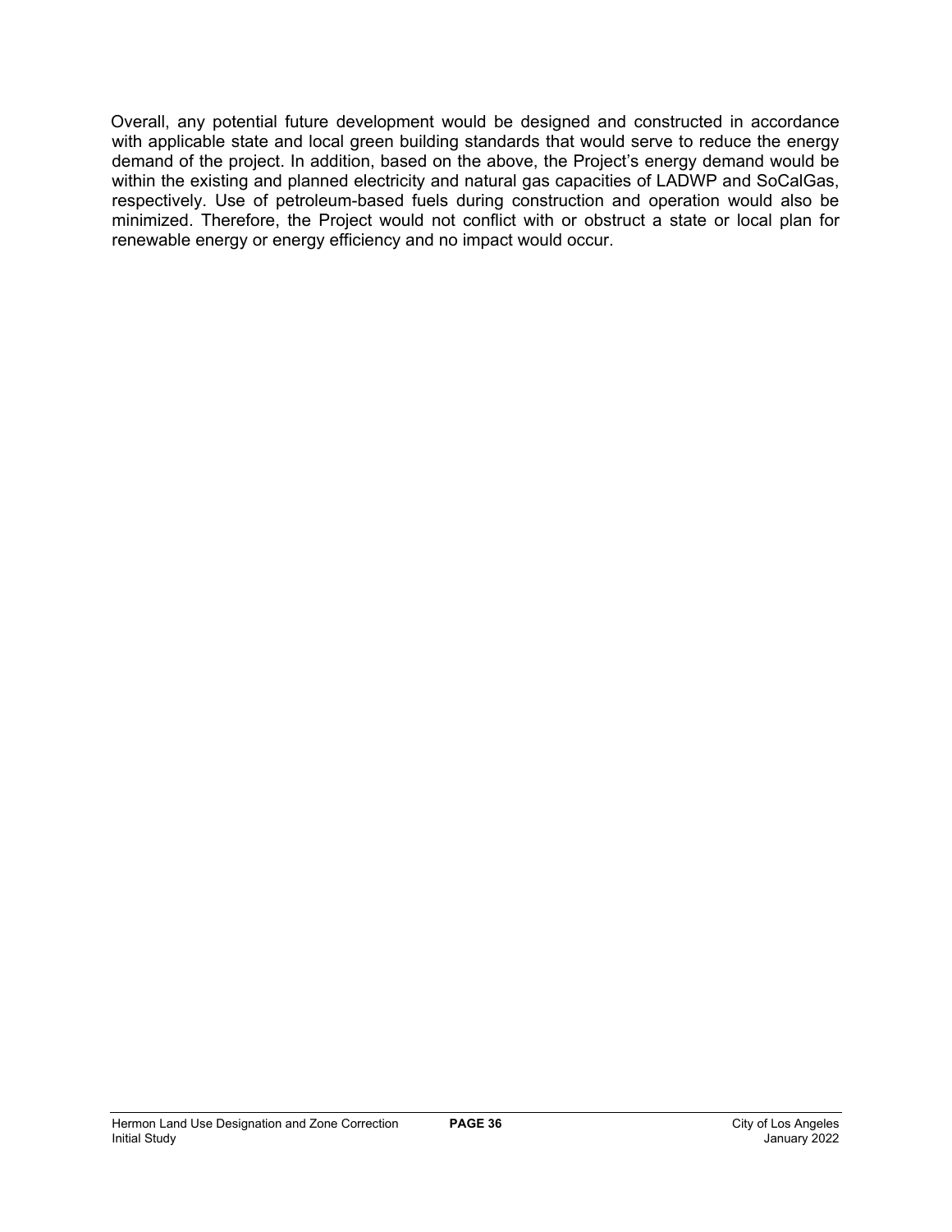Overall, any potential future development would be designed and constructed in accordance with applicable state and local green building standards that would serve to reduce the energy demand of the project. In addition, based on the above, the Project's energy demand would be within the existing and planned electricity and natural gas capacities of LADWP and SoCalGas, respectively. Use of petroleum-based fuels during construction and operation would also be minimized. Therefore, the Project would not conflict with or obstruct a state or local plan for renewable energy or energy efficiency and no impact would occur.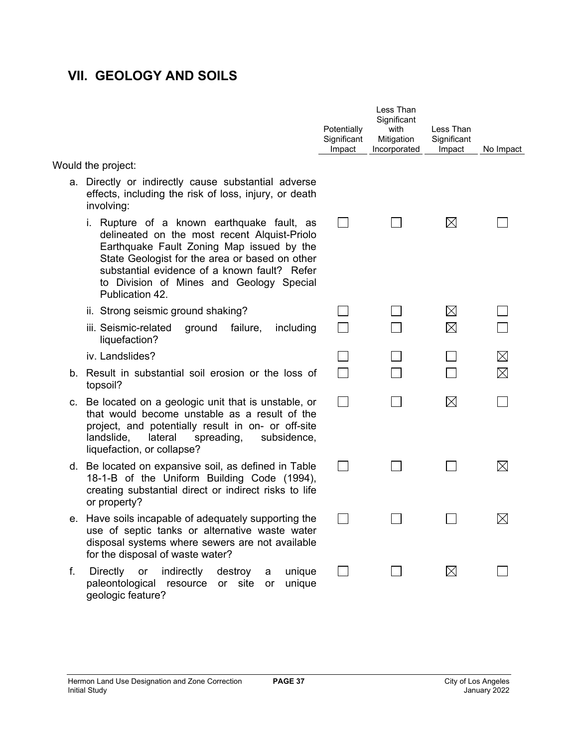## VII. GEOLOGY AND SOILS

| | Potentially Significant Impact | Less Than Significant with Mitigation Incorporated | Less Than Significant Impact | No Impact |
|---|---|---|---|---|
| Would the project: | | | | |
| a. Directly or indirectly cause substantial adverse effects, including the risk of loss, injury, or death involving: | | | | |
| i. Rupture of a known earthquake fault, as delineated on the most recent Alquist-Priolo Earthquake Fault Zoning Map issued by the State Geologist for the area or based on other substantial evidence of a known fault? Refer to Division of Mines and Geology Special Publication 42. | ☐ | ☐ | ☒ | ☐ |
| ii. Strong seismic ground shaking? | ☐ | ☐ | ☒ | ☐ |
| iii. Seismic-related ground failure, including liquefaction? | ☐ | ☐ | ☒ | ☐ |
| iv. Landslides? | ☐ | ☐ | ☐ | ☒ |
| b. Result in substantial soil erosion or the loss of topsoil? | ☐ | ☐ | ☐ | ☒ |
| c. Be located on a geologic unit that is unstable, or that would become unstable as a result of the project, and potentially result in on- or off-site landslide, lateral spreading, subsidence, liquefaction, or collapse? | ☐ | ☐ | ☒ | ☐ |
| d. Be located on expansive soil, as defined in Table 18-1-B of the Uniform Building Code (1994), creating substantial direct or indirect risks to life or property? | ☐ | ☐ | ☐ | ☒ |
| e. Have soils incapable of adequately supporting the use of septic tanks or alternative waste water disposal systems where sewers are not available for the disposal of waste water? | ☐ | ☐ | ☐ | ☒ |
| f. Directly or indirectly destroy a unique paleontological resource or site or unique geologic feature? | ☐ | ☐ | ☒ | ☐ |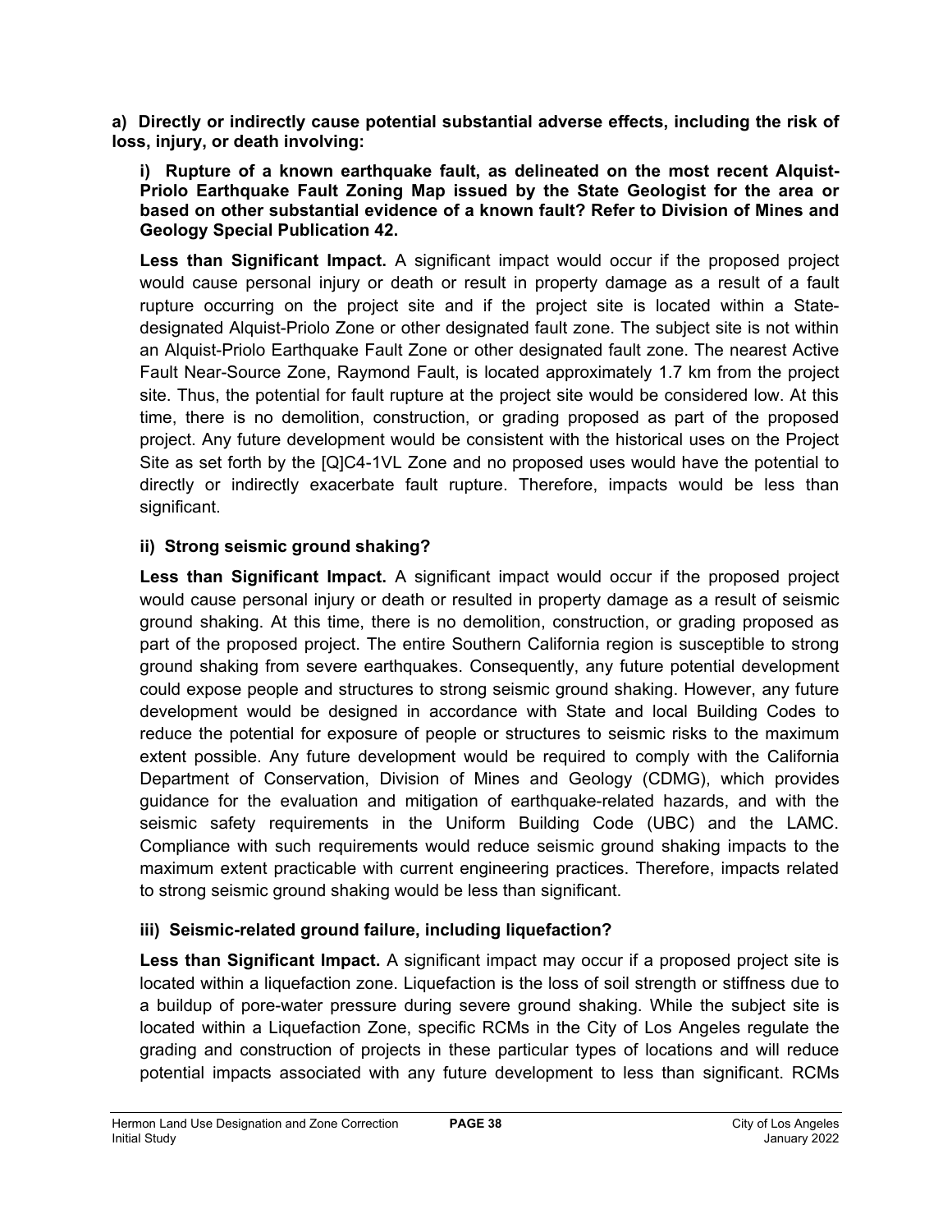**a) Directly or indirectly cause potential substantial adverse effects, including the risk of loss, injury, or death involving:**

**i) Rupture of a known earthquake fault, as delineated on the most recent Alquist-Priolo Earthquake Fault Zoning Map issued by the State Geologist for the area or based on other substantial evidence of a known fault? Refer to Division of Mines and Geology Special Publication 42.**

**Less than Significant Impact.** A significant impact would occur if the proposed project would cause personal injury or death or result in property damage as a result of a fault rupture occurring on the project site and if the project site is located within a State-designated Alquist-Priolo Zone or other designated fault zone. The subject site is not within an Alquist-Priolo Earthquake Fault Zone or other designated fault zone. The nearest Active Fault Near-Source Zone, Raymond Fault, is located approximately 1.7 km from the project site. Thus, the potential for fault rupture at the project site would be considered low. At this time, there is no demolition, construction, or grading proposed as part of the proposed project. Any future development would be consistent with the historical uses on the Project Site as set forth by the [Q]C4-1VL Zone and no proposed uses would have the potential to directly or indirectly exacerbate fault rupture. Therefore, impacts would be less than significant.

**ii) Strong seismic ground shaking?**

**Less than Significant Impact.** A significant impact would occur if the proposed project would cause personal injury or death or resulted in property damage as a result of seismic ground shaking. At this time, there is no demolition, construction, or grading proposed as part of the proposed project. The entire Southern California region is susceptible to strong ground shaking from severe earthquakes. Consequently, any future potential development could expose people and structures to strong seismic ground shaking. However, any future development would be designed in accordance with State and local Building Codes to reduce the potential for exposure of people or structures to seismic risks to the maximum extent possible. Any future development would be required to comply with the California Department of Conservation, Division of Mines and Geology (CDMG), which provides guidance for the evaluation and mitigation of earthquake-related hazards, and with the seismic safety requirements in the Uniform Building Code (UBC) and the LAMC. Compliance with such requirements would reduce seismic ground shaking impacts to the maximum extent practicable with current engineering practices. Therefore, impacts related to strong seismic ground shaking would be less than significant.

**iii) Seismic-related ground failure, including liquefaction?**

**Less than Significant Impact.** A significant impact may occur if a proposed project site is located within a liquefaction zone. Liquefaction is the loss of soil strength or stiffness due to a buildup of pore-water pressure during severe ground shaking. While the subject site is located within a Liquefaction Zone, specific RCMs in the City of Los Angeles regulate the grading and construction of projects in these particular types of locations and will reduce potential impacts associated with any future development to less than significant. RCMs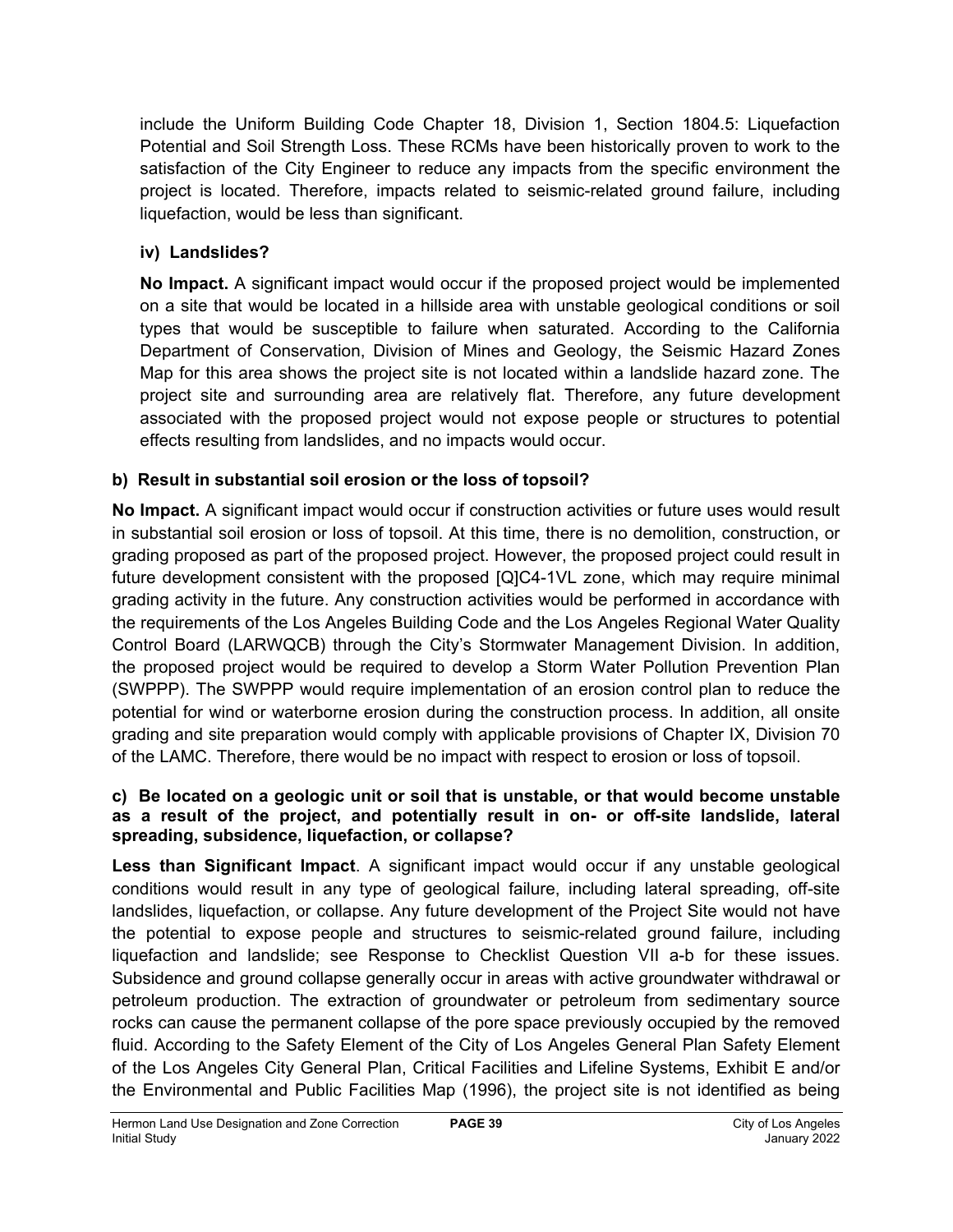include the Uniform Building Code Chapter 18, Division 1, Section 1804.5: Liquefaction Potential and Soil Strength Loss. These RCMs have been historically proven to work to the satisfaction of the City Engineer to reduce any impacts from the specific environment the project is located. Therefore, impacts related to seismic-related ground failure, including liquefaction, would be less than significant.

**iv) Landslides?**

**No Impact.** A significant impact would occur if the proposed project would be implemented on a site that would be located in a hillside area with unstable geological conditions or soil types that would be susceptible to failure when saturated. According to the California Department of Conservation, Division of Mines and Geology, the Seismic Hazard Zones Map for this area shows the project site is not located within a landslide hazard zone. The project site and surrounding area are relatively flat. Therefore, any future development associated with the proposed project would not expose people or structures to potential effects resulting from landslides, and no impacts would occur.

**b) Result in substantial soil erosion or the loss of topsoil?**

**No Impact.** A significant impact would occur if construction activities or future uses would result in substantial soil erosion or loss of topsoil. At this time, there is no demolition, construction, or grading proposed as part of the proposed project. However, the proposed project could result in future development consistent with the proposed [Q]C4-1VL zone, which may require minimal grading activity in the future. Any construction activities would be performed in accordance with the requirements of the Los Angeles Building Code and the Los Angeles Regional Water Quality Control Board (LARWQCB) through the City's Stormwater Management Division. In addition, the proposed project would be required to develop a Storm Water Pollution Prevention Plan (SWPPP). The SWPPP would require implementation of an erosion control plan to reduce the potential for wind or waterborne erosion during the construction process. In addition, all onsite grading and site preparation would comply with applicable provisions of Chapter IX, Division 70 of the LAMC. Therefore, there would be no impact with respect to erosion or loss of topsoil.

**c) Be located on a geologic unit or soil that is unstable, or that would become unstable as a result of the project, and potentially result in on- or off-site landslide, lateral spreading, subsidence, liquefaction, or collapse?**

**Less than Significant Impact**. A significant impact would occur if any unstable geological conditions would result in any type of geological failure, including lateral spreading, off-site landslides, liquefaction, or collapse. Any future development of the Project Site would not have the potential to expose people and structures to seismic-related ground failure, including liquefaction and landslide; see Response to Checklist Question VII a-b for these issues. Subsidence and ground collapse generally occur in areas with active groundwater withdrawal or petroleum production. The extraction of groundwater or petroleum from sedimentary source rocks can cause the permanent collapse of the pore space previously occupied by the removed fluid. According to the Safety Element of the City of Los Angeles General Plan Safety Element of the Los Angeles City General Plan, Critical Facilities and Lifeline Systems, Exhibit E and/or the Environmental and Public Facilities Map (1996), the project site is not identified as being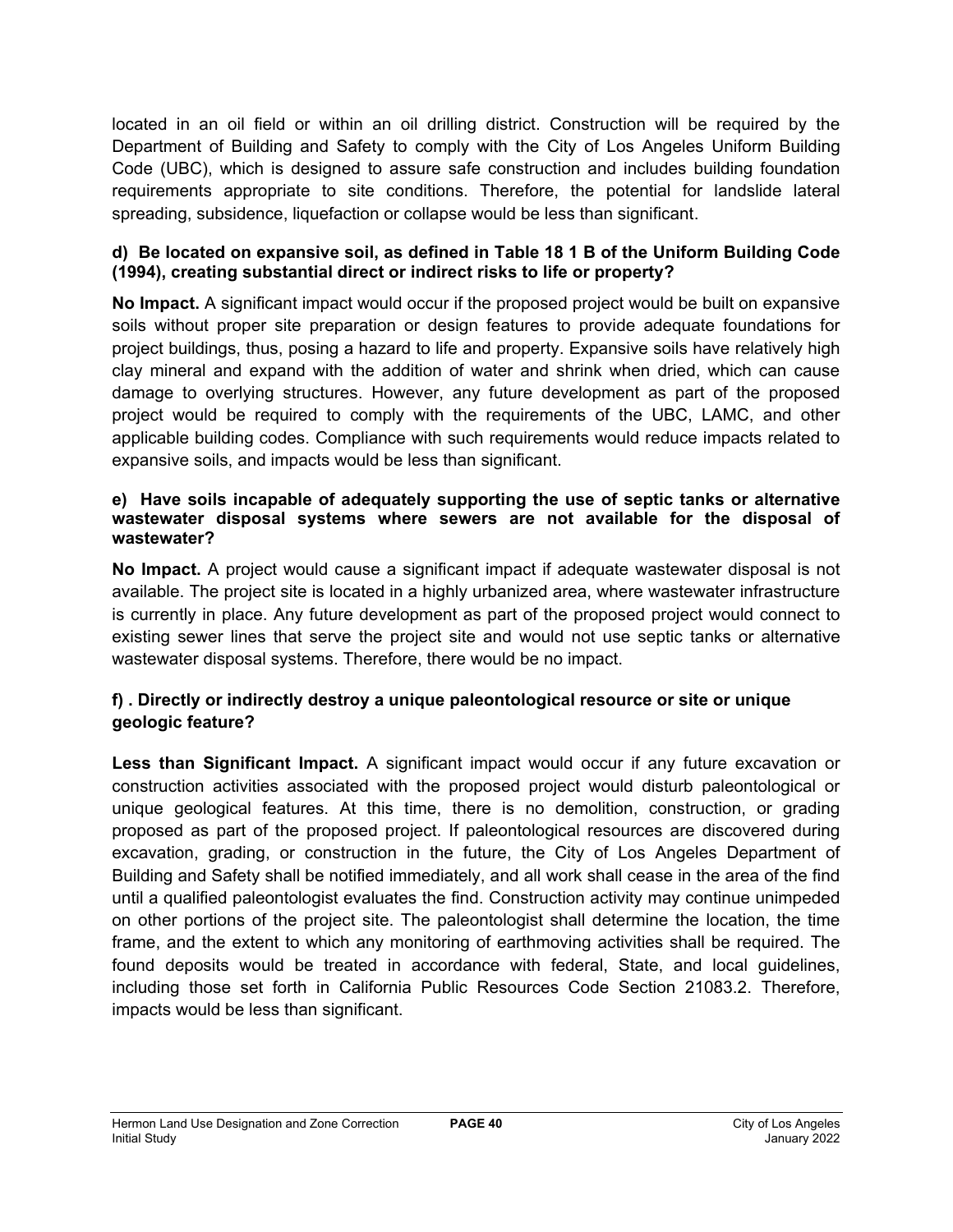located in an oil field or within an oil drilling district. Construction will be required by the Department of Building and Safety to comply with the City of Los Angeles Uniform Building Code (UBC), which is designed to assure safe construction and includes building foundation requirements appropriate to site conditions. Therefore, the potential for landslide lateral spreading, subsidence, liquefaction or collapse would be less than significant.

**d) Be located on expansive soil, as defined in Table 18 1 B of the Uniform Building Code (1994), creating substantial direct or indirect risks to life or property?**

**No Impact.** A significant impact would occur if the proposed project would be built on expansive soils without proper site preparation or design features to provide adequate foundations for project buildings, thus, posing a hazard to life and property. Expansive soils have relatively high clay mineral and expand with the addition of water and shrink when dried, which can cause damage to overlying structures. However, any future development as part of the proposed project would be required to comply with the requirements of the UBC, LAMC, and other applicable building codes. Compliance with such requirements would reduce impacts related to expansive soils, and impacts would be less than significant.

**e) Have soils incapable of adequately supporting the use of septic tanks or alternative wastewater disposal systems where sewers are not available for the disposal of wastewater?**

**No Impact.** A project would cause a significant impact if adequate wastewater disposal is not available. The project site is located in a highly urbanized area, where wastewater infrastructure is currently in place. Any future development as part of the proposed project would connect to existing sewer lines that serve the project site and would not use septic tanks or alternative wastewater disposal systems. Therefore, there would be no impact.

**f) . Directly or indirectly destroy a unique paleontological resource or site or unique geologic feature?**

**Less than Significant Impact.** A significant impact would occur if any future excavation or construction activities associated with the proposed project would disturb paleontological or unique geological features. At this time, there is no demolition, construction, or grading proposed as part of the proposed project. If paleontological resources are discovered during excavation, grading, or construction in the future, the City of Los Angeles Department of Building and Safety shall be notified immediately, and all work shall cease in the area of the find until a qualified paleontologist evaluates the find. Construction activity may continue unimpeded on other portions of the project site. The paleontologist shall determine the location, the time frame, and the extent to which any monitoring of earthmoving activities shall be required. The found deposits would be treated in accordance with federal, State, and local guidelines, including those set forth in California Public Resources Code Section 21083.2. Therefore, impacts would be less than significant.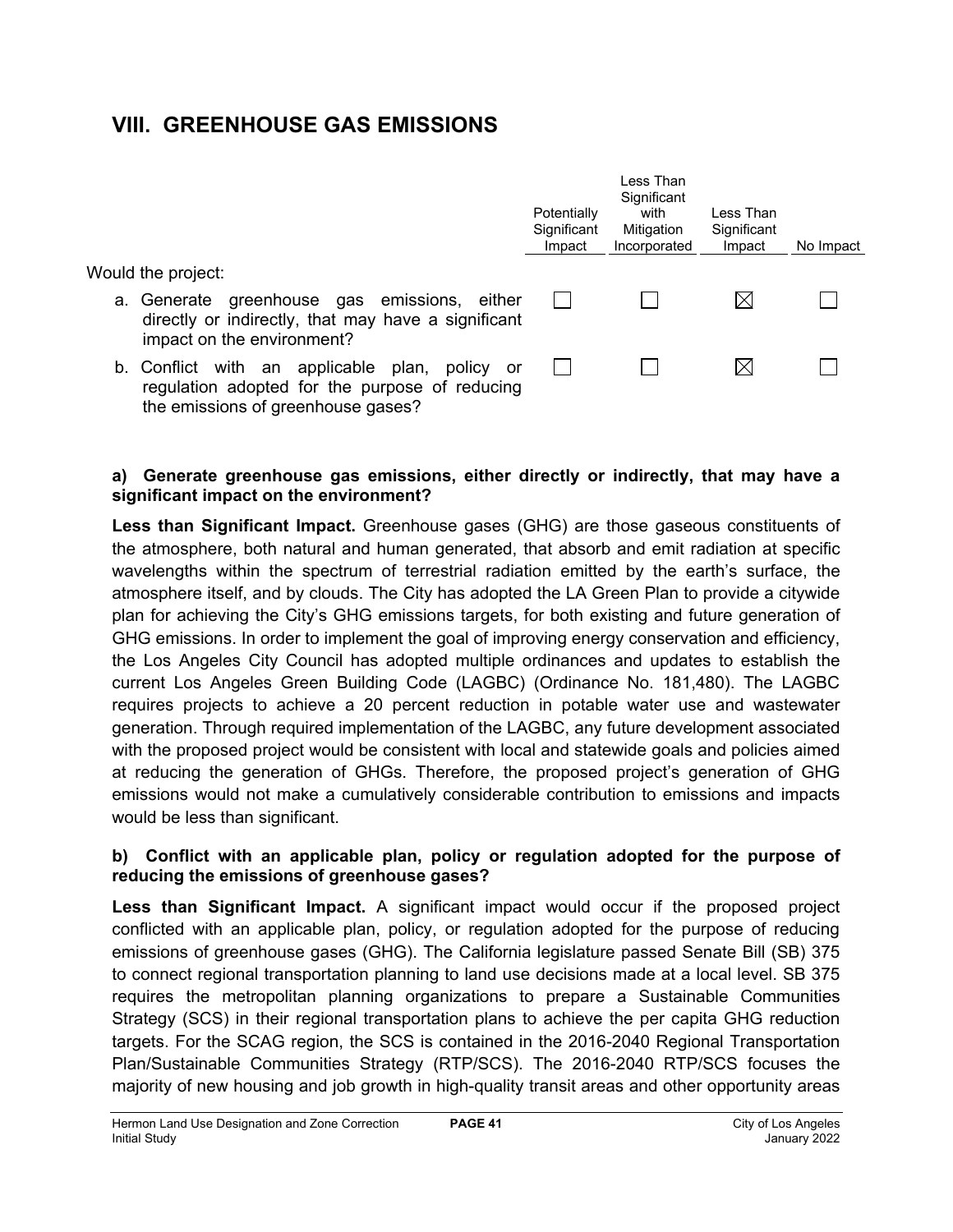# VIII. GREENHOUSE GAS EMISSIONS

| Would the project: | Potentially Significant Impact | Less Than Significant with Mitigation Incorporated | Less Than Significant Impact | No Impact |
|---|---|---|---|---|
| a. Generate greenhouse gas emissions, either directly or indirectly, that may have a significant impact on the environment? | ☐ | ☐ | ☒ | ☐ |
| b. Conflict with an applicable plan, policy or regulation adopted for the purpose of reducing the emissions of greenhouse gases? | ☐ | ☐ | ☒ | ☐ |

**a) Generate greenhouse gas emissions, either directly or indirectly, that may have a significant impact on the environment?**

**Less than Significant Impact.** Greenhouse gases (GHG) are those gaseous constituents of the atmosphere, both natural and human generated, that absorb and emit radiation at specific wavelengths within the spectrum of terrestrial radiation emitted by the earth's surface, the atmosphere itself, and by clouds. The City has adopted the LA Green Plan to provide a citywide plan for achieving the City's GHG emissions targets, for both existing and future generation of GHG emissions. In order to implement the goal of improving energy conservation and efficiency, the Los Angeles City Council has adopted multiple ordinances and updates to establish the current Los Angeles Green Building Code (LAGBC) (Ordinance No. 181,480). The LAGBC requires projects to achieve a 20 percent reduction in potable water use and wastewater generation. Through required implementation of the LAGBC, any future development associated with the proposed project would be consistent with local and statewide goals and policies aimed at reducing the generation of GHGs. Therefore, the proposed project's generation of GHG emissions would not make a cumulatively considerable contribution to emissions and impacts would be less than significant.

**b) Conflict with an applicable plan, policy or regulation adopted for the purpose of reducing the emissions of greenhouse gases?**

**Less than Significant Impact.** A significant impact would occur if the proposed project conflicted with an applicable plan, policy, or regulation adopted for the purpose of reducing emissions of greenhouse gases (GHG). The California legislature passed Senate Bill (SB) 375 to connect regional transportation planning to land use decisions made at a local level. SB 375 requires the metropolitan planning organizations to prepare a Sustainable Communities Strategy (SCS) in their regional transportation plans to achieve the per capita GHG reduction targets. For the SCAG region, the SCS is contained in the 2016-2040 Regional Transportation Plan/Sustainable Communities Strategy (RTP/SCS). The 2016-2040 RTP/SCS focuses the majority of new housing and job growth in high-quality transit areas and other opportunity areas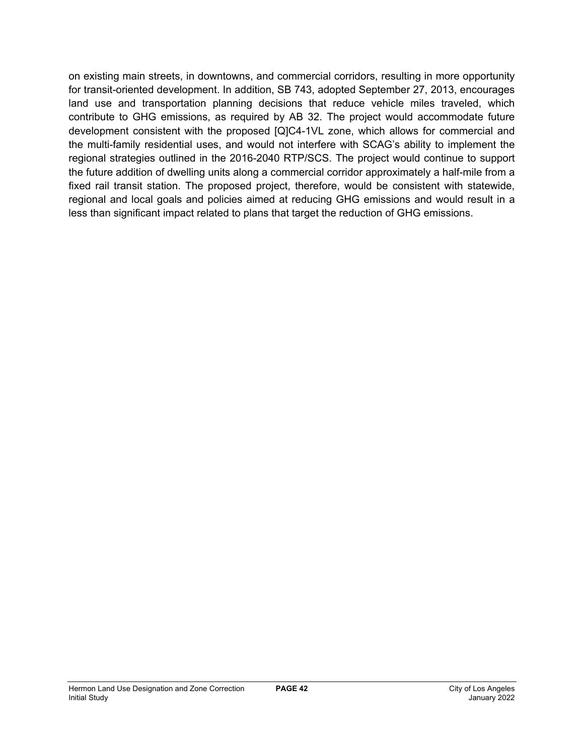on existing main streets, in downtowns, and commercial corridors, resulting in more opportunity for transit-oriented development. In addition, SB 743, adopted September 27, 2013, encourages land use and transportation planning decisions that reduce vehicle miles traveled, which contribute to GHG emissions, as required by AB 32. The project would accommodate future development consistent with the proposed [Q]C4-1VL zone, which allows for commercial and the multi-family residential uses, and would not interfere with SCAG's ability to implement the regional strategies outlined in the 2016-2040 RTP/SCS. The project would continue to support the future addition of dwelling units along a commercial corridor approximately a half-mile from a fixed rail transit station. The proposed project, therefore, would be consistent with statewide, regional and local goals and policies aimed at reducing GHG emissions and would result in a less than significant impact related to plans that target the reduction of GHG emissions.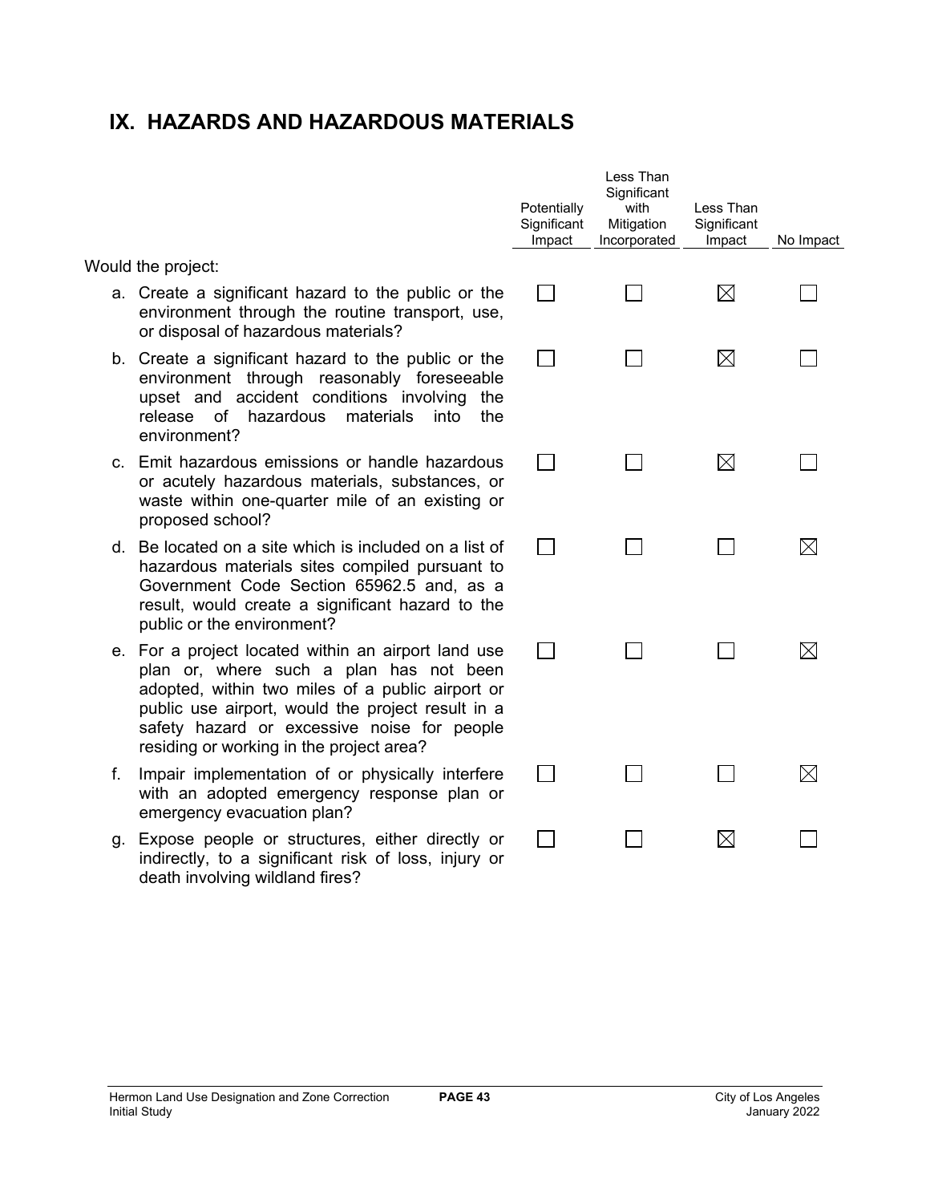# IX. HAZARDS AND HAZARDOUS MATERIALS

| Would the project: | Potentially Significant Impact | Less Than Significant with Mitigation Incorporated | Less Than Significant Impact | No Impact |
|---|---|---|---|---|
| a. Create a significant hazard to the public or the environment through the routine transport, use, or disposal of hazardous materials? | ☐ | ☐ | ☒ | ☐ |
| b. Create a significant hazard to the public or the environment through reasonably foreseeable upset and accident conditions involving the release of hazardous materials into the environment? | ☐ | ☐ | ☒ | ☐ |
| c. Emit hazardous emissions or handle hazardous or acutely hazardous materials, substances, or waste within one-quarter mile of an existing or proposed school? | ☐ | ☐ | ☒ | ☐ |
| d. Be located on a site which is included on a list of hazardous materials sites compiled pursuant to Government Code Section 65962.5 and, as a result, would create a significant hazard to the public or the environment? | ☐ | ☐ | ☐ | ☒ |
| e. For a project located within an airport land use plan or, where such a plan has not been adopted, within two miles of a public airport or public use airport, would the project result in a safety hazard or excessive noise for people residing or working in the project area? | ☐ | ☐ | ☐ | ☒ |
| f. Impair implementation of or physically interfere with an adopted emergency response plan or emergency evacuation plan? | ☐ | ☐ | ☐ | ☒ |
| g. Expose people or structures, either directly or indirectly, to a significant risk of loss, injury or death involving wildland fires? | ☐ | ☐ | ☒ | ☐ |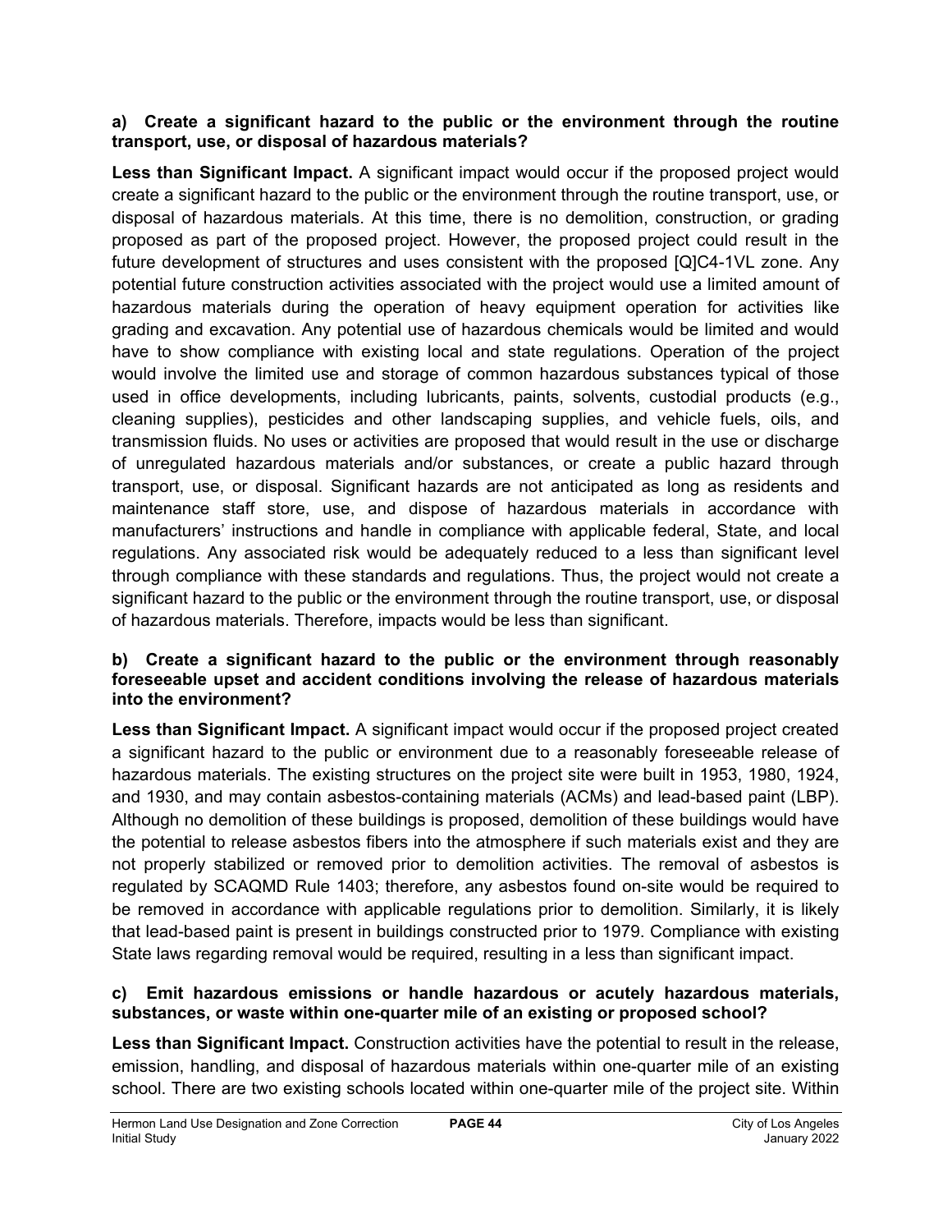**a) Create a significant hazard to the public or the environment through the routine transport, use, or disposal of hazardous materials?**

**Less than Significant Impact.** A significant impact would occur if the proposed project would create a significant hazard to the public or the environment through the routine transport, use, or disposal of hazardous materials. At this time, there is no demolition, construction, or grading proposed as part of the proposed project. However, the proposed project could result in the future development of structures and uses consistent with the proposed [Q]C4-1VL zone. Any potential future construction activities associated with the project would use a limited amount of hazardous materials during the operation of heavy equipment operation for activities like grading and excavation. Any potential use of hazardous chemicals would be limited and would have to show compliance with existing local and state regulations. Operation of the project would involve the limited use and storage of common hazardous substances typical of those used in office developments, including lubricants, paints, solvents, custodial products (e.g., cleaning supplies), pesticides and other landscaping supplies, and vehicle fuels, oils, and transmission fluids. No uses or activities are proposed that would result in the use or discharge of unregulated hazardous materials and/or substances, or create a public hazard through transport, use, or disposal. Significant hazards are not anticipated as long as residents and maintenance staff store, use, and dispose of hazardous materials in accordance with manufacturers' instructions and handle in compliance with applicable federal, State, and local regulations. Any associated risk would be adequately reduced to a less than significant level through compliance with these standards and regulations. Thus, the project would not create a significant hazard to the public or the environment through the routine transport, use, or disposal of hazardous materials. Therefore, impacts would be less than significant.

**b) Create a significant hazard to the public or the environment through reasonably foreseeable upset and accident conditions involving the release of hazardous materials into the environment?**

**Less than Significant Impact.** A significant impact would occur if the proposed project created a significant hazard to the public or environment due to a reasonably foreseeable release of hazardous materials. The existing structures on the project site were built in 1953, 1980, 1924, and 1930, and may contain asbestos-containing materials (ACMs) and lead-based paint (LBP). Although no demolition of these buildings is proposed, demolition of these buildings would have the potential to release asbestos fibers into the atmosphere if such materials exist and they are not properly stabilized or removed prior to demolition activities. The removal of asbestos is regulated by SCAQMD Rule 1403; therefore, any asbestos found on-site would be required to be removed in accordance with applicable regulations prior to demolition. Similarly, it is likely that lead-based paint is present in buildings constructed prior to 1979. Compliance with existing State laws regarding removal would be required, resulting in a less than significant impact.

**c) Emit hazardous emissions or handle hazardous or acutely hazardous materials, substances, or waste within one-quarter mile of an existing or proposed school?**

**Less than Significant Impact.** Construction activities have the potential to result in the release, emission, handling, and disposal of hazardous materials within one-quarter mile of an existing school. There are two existing schools located within one-quarter mile of the project site. Within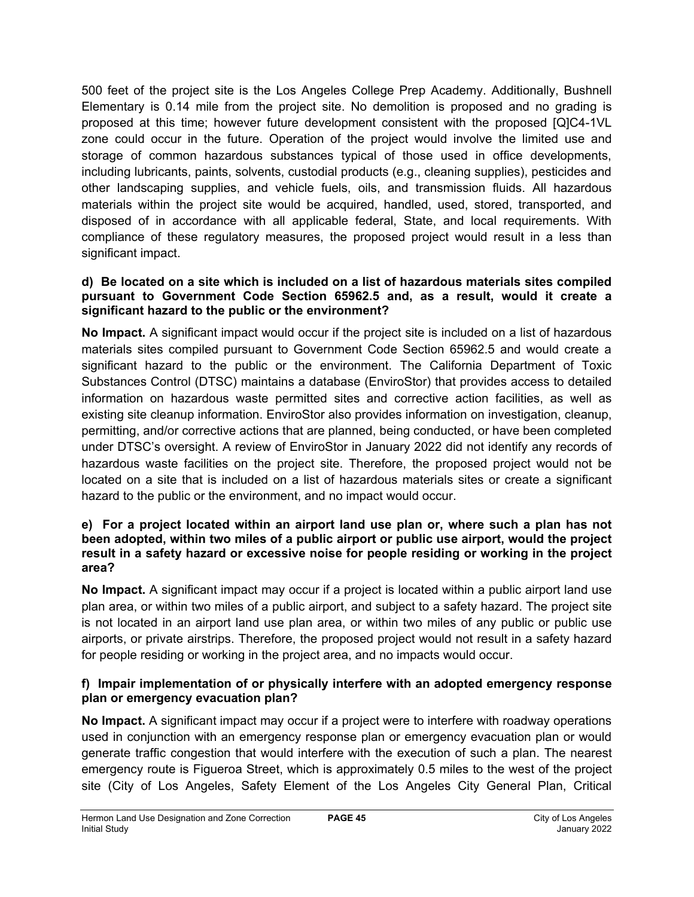500 feet of the project site is the Los Angeles College Prep Academy. Additionally, Bushnell Elementary is 0.14 mile from the project site. No demolition is proposed and no grading is proposed at this time; however future development consistent with the proposed [Q]C4-1VL zone could occur in the future. Operation of the project would involve the limited use and storage of common hazardous substances typical of those used in office developments, including lubricants, paints, solvents, custodial products (e.g., cleaning supplies), pesticides and other landscaping supplies, and vehicle fuels, oils, and transmission fluids. All hazardous materials within the project site would be acquired, handled, used, stored, transported, and disposed of in accordance with all applicable federal, State, and local requirements. With compliance of these regulatory measures, the proposed project would result in a less than significant impact.

**d) Be located on a site which is included on a list of hazardous materials sites compiled pursuant to Government Code Section 65962.5 and, as a result, would it create a significant hazard to the public or the environment?**

**No Impact.** A significant impact would occur if the project site is included on a list of hazardous materials sites compiled pursuant to Government Code Section 65962.5 and would create a significant hazard to the public or the environment. The California Department of Toxic Substances Control (DTSC) maintains a database (EnviroStor) that provides access to detailed information on hazardous waste permitted sites and corrective action facilities, as well as existing site cleanup information. EnviroStor also provides information on investigation, cleanup, permitting, and/or corrective actions that are planned, being conducted, or have been completed under DTSC's oversight. A review of EnviroStor in January 2022 did not identify any records of hazardous waste facilities on the project site. Therefore, the proposed project would not be located on a site that is included on a list of hazardous materials sites or create a significant hazard to the public or the environment, and no impact would occur.

**e) For a project located within an airport land use plan or, where such a plan has not been adopted, within two miles of a public airport or public use airport, would the project result in a safety hazard or excessive noise for people residing or working in the project area?**

**No Impact.** A significant impact may occur if a project is located within a public airport land use plan area, or within two miles of a public airport, and subject to a safety hazard. The project site is not located in an airport land use plan area, or within two miles of any public or public use airports, or private airstrips. Therefore, the proposed project would not result in a safety hazard for people residing or working in the project area, and no impacts would occur.

**f) Impair implementation of or physically interfere with an adopted emergency response plan or emergency evacuation plan?**

**No Impact.** A significant impact may occur if a project were to interfere with roadway operations used in conjunction with an emergency response plan or emergency evacuation plan or would generate traffic congestion that would interfere with the execution of such a plan. The nearest emergency route is Figueroa Street, which is approximately 0.5 miles to the west of the project site (City of Los Angeles, Safety Element of the Los Angeles City General Plan, Critical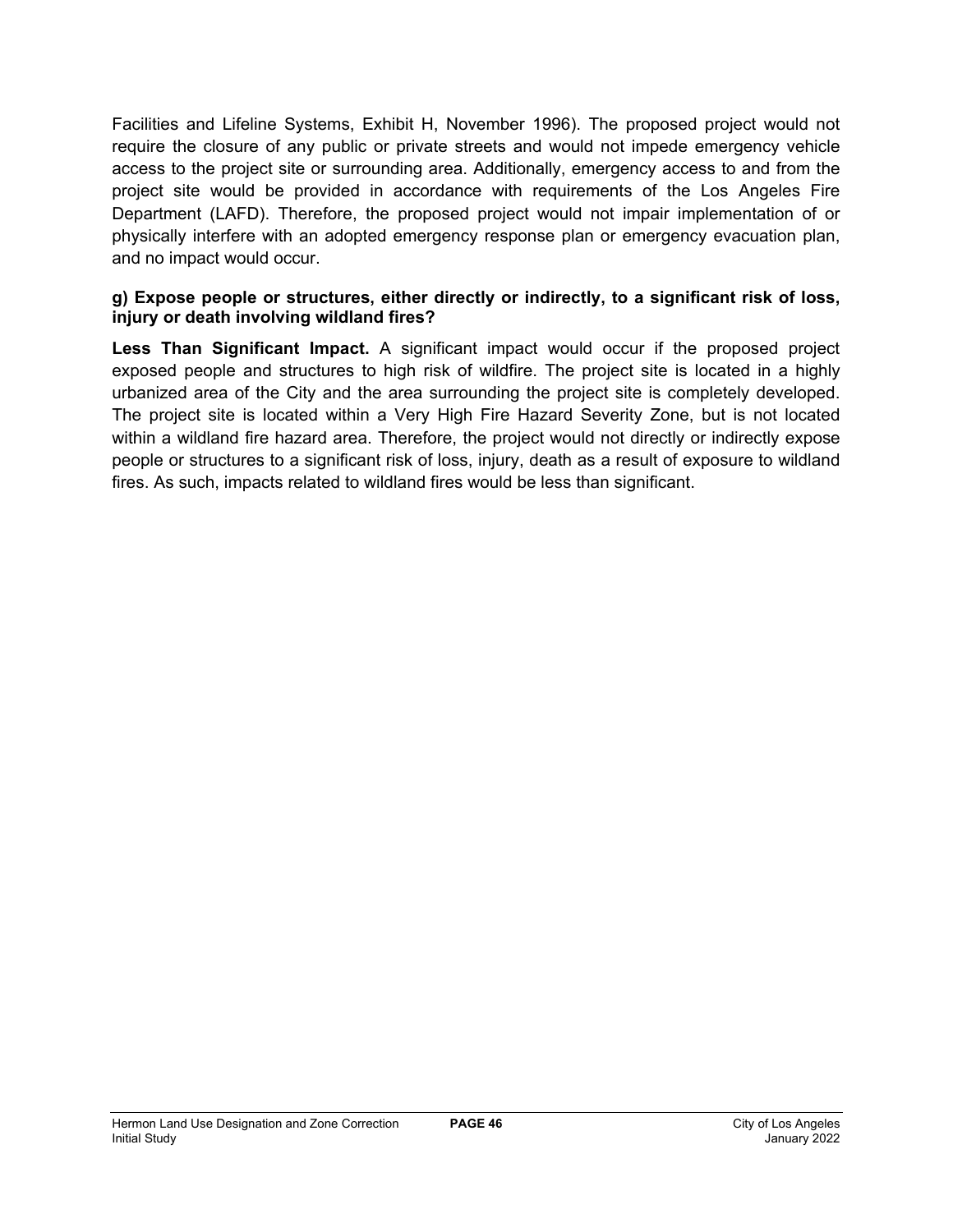Facilities and Lifeline Systems, Exhibit H, November 1996). The proposed project would not require the closure of any public or private streets and would not impede emergency vehicle access to the project site or surrounding area. Additionally, emergency access to and from the project site would be provided in accordance with requirements of the Los Angeles Fire Department (LAFD). Therefore, the proposed project would not impair implementation of or physically interfere with an adopted emergency response plan or emergency evacuation plan, and no impact would occur.

**g) Expose people or structures, either directly or indirectly, to a significant risk of loss, injury or death involving wildland fires?**

**Less Than Significant Impact.** A significant impact would occur if the proposed project exposed people and structures to high risk of wildfire. The project site is located in a highly urbanized area of the City and the area surrounding the project site is completely developed. The project site is located within a Very High Fire Hazard Severity Zone, but is not located within a wildland fire hazard area. Therefore, the project would not directly or indirectly expose people or structures to a significant risk of loss, injury, death as a result of exposure to wildland fires. As such, impacts related to wildland fires would be less than significant.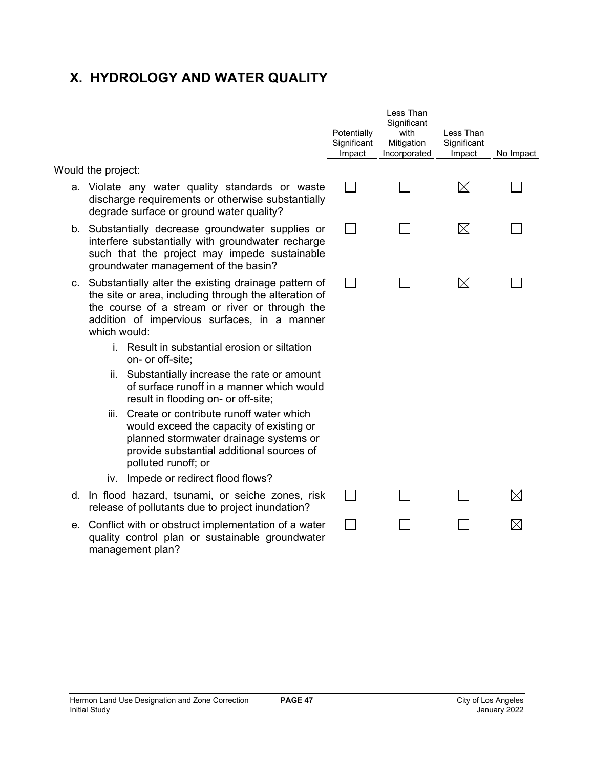# X. HYDROLOGY AND WATER QUALITY

| Would the project: | Potentially Significant Impact | Less Than Significant with Mitigation Incorporated | Less Than Significant Impact | No Impact |
|---|---|---|---|---|
| a. Violate any water quality standards or waste discharge requirements or otherwise substantially degrade surface or ground water quality? | ☐ | ☐ | ☒ | ☐ |
| b. Substantially decrease groundwater supplies or interfere substantially with groundwater recharge such that the project may impede sustainable groundwater management of the basin? | ☐ | ☐ | ☒ | ☐ |
| c. Substantially alter the existing drainage pattern of the site or area, including through the alteration of the course of a stream or river or through the addition of impervious surfaces, in a manner which would:<br>i. Result in substantial erosion or siltation on- or off-site;<br>ii. Substantially increase the rate or amount of surface runoff in a manner which would result in flooding on- or off-site;<br>iii. Create or contribute runoff water which would exceed the capacity of existing or planned stormwater drainage systems or provide substantial additional sources of polluted runoff; or<br>iv. Impede or redirect flood flows? | ☐ | ☐ | ☒ | ☐ |
| d. In flood hazard, tsunami, or seiche zones, risk release of pollutants due to project inundation? | ☐ | ☐ | ☐ | ☒ |
| e. Conflict with or obstruct implementation of a water quality control plan or sustainable groundwater management plan? | ☐ | ☐ | ☐ | ☒ |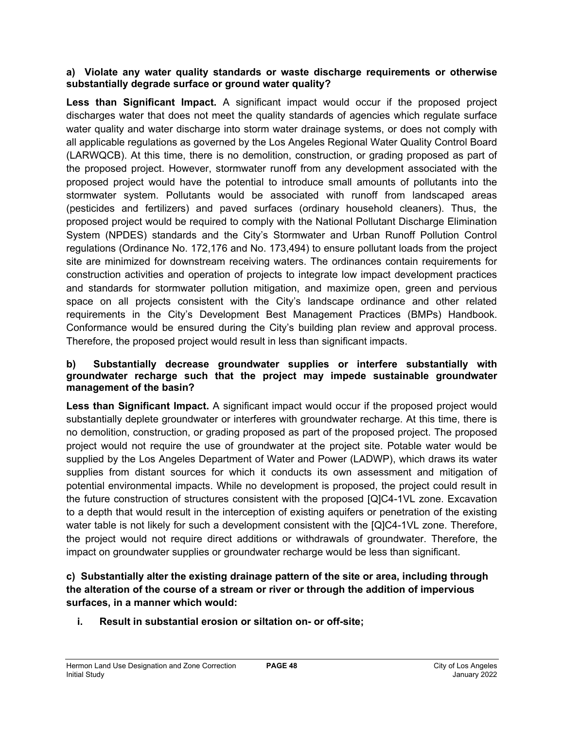**a) Violate any water quality standards or waste discharge requirements or otherwise substantially degrade surface or ground water quality?**

**Less than Significant Impact.** A significant impact would occur if the proposed project discharges water that does not meet the quality standards of agencies which regulate surface water quality and water discharge into storm water drainage systems, or does not comply with all applicable regulations as governed by the Los Angeles Regional Water Quality Control Board (LARWQCB). At this time, there is no demolition, construction, or grading proposed as part of the proposed project. However, stormwater runoff from any development associated with the proposed project would have the potential to introduce small amounts of pollutants into the stormwater system. Pollutants would be associated with runoff from landscaped areas (pesticides and fertilizers) and paved surfaces (ordinary household cleaners). Thus, the proposed project would be required to comply with the National Pollutant Discharge Elimination System (NPDES) standards and the City's Stormwater and Urban Runoff Pollution Control regulations (Ordinance No. 172,176 and No. 173,494) to ensure pollutant loads from the project site are minimized for downstream receiving waters. The ordinances contain requirements for construction activities and operation of projects to integrate low impact development practices and standards for stormwater pollution mitigation, and maximize open, green and pervious space on all projects consistent with the City's landscape ordinance and other related requirements in the City's Development Best Management Practices (BMPs) Handbook. Conformance would be ensured during the City's building plan review and approval process. Therefore, the proposed project would result in less than significant impacts.

**b) Substantially decrease groundwater supplies or interfere substantially with groundwater recharge such that the project may impede sustainable groundwater management of the basin?**

**Less than Significant Impact.** A significant impact would occur if the proposed project would substantially deplete groundwater or interferes with groundwater recharge. At this time, there is no demolition, construction, or grading proposed as part of the proposed project. The proposed project would not require the use of groundwater at the project site. Potable water would be supplied by the Los Angeles Department of Water and Power (LADWP), which draws its water supplies from distant sources for which it conducts its own assessment and mitigation of potential environmental impacts. While no development is proposed, the project could result in the future construction of structures consistent with the proposed [Q]C4-1VL zone. Excavation to a depth that would result in the interception of existing aquifers or penetration of the existing water table is not likely for such a development consistent with the [Q]C4-1VL zone. Therefore, the project would not require direct additions or withdrawals of groundwater. Therefore, the impact on groundwater supplies or groundwater recharge would be less than significant.

**c) Substantially alter the existing drainage pattern of the site or area, including through the alteration of the course of a stream or river or through the addition of impervious surfaces, in a manner which would:**

**i. Result in substantial erosion or siltation on- or off-site;**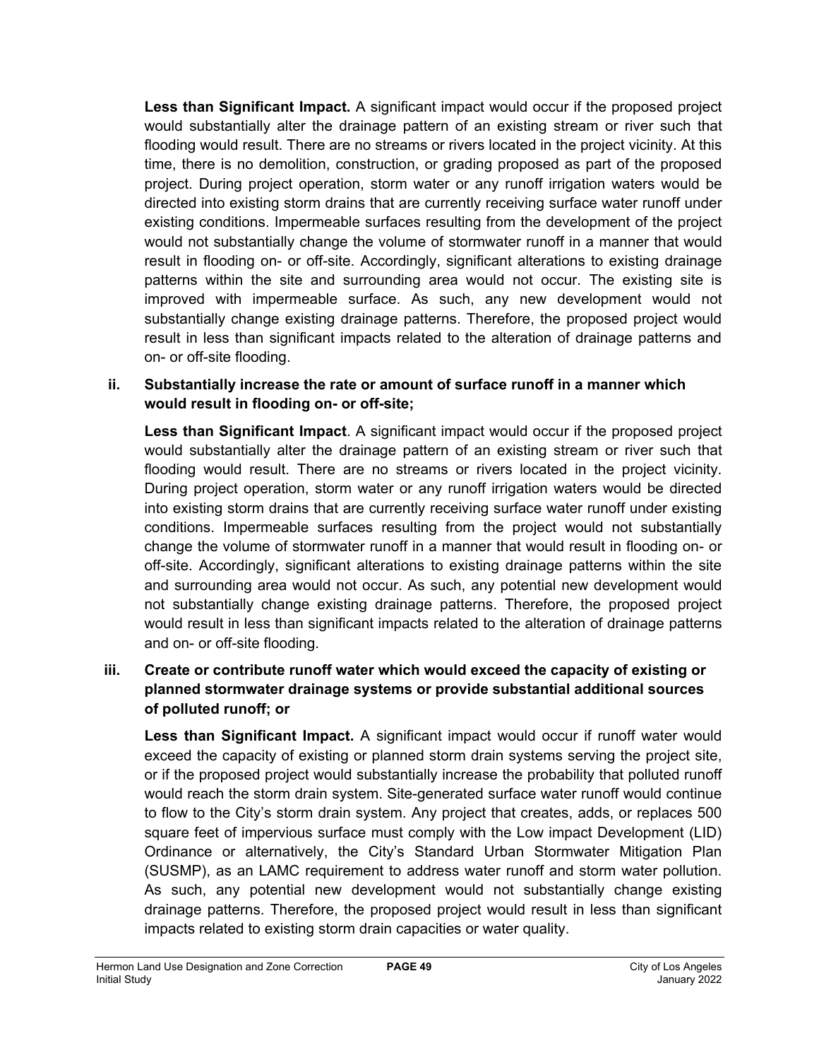**Less than Significant Impact.** A significant impact would occur if the proposed project would substantially alter the drainage pattern of an existing stream or river such that flooding would result. There are no streams or rivers located in the project vicinity. At this time, there is no demolition, construction, or grading proposed as part of the proposed project. During project operation, storm water or any runoff irrigation waters would be directed into existing storm drains that are currently receiving surface water runoff under existing conditions. Impermeable surfaces resulting from the development of the project would not substantially change the volume of stormwater runoff in a manner that would result in flooding on- or off-site. Accordingly, significant alterations to existing drainage patterns within the site and surrounding area would not occur. The existing site is improved with impermeable surface. As such, any new development would not substantially change existing drainage patterns. Therefore, the proposed project would result in less than significant impacts related to the alteration of drainage patterns and on- or off-site flooding.

**ii. Substantially increase the rate or amount of surface runoff in a manner which would result in flooding on- or off-site;**

**Less than Significant Impact**. A significant impact would occur if the proposed project would substantially alter the drainage pattern of an existing stream or river such that flooding would result. There are no streams or rivers located in the project vicinity. During project operation, storm water or any runoff irrigation waters would be directed into existing storm drains that are currently receiving surface water runoff under existing conditions. Impermeable surfaces resulting from the project would not substantially change the volume of stormwater runoff in a manner that would result in flooding on- or off-site. Accordingly, significant alterations to existing drainage patterns within the site and surrounding area would not occur. As such, any potential new development would not substantially change existing drainage patterns. Therefore, the proposed project would result in less than significant impacts related to the alteration of drainage patterns and on- or off-site flooding.

**iii. Create or contribute runoff water which would exceed the capacity of existing or planned stormwater drainage systems or provide substantial additional sources of polluted runoff; or**

**Less than Significant Impact.** A significant impact would occur if runoff water would exceed the capacity of existing or planned storm drain systems serving the project site, or if the proposed project would substantially increase the probability that polluted runoff would reach the storm drain system. Site-generated surface water runoff would continue to flow to the City's storm drain system. Any project that creates, adds, or replaces 500 square feet of impervious surface must comply with the Low impact Development (LID) Ordinance or alternatively, the City's Standard Urban Stormwater Mitigation Plan (SUSMP), as an LAMC requirement to address water runoff and storm water pollution. As such, any potential new development would not substantially change existing drainage patterns. Therefore, the proposed project would result in less than significant impacts related to existing storm drain capacities or water quality.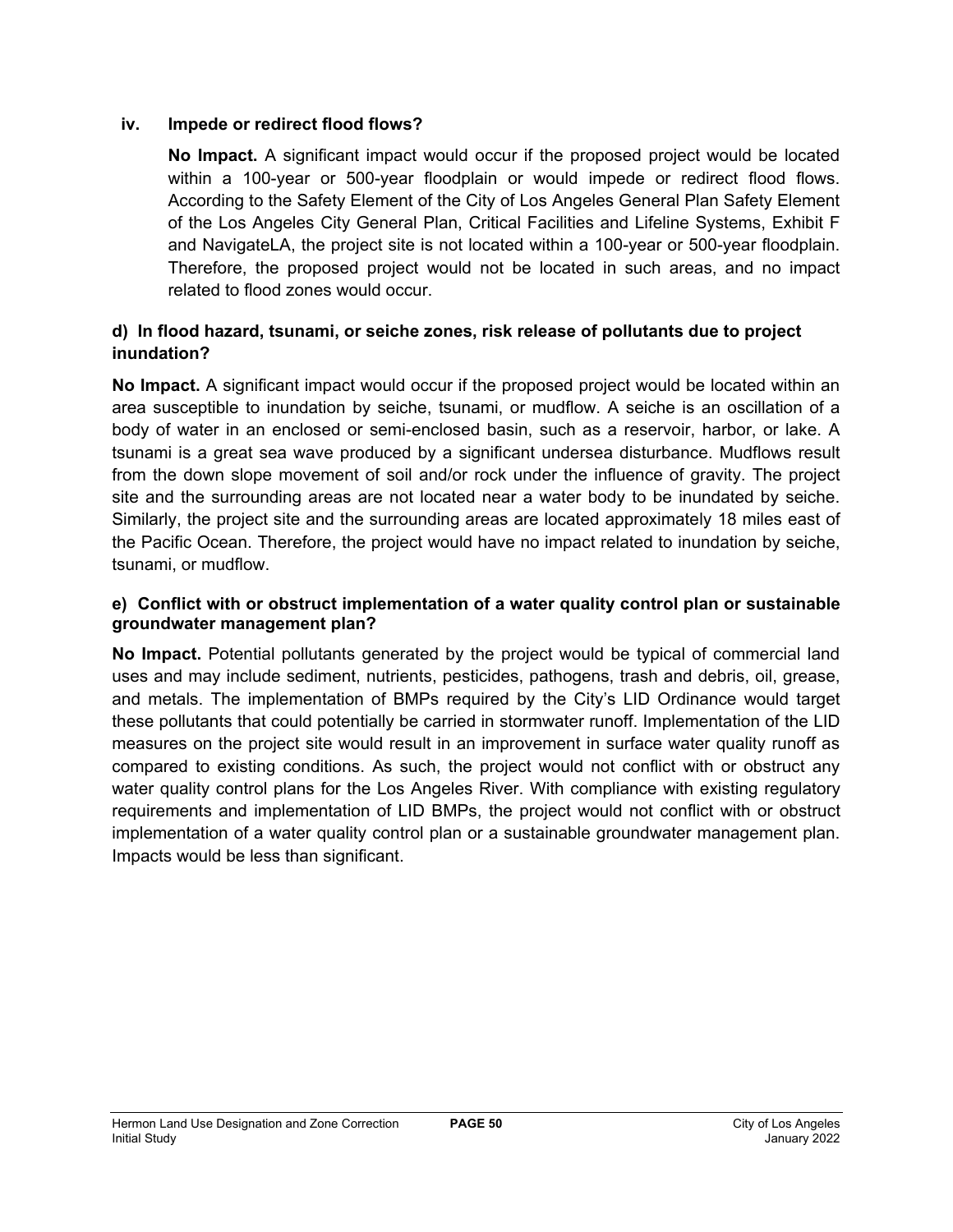### iv. Impede or redirect flood flows?

**No Impact.** A significant impact would occur if the proposed project would be located within a 100-year or 500-year floodplain or would impede or redirect flood flows. According to the Safety Element of the City of Los Angeles General Plan Safety Element of the Los Angeles City General Plan, Critical Facilities and Lifeline Systems, Exhibit F and NavigateLA, the project site is not located within a 100-year or 500-year floodplain. Therefore, the proposed project would not be located in such areas, and no impact related to flood zones would occur.

### d) In flood hazard, tsunami, or seiche zones, risk release of pollutants due to project inundation?

**No Impact.** A significant impact would occur if the proposed project would be located within an area susceptible to inundation by seiche, tsunami, or mudflow. A seiche is an oscillation of a body of water in an enclosed or semi-enclosed basin, such as a reservoir, harbor, or lake. A tsunami is a great sea wave produced by a significant undersea disturbance. Mudflows result from the down slope movement of soil and/or rock under the influence of gravity. The project site and the surrounding areas are not located near a water body to be inundated by seiche. Similarly, the project site and the surrounding areas are located approximately 18 miles east of the Pacific Ocean. Therefore, the project would have no impact related to inundation by seiche, tsunami, or mudflow.

### e) Conflict with or obstruct implementation of a water quality control plan or sustainable groundwater management plan?

**No Impact.** Potential pollutants generated by the project would be typical of commercial land uses and may include sediment, nutrients, pesticides, pathogens, trash and debris, oil, grease, and metals. The implementation of BMPs required by the City's LID Ordinance would target these pollutants that could potentially be carried in stormwater runoff. Implementation of the LID measures on the project site would result in an improvement in surface water quality runoff as compared to existing conditions. As such, the project would not conflict with or obstruct any water quality control plans for the Los Angeles River. With compliance with existing regulatory requirements and implementation of LID BMPs, the project would not conflict with or obstruct implementation of a water quality control plan or a sustainable groundwater management plan. Impacts would be less than significant.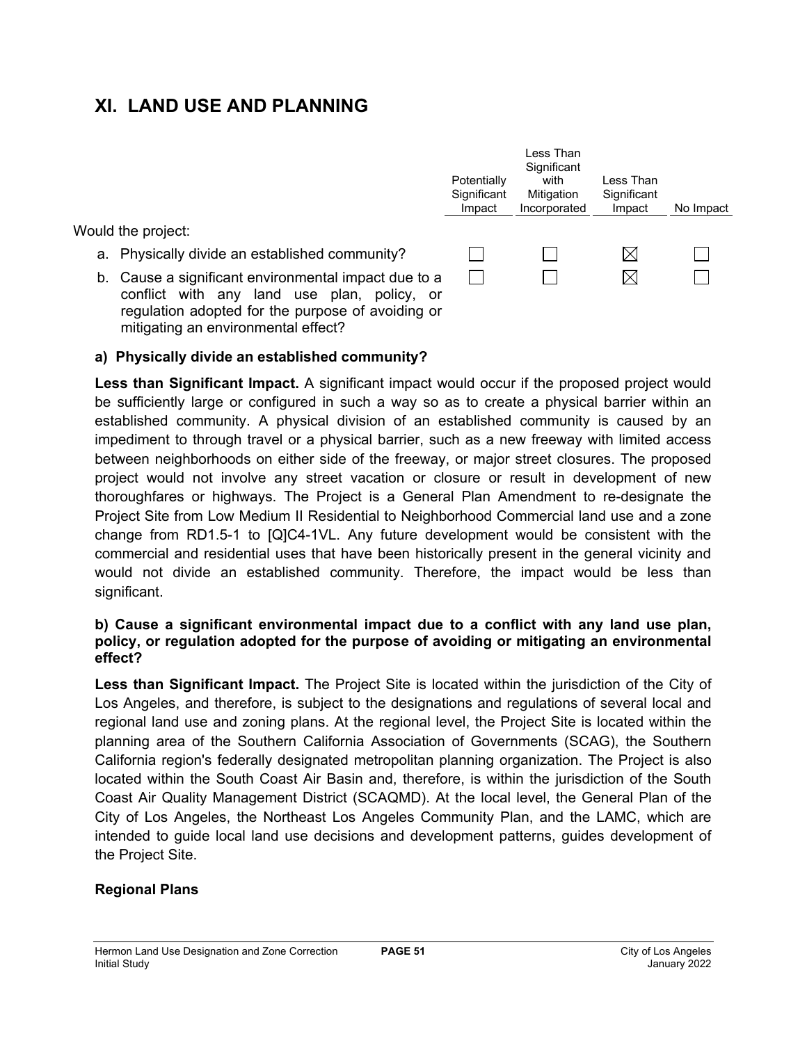# XI. LAND USE AND PLANNING

| Would the project: | Potentially Significant Impact | Less Than Significant with Mitigation Incorporated | Less Than Significant Impact | No Impact |
|---|---|---|---|---|
| a. Physically divide an established community? | ☐ | ☐ | ☒ | ☐ |
| b. Cause a significant environmental impact due to a conflict with any land use plan, policy, or regulation adopted for the purpose of avoiding or mitigating an environmental effect? | ☐ | ☐ | ☒ | ☐ |

**a) Physically divide an established community?**

**Less than Significant Impact.** A significant impact would occur if the proposed project would be sufficiently large or configured in such a way so as to create a physical barrier within an established community. A physical division of an established community is caused by an impediment to through travel or a physical barrier, such as a new freeway with limited access between neighborhoods on either side of the freeway, or major street closures. The proposed project would not involve any street vacation or closure or result in development of new thoroughfares or highways. The Project is a General Plan Amendment to re-designate the Project Site from Low Medium II Residential to Neighborhood Commercial land use and a zone change from RD1.5-1 to [Q]C4-1VL. Any future development would be consistent with the commercial and residential uses that have been historically present in the general vicinity and would not divide an established community. Therefore, the impact would be less than significant.

**b) Cause a significant environmental impact due to a conflict with any land use plan, policy, or regulation adopted for the purpose of avoiding or mitigating an environmental effect?**

**Less than Significant Impact.** The Project Site is located within the jurisdiction of the City of Los Angeles, and therefore, is subject to the designations and regulations of several local and regional land use and zoning plans. At the regional level, the Project Site is located within the planning area of the Southern California Association of Governments (SCAG), the Southern California region's federally designated metropolitan planning organization. The Project is also located within the South Coast Air Basin and, therefore, is within the jurisdiction of the South Coast Air Quality Management District (SCAQMD). At the local level, the General Plan of the City of Los Angeles, the Northeast Los Angeles Community Plan, and the LAMC, which are intended to guide local land use decisions and development patterns, guides development of the Project Site.

**Regional Plans**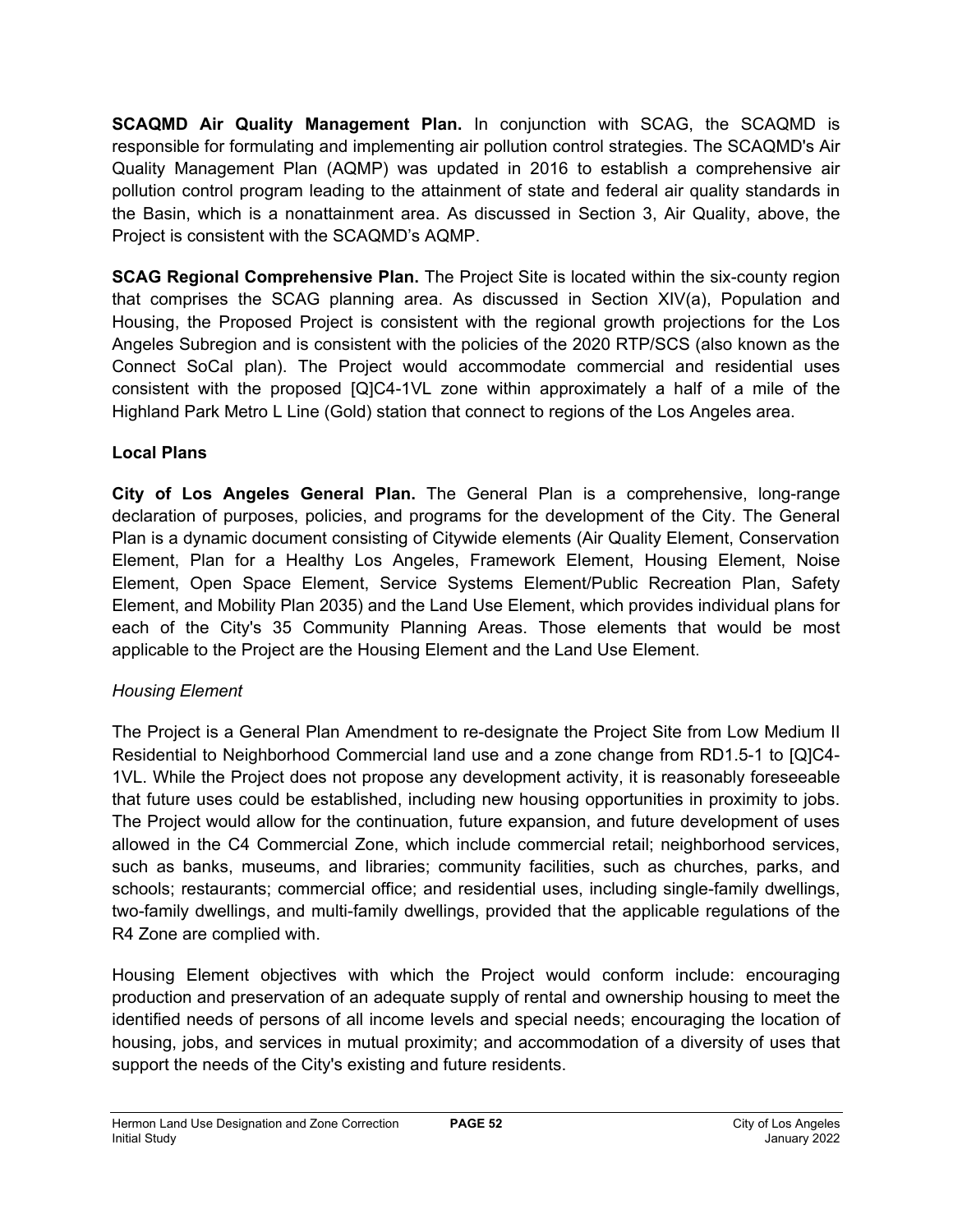**SCAQMD Air Quality Management Plan.** In conjunction with SCAG, the SCAQMD is responsible for formulating and implementing air pollution control strategies. The SCAQMD's Air Quality Management Plan (AQMP) was updated in 2016 to establish a comprehensive air pollution control program leading to the attainment of state and federal air quality standards in the Basin, which is a nonattainment area. As discussed in Section 3, Air Quality, above, the Project is consistent with the SCAQMD's AQMP.

**SCAG Regional Comprehensive Plan.** The Project Site is located within the six-county region that comprises the SCAG planning area. As discussed in Section XIV(a), Population and Housing, the Proposed Project is consistent with the regional growth projections for the Los Angeles Subregion and is consistent with the policies of the 2020 RTP/SCS (also known as the Connect SoCal plan). The Project would accommodate commercial and residential uses consistent with the proposed [Q]C4-1VL zone within approximately a half of a mile of the Highland Park Metro L Line (Gold) station that connect to regions of the Los Angeles area.

**Local Plans**

**City of Los Angeles General Plan.** The General Plan is a comprehensive, long-range declaration of purposes, policies, and programs for the development of the City. The General Plan is a dynamic document consisting of Citywide elements (Air Quality Element, Conservation Element, Plan for a Healthy Los Angeles, Framework Element, Housing Element, Noise Element, Open Space Element, Service Systems Element/Public Recreation Plan, Safety Element, and Mobility Plan 2035) and the Land Use Element, which provides individual plans for each of the City's 35 Community Planning Areas. Those elements that would be most applicable to the Project are the Housing Element and the Land Use Element.

*Housing Element*

The Project is a General Plan Amendment to re-designate the Project Site from Low Medium II Residential to Neighborhood Commercial land use and a zone change from RD1.5-1 to [Q]C4-1VL. While the Project does not propose any development activity, it is reasonably foreseeable that future uses could be established, including new housing opportunities in proximity to jobs. The Project would allow for the continuation, future expansion, and future development of uses allowed in the C4 Commercial Zone, which include commercial retail; neighborhood services, such as banks, museums, and libraries; community facilities, such as churches, parks, and schools; restaurants; commercial office; and residential uses, including single-family dwellings, two-family dwellings, and multi-family dwellings, provided that the applicable regulations of the R4 Zone are complied with.

Housing Element objectives with which the Project would conform include: encouraging production and preservation of an adequate supply of rental and ownership housing to meet the identified needs of persons of all income levels and special needs; encouraging the location of housing, jobs, and services in mutual proximity; and accommodation of a diversity of uses that support the needs of the City's existing and future residents.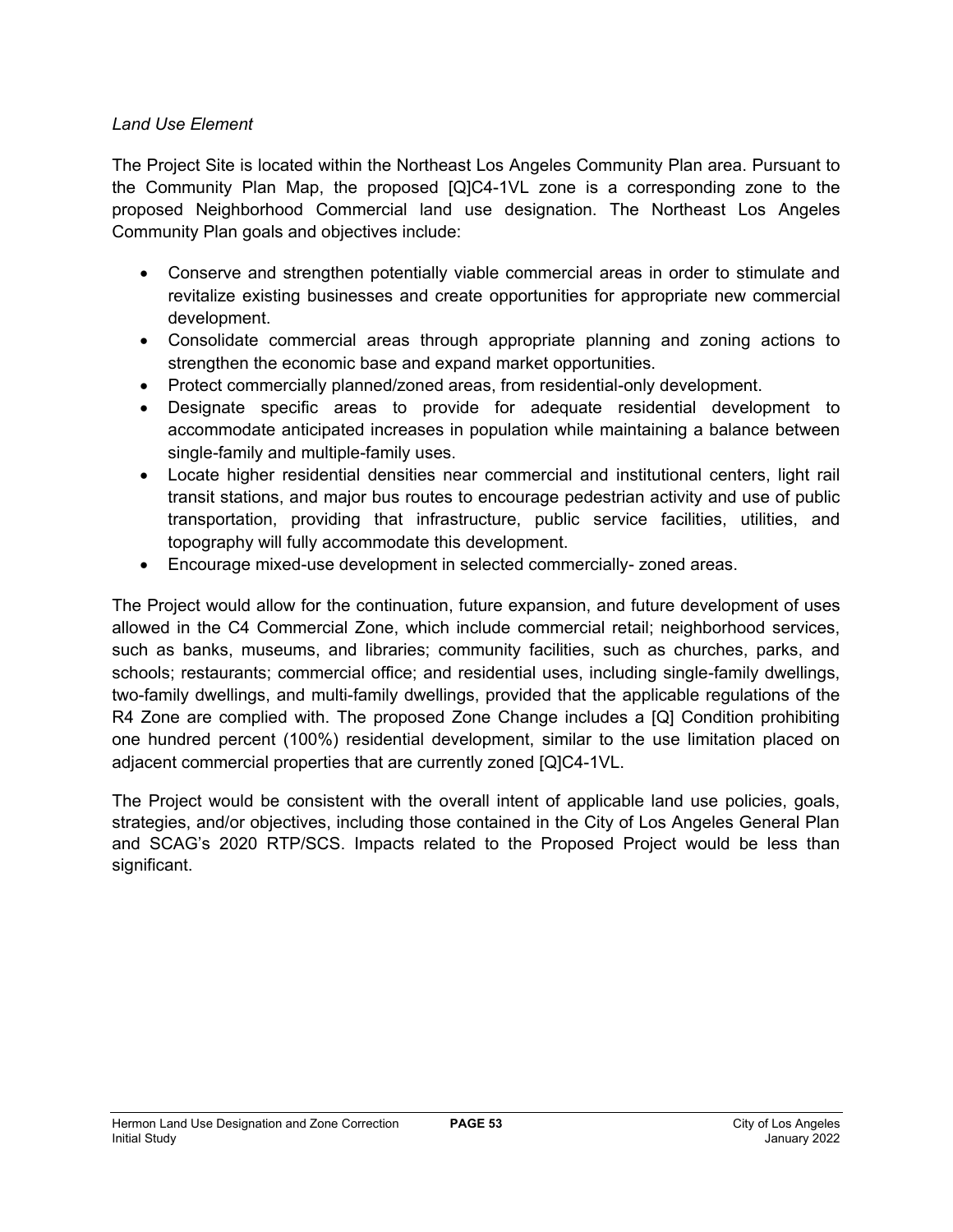*Land Use Element*

The Project Site is located within the Northeast Los Angeles Community Plan area. Pursuant to the Community Plan Map, the proposed [Q]C4-1VL zone is a corresponding zone to the proposed Neighborhood Commercial land use designation. The Northeast Los Angeles Community Plan goals and objectives include:

- Conserve and strengthen potentially viable commercial areas in order to stimulate and revitalize existing businesses and create opportunities for appropriate new commercial development.
- Consolidate commercial areas through appropriate planning and zoning actions to strengthen the economic base and expand market opportunities.
- Protect commercially planned/zoned areas, from residential-only development.
- Designate specific areas to provide for adequate residential development to accommodate anticipated increases in population while maintaining a balance between single-family and multiple-family uses.
- Locate higher residential densities near commercial and institutional centers, light rail transit stations, and major bus routes to encourage pedestrian activity and use of public transportation, providing that infrastructure, public service facilities, utilities, and topography will fully accommodate this development.
- Encourage mixed-use development in selected commercially- zoned areas.

The Project would allow for the continuation, future expansion, and future development of uses allowed in the C4 Commercial Zone, which include commercial retail; neighborhood services, such as banks, museums, and libraries; community facilities, such as churches, parks, and schools; restaurants; commercial office; and residential uses, including single-family dwellings, two-family dwellings, and multi-family dwellings, provided that the applicable regulations of the R4 Zone are complied with. The proposed Zone Change includes a [Q] Condition prohibiting one hundred percent (100%) residential development, similar to the use limitation placed on adjacent commercial properties that are currently zoned [Q]C4-1VL.

The Project would be consistent with the overall intent of applicable land use policies, goals, strategies, and/or objectives, including those contained in the City of Los Angeles General Plan and SCAG's 2020 RTP/SCS. Impacts related to the Proposed Project would be less than significant.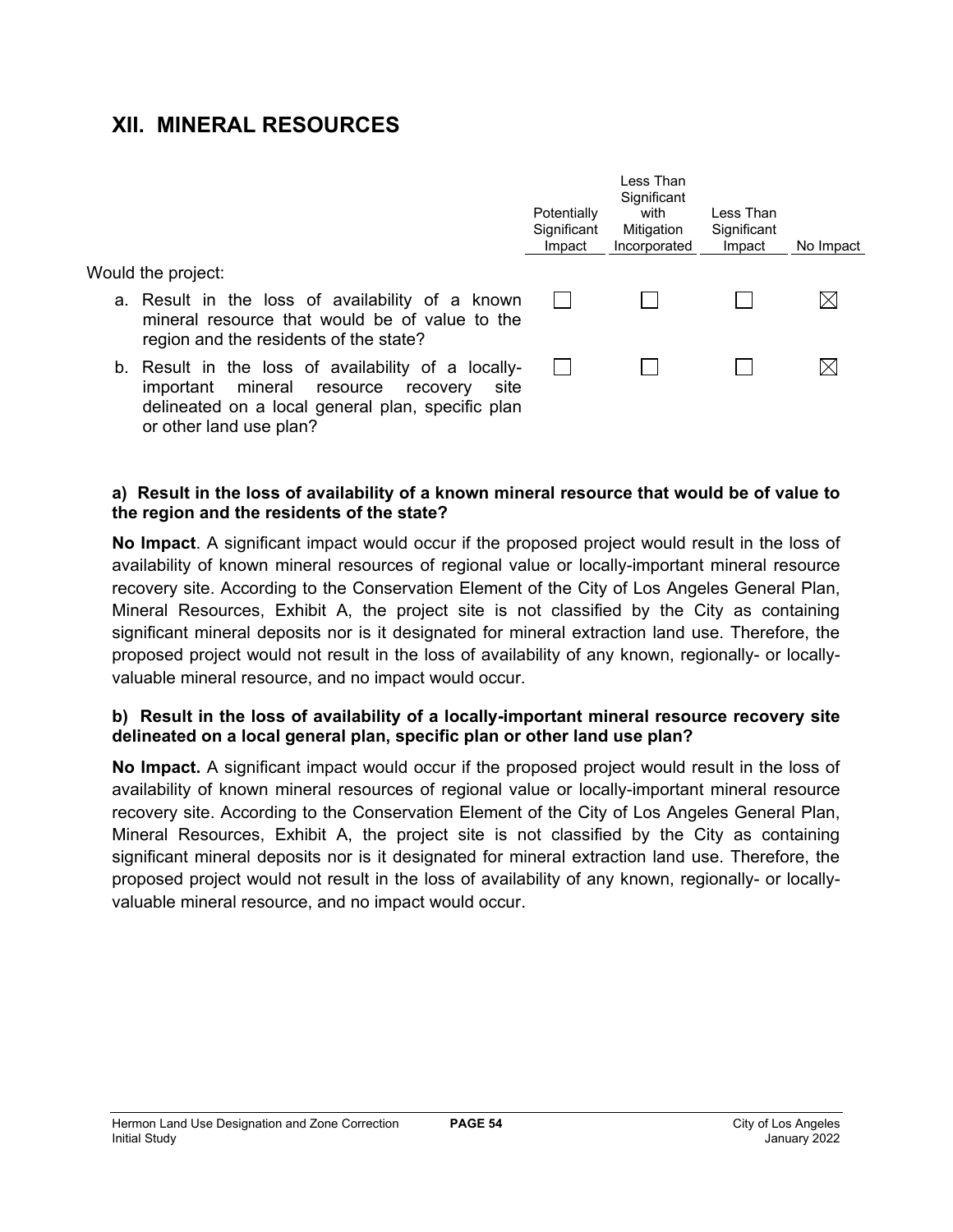## XII. MINERAL RESOURCES

| Would the project: | Potentially Significant Impact | Less Than Significant with Mitigation Incorporated | Less Than Significant Impact | No Impact |
|---|---|---|---|---|
| a. Result in the loss of availability of a known mineral resource that would be of value to the region and the residents of the state? | ☐ | ☐ | ☐ | ☒ |
| b. Result in the loss of availability of a locally-important mineral resource recovery site delineated on a local general plan, specific plan or other land use plan? | ☐ | ☐ | ☐ | ☒ |

**a) Result in the loss of availability of a known mineral resource that would be of value to the region and the residents of the state?**

**No Impact**. A significant impact would occur if the proposed project would result in the loss of availability of known mineral resources of regional value or locally-important mineral resource recovery site. According to the Conservation Element of the City of Los Angeles General Plan, Mineral Resources, Exhibit A, the project site is not classified by the City as containing significant mineral deposits nor is it designated for mineral extraction land use. Therefore, the proposed project would not result in the loss of availability of any known, regionally- or locally-valuable mineral resource, and no impact would occur.

**b) Result in the loss of availability of a locally-important mineral resource recovery site delineated on a local general plan, specific plan or other land use plan?**

**No Impact.** A significant impact would occur if the proposed project would result in the loss of availability of known mineral resources of regional value or locally-important mineral resource recovery site. According to the Conservation Element of the City of Los Angeles General Plan, Mineral Resources, Exhibit A, the project site is not classified by the City as containing significant mineral deposits nor is it designated for mineral extraction land use. Therefore, the proposed project would not result in the loss of availability of any known, regionally- or locally-valuable mineral resource, and no impact would occur.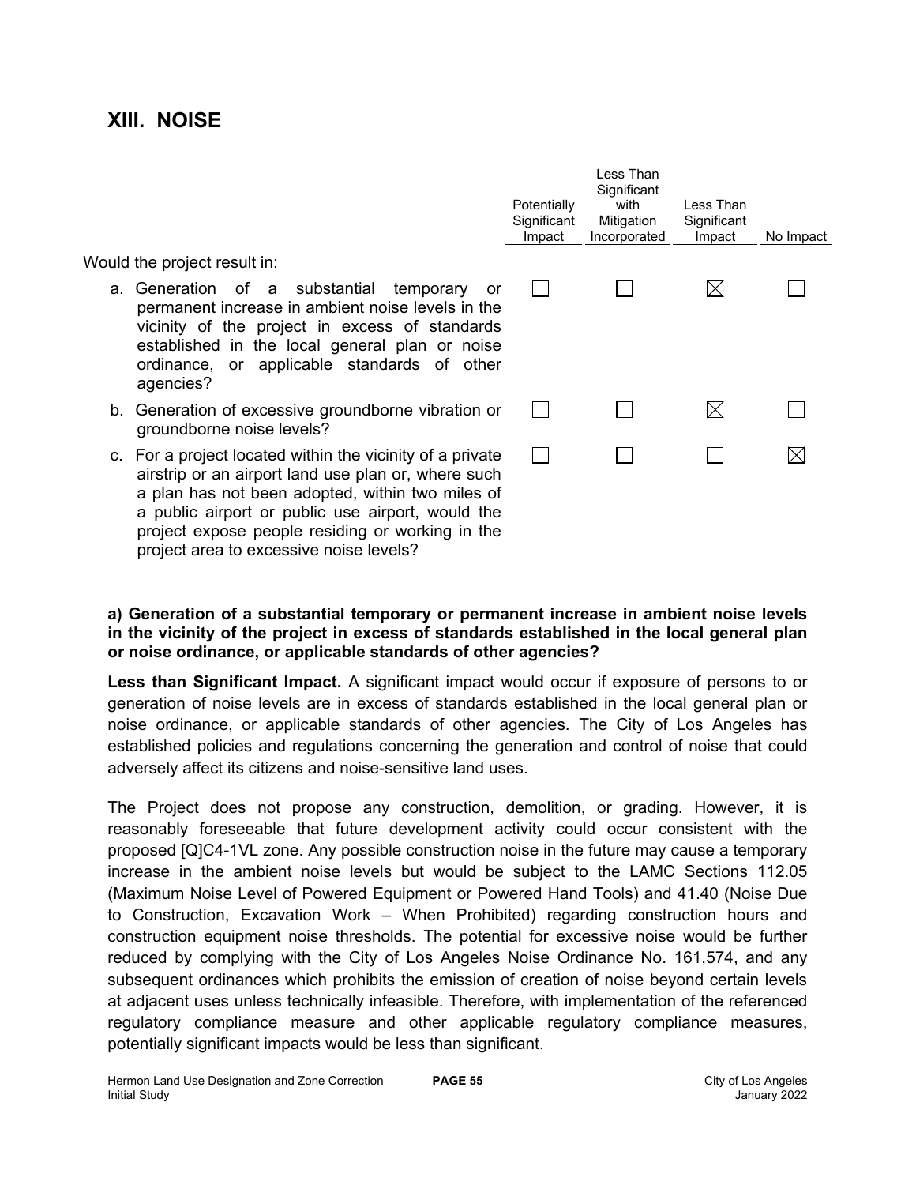## XIII. NOISE

| Would the project result in: | Potentially Significant Impact | Less Than Significant with Mitigation Incorporated | Less Than Significant Impact | No Impact |
|---|---|---|---|---|
| a. Generation of a substantial temporary or permanent increase in ambient noise levels in the vicinity of the project in excess of standards established in the local general plan or noise ordinance, or applicable standards of other agencies? | ☐ | ☐ | ☒ | ☐ |
| b. Generation of excessive groundborne vibration or groundborne noise levels? | ☐ | ☐ | ☒ | ☐ |
| c. For a project located within the vicinity of a private airstrip or an airport land use plan or, where such a plan has not been adopted, within two miles of a public airport or public use airport, would the project expose people residing or working in the project area to excessive noise levels? | ☐ | ☐ | ☐ | ☒ |

**a) Generation of a substantial temporary or permanent increase in ambient noise levels in the vicinity of the project in excess of standards established in the local general plan or noise ordinance, or applicable standards of other agencies?**

**Less than Significant Impact.** A significant impact would occur if exposure of persons to or generation of noise levels are in excess of standards established in the local general plan or noise ordinance, or applicable standards of other agencies. The City of Los Angeles has established policies and regulations concerning the generation and control of noise that could adversely affect its citizens and noise-sensitive land uses.

The Project does not propose any construction, demolition, or grading. However, it is reasonably foreseeable that future development activity could occur consistent with the proposed [Q]C4-1VL zone. Any possible construction noise in the future may cause a temporary increase in the ambient noise levels but would be subject to the LAMC Sections 112.05 (Maximum Noise Level of Powered Equipment or Powered Hand Tools) and 41.40 (Noise Due to Construction, Excavation Work – When Prohibited) regarding construction hours and construction equipment noise thresholds. The potential for excessive noise would be further reduced by complying with the City of Los Angeles Noise Ordinance No. 161,574, and any subsequent ordinances which prohibits the emission of creation of noise beyond certain levels at adjacent uses unless technically infeasible. Therefore, with implementation of the referenced regulatory compliance measure and other applicable regulatory compliance measures, potentially significant impacts would be less than significant.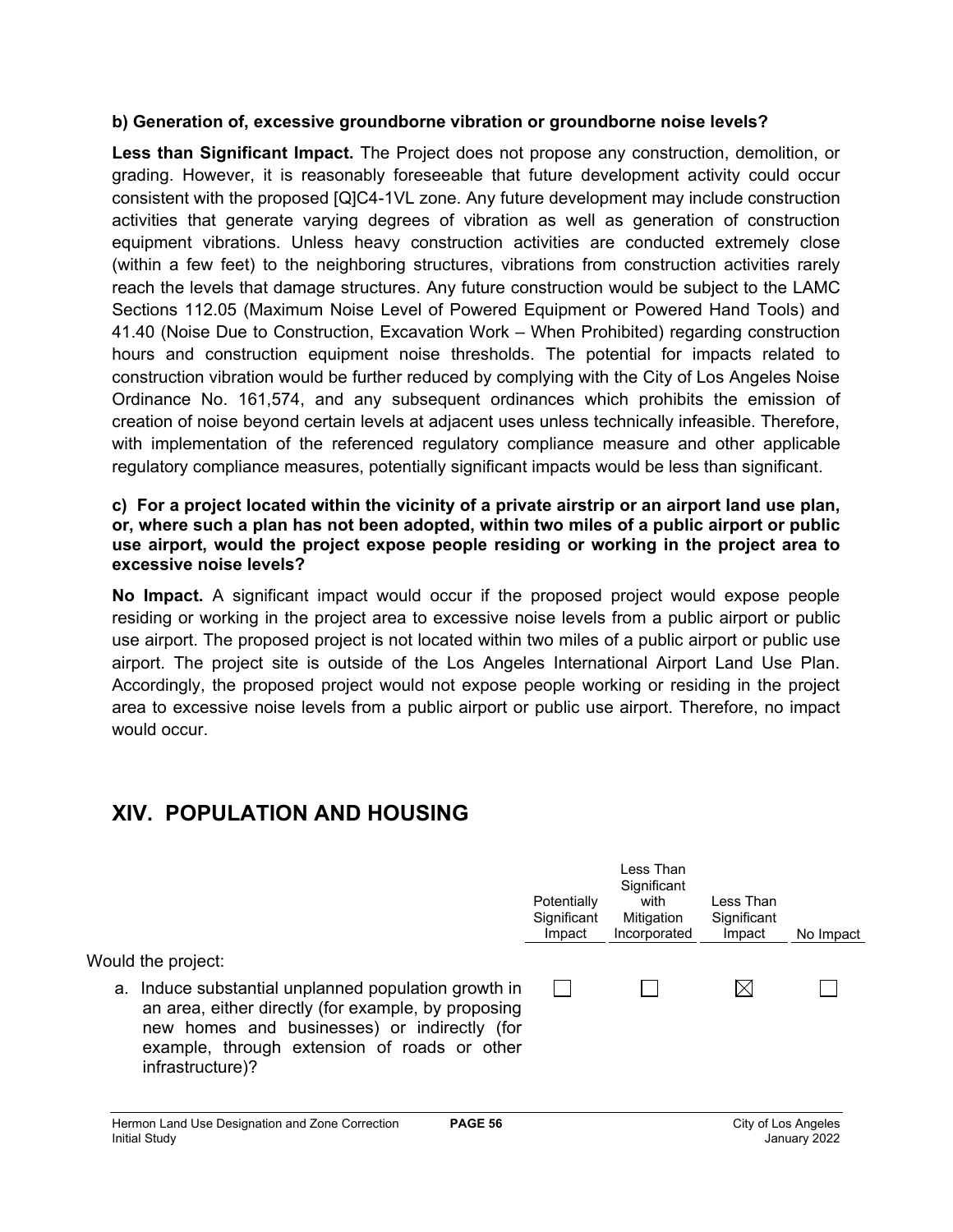**b) Generation of, excessive groundborne vibration or groundborne noise levels?**

**Less than Significant Impact.** The Project does not propose any construction, demolition, or grading. However, it is reasonably foreseeable that future development activity could occur consistent with the proposed [Q]C4-1VL zone. Any future development may include construction activities that generate varying degrees of vibration as well as generation of construction equipment vibrations. Unless heavy construction activities are conducted extremely close (within a few feet) to the neighboring structures, vibrations from construction activities rarely reach the levels that damage structures. Any future construction would be subject to the LAMC Sections 112.05 (Maximum Noise Level of Powered Equipment or Powered Hand Tools) and 41.40 (Noise Due to Construction, Excavation Work – When Prohibited) regarding construction hours and construction equipment noise thresholds. The potential for impacts related to construction vibration would be further reduced by complying with the City of Los Angeles Noise Ordinance No. 161,574, and any subsequent ordinances which prohibits the emission of creation of noise beyond certain levels at adjacent uses unless technically infeasible. Therefore, with implementation of the referenced regulatory compliance measure and other applicable regulatory compliance measures, potentially significant impacts would be less than significant.

**c) For a project located within the vicinity of a private airstrip or an airport land use plan, or, where such a plan has not been adopted, within two miles of a public airport or public use airport, would the project expose people residing or working in the project area to excessive noise levels?**

**No Impact.** A significant impact would occur if the proposed project would expose people residing or working in the project area to excessive noise levels from a public airport or public use airport. The proposed project is not located within two miles of a public airport or public use airport. The project site is outside of the Los Angeles International Airport Land Use Plan. Accordingly, the proposed project would not expose people working or residing in the project area to excessive noise levels from a public airport or public use airport. Therefore, no impact would occur.

## XIV. POPULATION AND HOUSING

| Would the project: | Potentially Significant Impact | Less Than Significant with Mitigation Incorporated | Less Than Significant Impact | No Impact |
|---|---|---|---|---|
| a. Induce substantial unplanned population growth in an area, either directly (for example, by proposing new homes and businesses) or indirectly (for example, through extension of roads or other infrastructure)? | ☐ | ☐ | ☒ | ☐ |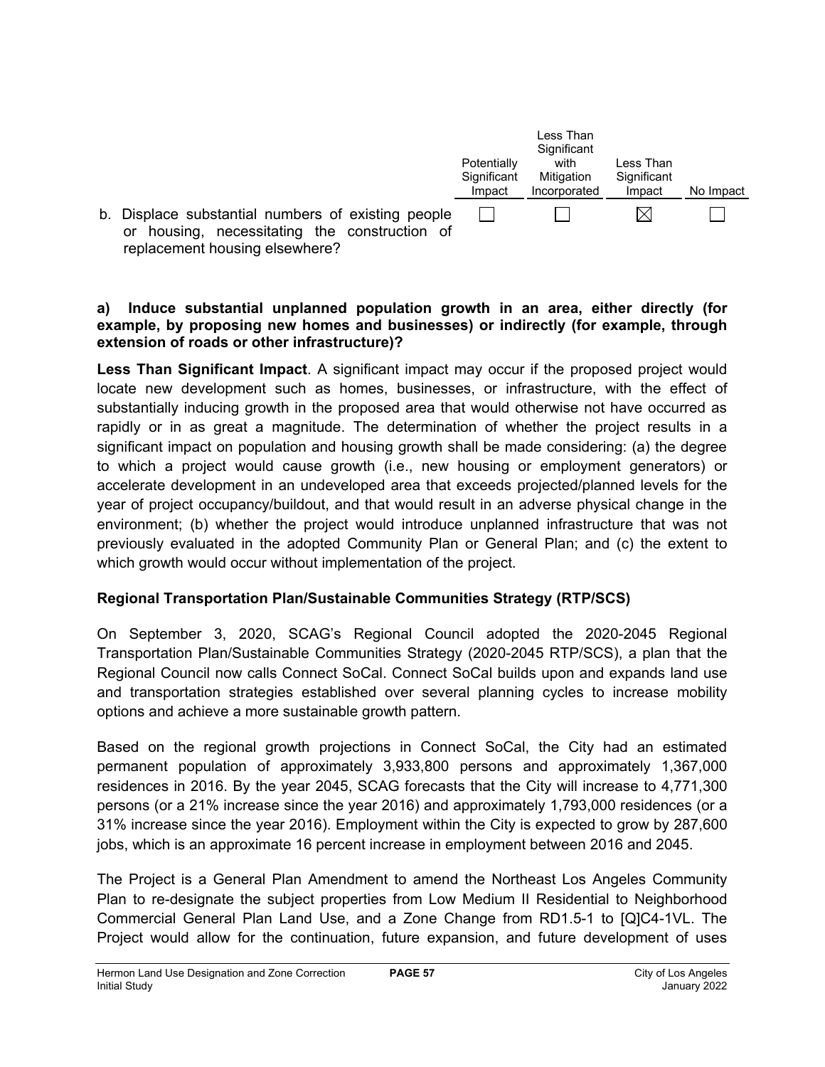| | Potentially Significant Impact | Less Than Significant with Mitigation Incorporated | Less Than Significant Impact | No Impact |
|---|---|---|---|---|
| b. Displace substantial numbers of existing people or housing, necessitating the construction of replacement housing elsewhere? | ☐ | ☐ | ☒ | ☐ |

**a) Induce substantial unplanned population growth in an area, either directly (for example, by proposing new homes and businesses) or indirectly (for example, through extension of roads or other infrastructure)?**

**Less Than Significant Impact**. A significant impact may occur if the proposed project would locate new development such as homes, businesses, or infrastructure, with the effect of substantially inducing growth in the proposed area that would otherwise not have occurred as rapidly or in as great a magnitude. The determination of whether the project results in a significant impact on population and housing growth shall be made considering: (a) the degree to which a project would cause growth (i.e., new housing or employment generators) or accelerate development in an undeveloped area that exceeds projected/planned levels for the year of project occupancy/buildout, and that would result in an adverse physical change in the environment; (b) whether the project would introduce unplanned infrastructure that was not previously evaluated in the adopted Community Plan or General Plan; and (c) the extent to which growth would occur without implementation of the project.

**Regional Transportation Plan/Sustainable Communities Strategy (RTP/SCS)**

On September 3, 2020, SCAG's Regional Council adopted the 2020-2045 Regional Transportation Plan/Sustainable Communities Strategy (2020-2045 RTP/SCS), a plan that the Regional Council now calls Connect SoCal. Connect SoCal builds upon and expands land use and transportation strategies established over several planning cycles to increase mobility options and achieve a more sustainable growth pattern.

Based on the regional growth projections in Connect SoCal, the City had an estimated permanent population of approximately 3,933,800 persons and approximately 1,367,000 residences in 2016. By the year 2045, SCAG forecasts that the City will increase to 4,771,300 persons (or a 21% increase since the year 2016) and approximately 1,793,000 residences (or a 31% increase since the year 2016). Employment within the City is expected to grow by 287,600 jobs, which is an approximate 16 percent increase in employment between 2016 and 2045.

The Project is a General Plan Amendment to amend the Northeast Los Angeles Community Plan to re-designate the subject properties from Low Medium II Residential to Neighborhood Commercial General Plan Land Use, and a Zone Change from RD1.5-1 to [Q]C4-1VL. The Project would allow for the continuation, future expansion, and future development of uses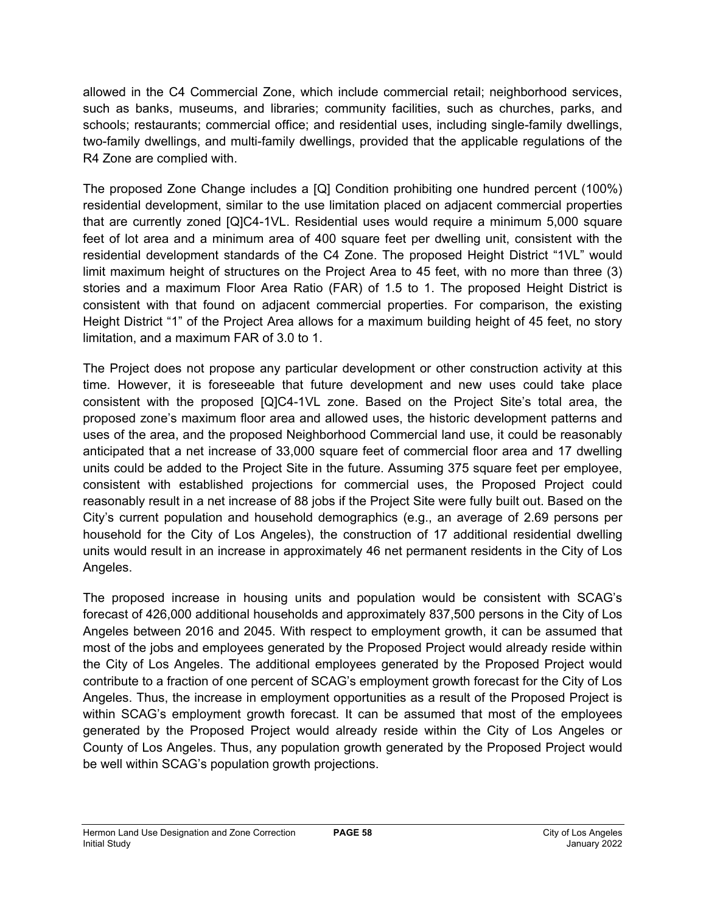allowed in the C4 Commercial Zone, which include commercial retail; neighborhood services, such as banks, museums, and libraries; community facilities, such as churches, parks, and schools; restaurants; commercial office; and residential uses, including single-family dwellings, two-family dwellings, and multi-family dwellings, provided that the applicable regulations of the R4 Zone are complied with.

The proposed Zone Change includes a [Q] Condition prohibiting one hundred percent (100%) residential development, similar to the use limitation placed on adjacent commercial properties that are currently zoned [Q]C4-1VL. Residential uses would require a minimum 5,000 square feet of lot area and a minimum area of 400 square feet per dwelling unit, consistent with the residential development standards of the C4 Zone. The proposed Height District "1VL" would limit maximum height of structures on the Project Area to 45 feet, with no more than three (3) stories and a maximum Floor Area Ratio (FAR) of 1.5 to 1. The proposed Height District is consistent with that found on adjacent commercial properties. For comparison, the existing Height District "1" of the Project Area allows for a maximum building height of 45 feet, no story limitation, and a maximum FAR of 3.0 to 1.

The Project does not propose any particular development or other construction activity at this time. However, it is foreseeable that future development and new uses could take place consistent with the proposed [Q]C4-1VL zone. Based on the Project Site's total area, the proposed zone's maximum floor area and allowed uses, the historic development patterns and uses of the area, and the proposed Neighborhood Commercial land use, it could be reasonably anticipated that a net increase of 33,000 square feet of commercial floor area and 17 dwelling units could be added to the Project Site in the future. Assuming 375 square feet per employee, consistent with established projections for commercial uses, the Proposed Project could reasonably result in a net increase of 88 jobs if the Project Site were fully built out. Based on the City's current population and household demographics (e.g., an average of 2.69 persons per household for the City of Los Angeles), the construction of 17 additional residential dwelling units would result in an increase in approximately 46 net permanent residents in the City of Los Angeles.

The proposed increase in housing units and population would be consistent with SCAG's forecast of 426,000 additional households and approximately 837,500 persons in the City of Los Angeles between 2016 and 2045. With respect to employment growth, it can be assumed that most of the jobs and employees generated by the Proposed Project would already reside within the City of Los Angeles. The additional employees generated by the Proposed Project would contribute to a fraction of one percent of SCAG's employment growth forecast for the City of Los Angeles. Thus, the increase in employment opportunities as a result of the Proposed Project is within SCAG's employment growth forecast. It can be assumed that most of the employees generated by the Proposed Project would already reside within the City of Los Angeles or County of Los Angeles. Thus, any population growth generated by the Proposed Project would be well within SCAG's population growth projections.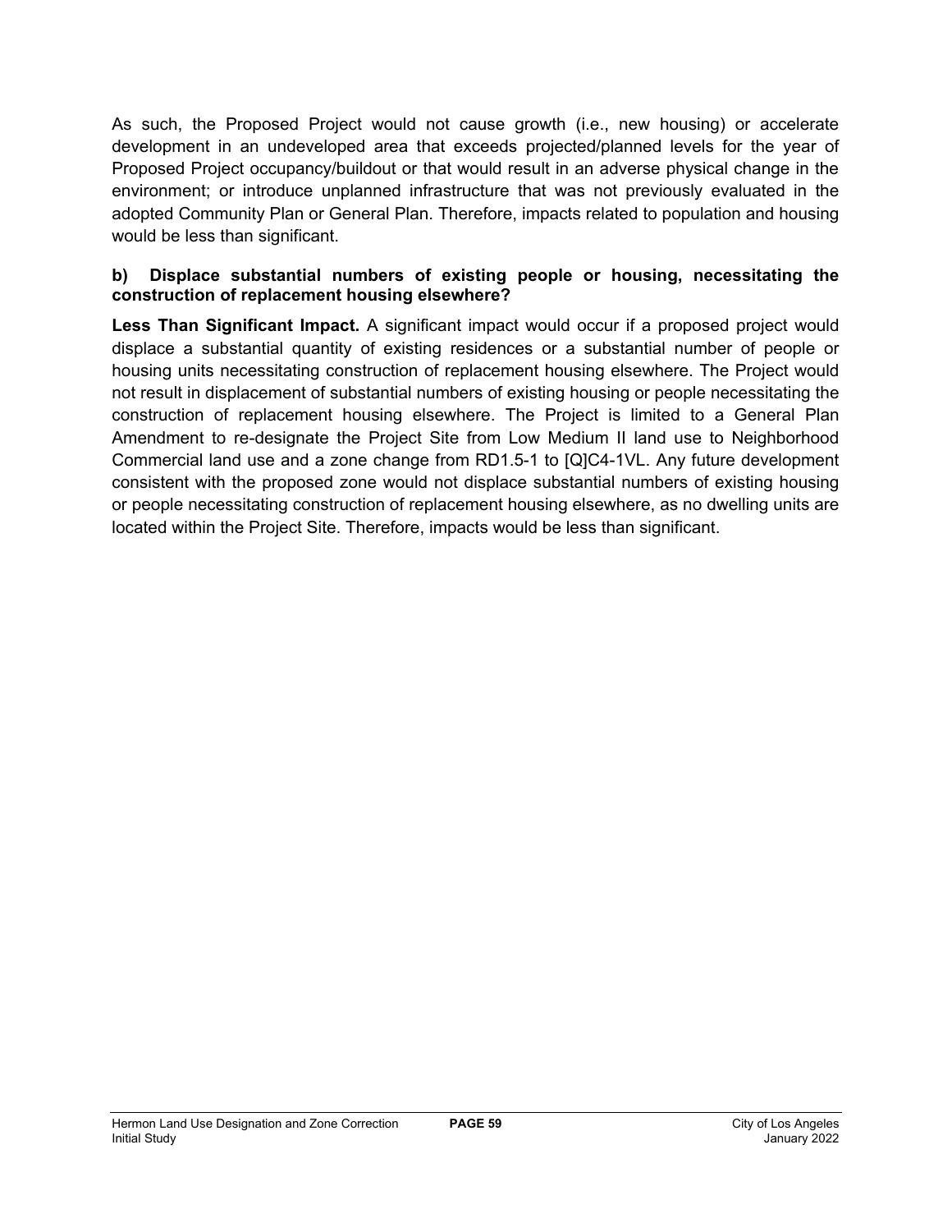As such, the Proposed Project would not cause growth (i.e., new housing) or accelerate development in an undeveloped area that exceeds projected/planned levels for the year of Proposed Project occupancy/buildout or that would result in an adverse physical change in the environment; or introduce unplanned infrastructure that was not previously evaluated in the adopted Community Plan or General Plan. Therefore, impacts related to population and housing would be less than significant.

**b) Displace substantial numbers of existing people or housing, necessitating the construction of replacement housing elsewhere?**

**Less Than Significant Impact.** A significant impact would occur if a proposed project would displace a substantial quantity of existing residences or a substantial number of people or housing units necessitating construction of replacement housing elsewhere. The Project would not result in displacement of substantial numbers of existing housing or people necessitating the construction of replacement housing elsewhere. The Project is limited to a General Plan Amendment to re-designate the Project Site from Low Medium II land use to Neighborhood Commercial land use and a zone change from RD1.5-1 to [Q]C4-1VL. Any future development consistent with the proposed zone would not displace substantial numbers of existing housing or people necessitating construction of replacement housing elsewhere, as no dwelling units are located within the Project Site. Therefore, impacts would be less than significant.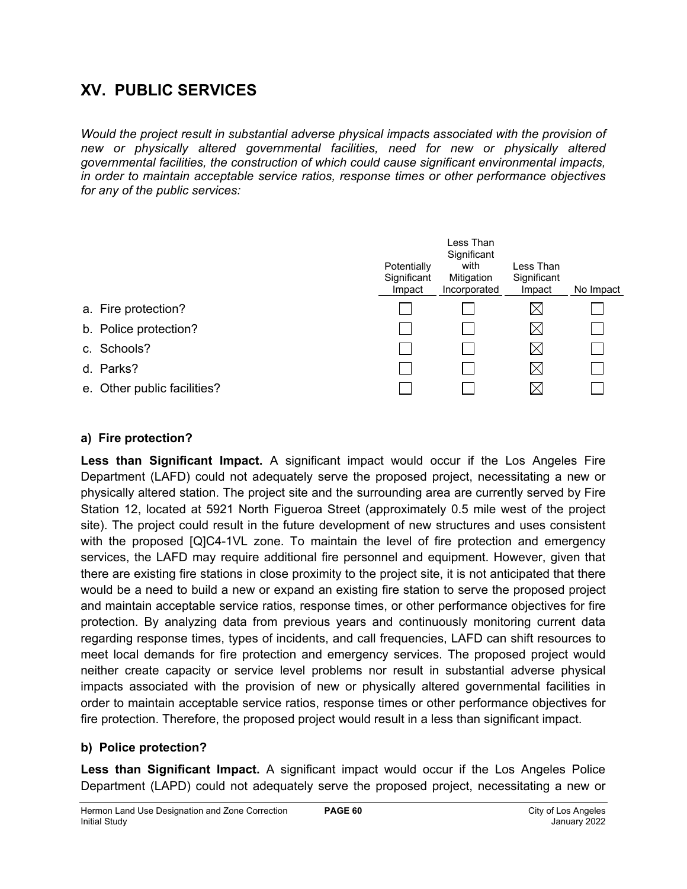## XV. PUBLIC SERVICES

*Would the project result in substantial adverse physical impacts associated with the provision of new or physically altered governmental facilities, need for new or physically altered governmental facilities, the construction of which could cause significant environmental impacts, in order to maintain acceptable service ratios, response times or other performance objectives for any of the public services:*

| | Potentially Significant Impact | Less Than Significant with Mitigation Incorporated | Less Than Significant Impact | No Impact |
|---|---|---|---|---|
| a. Fire protection? | ☐ | ☐ | ☒ | ☐ |
| b. Police protection? | ☐ | ☐ | ☒ | ☐ |
| c. Schools? | ☐ | ☐ | ☒ | ☐ |
| d. Parks? | ☐ | ☐ | ☒ | ☐ |
| e. Other public facilities? | ☐ | ☐ | ☒ | ☐ |

**a) Fire protection?**

**Less than Significant Impact.** A significant impact would occur if the Los Angeles Fire Department (LAFD) could not adequately serve the proposed project, necessitating a new or physically altered station. The project site and the surrounding area are currently served by Fire Station 12, located at 5921 North Figueroa Street (approximately 0.5 mile west of the project site). The project could result in the future development of new structures and uses consistent with the proposed [Q]C4-1VL zone. To maintain the level of fire protection and emergency services, the LAFD may require additional fire personnel and equipment. However, given that there are existing fire stations in close proximity to the project site, it is not anticipated that there would be a need to build a new or expand an existing fire station to serve the proposed project and maintain acceptable service ratios, response times, or other performance objectives for fire protection. By analyzing data from previous years and continuously monitoring current data regarding response times, types of incidents, and call frequencies, LAFD can shift resources to meet local demands for fire protection and emergency services. The proposed project would neither create capacity or service level problems nor result in substantial adverse physical impacts associated with the provision of new or physically altered governmental facilities in order to maintain acceptable service ratios, response times or other performance objectives for fire protection. Therefore, the proposed project would result in a less than significant impact.

**b) Police protection?**

**Less than Significant Impact.** A significant impact would occur if the Los Angeles Police Department (LAPD) could not adequately serve the proposed project, necessitating a new or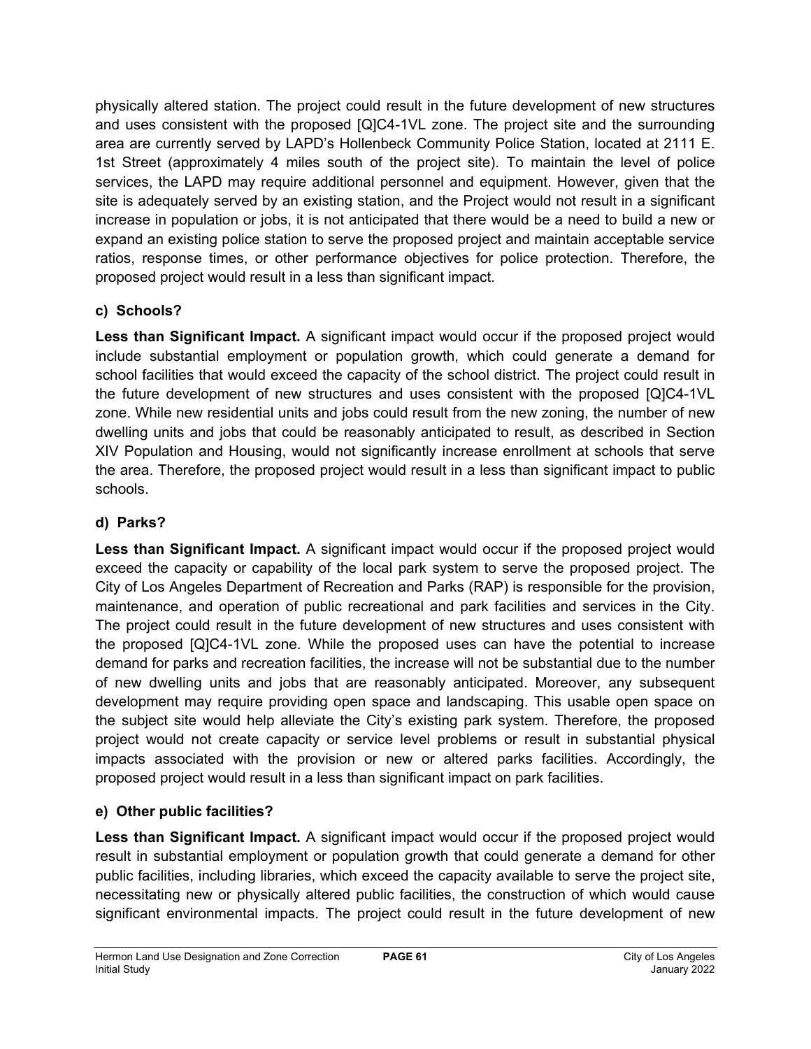physically altered station. The project could result in the future development of new structures and uses consistent with the proposed [Q]C4-1VL zone. The project site and the surrounding area are currently served by LAPD's Hollenbeck Community Police Station, located at 2111 E. 1st Street (approximately 4 miles south of the project site). To maintain the level of police services, the LAPD may require additional personnel and equipment. However, given that the site is adequately served by an existing station, and the Project would not result in a significant increase in population or jobs, it is not anticipated that there would be a need to build a new or expand an existing police station to serve the proposed project and maintain acceptable service ratios, response times, or other performance objectives for police protection. Therefore, the proposed project would result in a less than significant impact.

#### c) Schools?

**Less than Significant Impact.** A significant impact would occur if the proposed project would include substantial employment or population growth, which could generate a demand for school facilities that would exceed the capacity of the school district. The project could result in the future development of new structures and uses consistent with the proposed [Q]C4-1VL zone. While new residential units and jobs could result from the new zoning, the number of new dwelling units and jobs that could be reasonably anticipated to result, as described in Section XIV Population and Housing, would not significantly increase enrollment at schools that serve the area. Therefore, the proposed project would result in a less than significant impact to public schools.

#### d) Parks?

**Less than Significant Impact.** A significant impact would occur if the proposed project would exceed the capacity or capability of the local park system to serve the proposed project. The City of Los Angeles Department of Recreation and Parks (RAP) is responsible for the provision, maintenance, and operation of public recreational and park facilities and services in the City. The project could result in the future development of new structures and uses consistent with the proposed [Q]C4-1VL zone. While the proposed uses can have the potential to increase demand for parks and recreation facilities, the increase will not be substantial due to the number of new dwelling units and jobs that are reasonably anticipated. Moreover, any subsequent development may require providing open space and landscaping. This usable open space on the subject site would help alleviate the City's existing park system. Therefore, the proposed project would not create capacity or service level problems or result in substantial physical impacts associated with the provision or new or altered parks facilities. Accordingly, the proposed project would result in a less than significant impact on park facilities.

#### e) Other public facilities?

**Less than Significant Impact.** A significant impact would occur if the proposed project would result in substantial employment or population growth that could generate a demand for other public facilities, including libraries, which exceed the capacity available to serve the project site, necessitating new or physically altered public facilities, the construction of which would cause significant environmental impacts. The project could result in the future development of new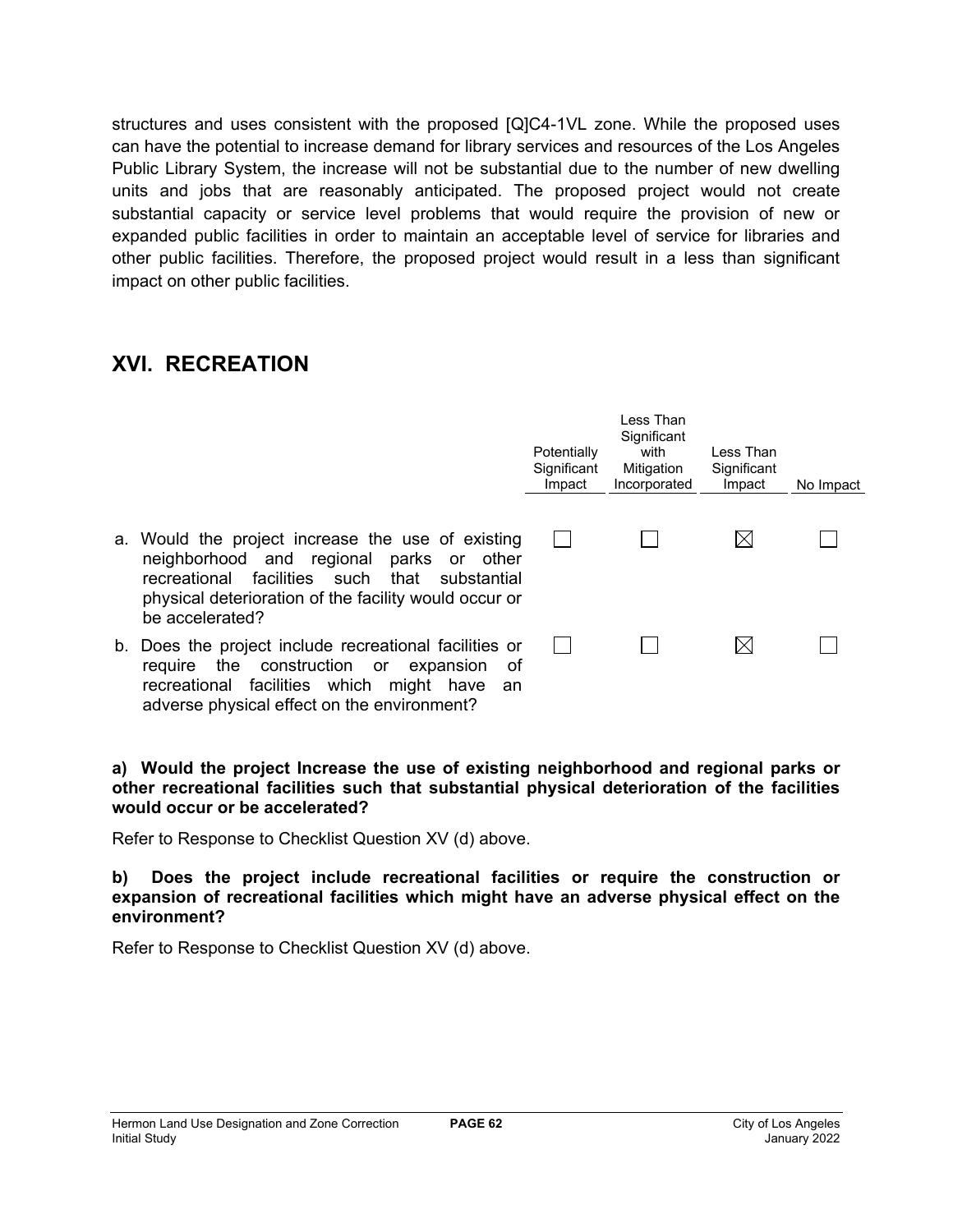structures and uses consistent with the proposed [Q]C4-1VL zone. While the proposed uses can have the potential to increase demand for library services and resources of the Los Angeles Public Library System, the increase will not be substantial due to the number of new dwelling units and jobs that are reasonably anticipated. The proposed project would not create substantial capacity or service level problems that would require the provision of new or expanded public facilities in order to maintain an acceptable level of service for libraries and other public facilities. Therefore, the proposed project would result in a less than significant impact on other public facilities.

## XVI. RECREATION

| | Potentially Significant Impact | Less Than Significant with Mitigation Incorporated | Less Than Significant Impact | No Impact |
|---|---|---|---|---|
| a. Would the project increase the use of existing neighborhood and regional parks or other recreational facilities such that substantial physical deterioration of the facility would occur or be accelerated? | ☐ | ☐ | ☒ | ☐ |
| b. Does the project include recreational facilities or require the construction or expansion of recreational facilities which might have an adverse physical effect on the environment? | ☐ | ☐ | ☒ | ☐ |

**a) Would the project Increase the use of existing neighborhood and regional parks or other recreational facilities such that substantial physical deterioration of the facilities would occur or be accelerated?**

Refer to Response to Checklist Question XV (d) above.

**b) Does the project include recreational facilities or require the construction or expansion of recreational facilities which might have an adverse physical effect on the environment?**

Refer to Response to Checklist Question XV (d) above.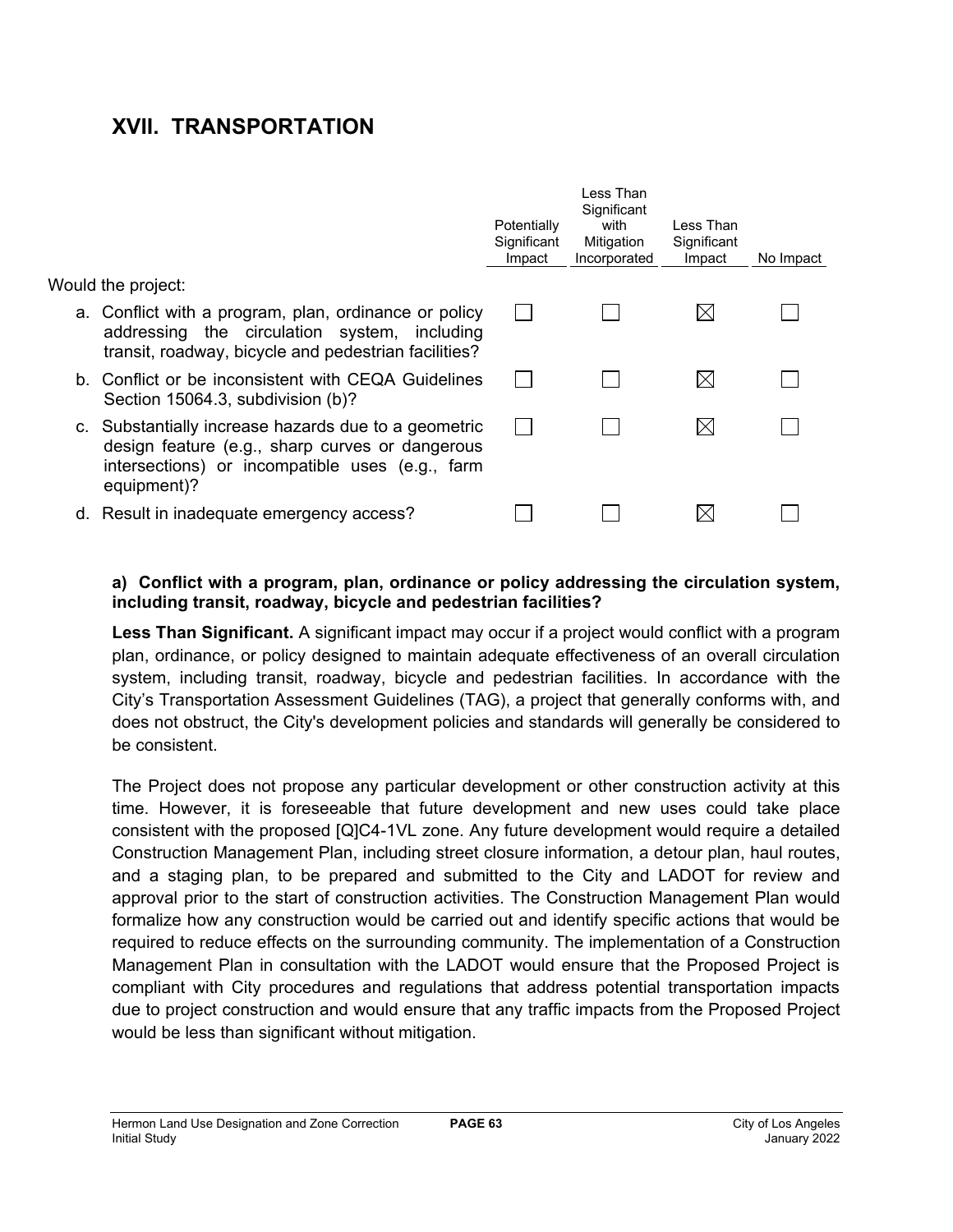# XVII. TRANSPORTATION

| Would the project: | Potentially Significant Impact | Less Than Significant with Mitigation Incorporated | Less Than Significant Impact | No Impact |
|---|---|---|---|---|
| a. Conflict with a program, plan, ordinance or policy addressing the circulation system, including transit, roadway, bicycle and pedestrian facilities? | ☐ | ☐ | ☒ | ☐ |
| b. Conflict or be inconsistent with CEQA Guidelines Section 15064.3, subdivision (b)? | ☐ | ☐ | ☒ | ☐ |
| c. Substantially increase hazards due to a geometric design feature (e.g., sharp curves or dangerous intersections) or incompatible uses (e.g., farm equipment)? | ☐ | ☐ | ☒ | ☐ |
| d. Result in inadequate emergency access? | ☐ | ☐ | ☒ | ☐ |

**a) Conflict with a program, plan, ordinance or policy addressing the circulation system, including transit, roadway, bicycle and pedestrian facilities?**

**Less Than Significant.** A significant impact may occur if a project would conflict with a program plan, ordinance, or policy designed to maintain adequate effectiveness of an overall circulation system, including transit, roadway, bicycle and pedestrian facilities. In accordance with the City's Transportation Assessment Guidelines (TAG), a project that generally conforms with, and does not obstruct, the City's development policies and standards will generally be considered to be consistent.

The Project does not propose any particular development or other construction activity at this time. However, it is foreseeable that future development and new uses could take place consistent with the proposed [Q]C4-1VL zone. Any future development would require a detailed Construction Management Plan, including street closure information, a detour plan, haul routes, and a staging plan, to be prepared and submitted to the City and LADOT for review and approval prior to the start of construction activities. The Construction Management Plan would formalize how any construction would be carried out and identify specific actions that would be required to reduce effects on the surrounding community. The implementation of a Construction Management Plan in consultation with the LADOT would ensure that the Proposed Project is compliant with City procedures and regulations that address potential transportation impacts due to project construction and would ensure that any traffic impacts from the Proposed Project would be less than significant without mitigation.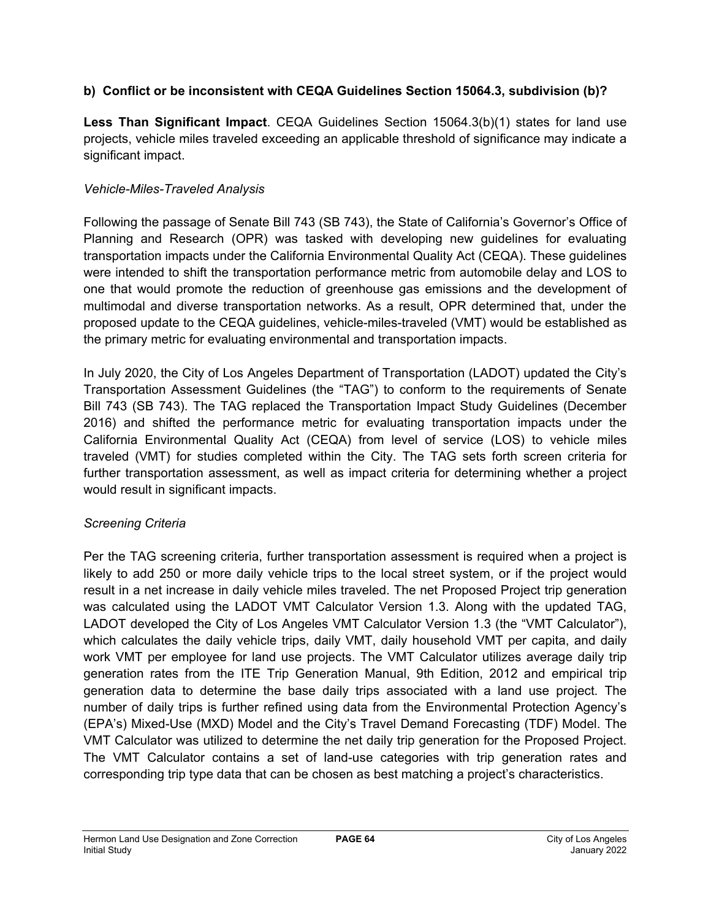**b) Conflict or be inconsistent with CEQA Guidelines Section 15064.3, subdivision (b)?**

**Less Than Significant Impact**. CEQA Guidelines Section 15064.3(b)(1) states for land use projects, vehicle miles traveled exceeding an applicable threshold of significance may indicate a significant impact.

*Vehicle-Miles-Traveled Analysis*

Following the passage of Senate Bill 743 (SB 743), the State of California's Governor's Office of Planning and Research (OPR) was tasked with developing new guidelines for evaluating transportation impacts under the California Environmental Quality Act (CEQA). These guidelines were intended to shift the transportation performance metric from automobile delay and LOS to one that would promote the reduction of greenhouse gas emissions and the development of multimodal and diverse transportation networks. As a result, OPR determined that, under the proposed update to the CEQA guidelines, vehicle-miles-traveled (VMT) would be established as the primary metric for evaluating environmental and transportation impacts.

In July 2020, the City of Los Angeles Department of Transportation (LADOT) updated the City's Transportation Assessment Guidelines (the "TAG") to conform to the requirements of Senate Bill 743 (SB 743). The TAG replaced the Transportation Impact Study Guidelines (December 2016) and shifted the performance metric for evaluating transportation impacts under the California Environmental Quality Act (CEQA) from level of service (LOS) to vehicle miles traveled (VMT) for studies completed within the City. The TAG sets forth screen criteria for further transportation assessment, as well as impact criteria for determining whether a project would result in significant impacts.

*Screening Criteria*

Per the TAG screening criteria, further transportation assessment is required when a project is likely to add 250 or more daily vehicle trips to the local street system, or if the project would result in a net increase in daily vehicle miles traveled. The net Proposed Project trip generation was calculated using the LADOT VMT Calculator Version 1.3. Along with the updated TAG, LADOT developed the City of Los Angeles VMT Calculator Version 1.3 (the "VMT Calculator"), which calculates the daily vehicle trips, daily VMT, daily household VMT per capita, and daily work VMT per employee for land use projects. The VMT Calculator utilizes average daily trip generation rates from the ITE Trip Generation Manual, 9th Edition, 2012 and empirical trip generation data to determine the base daily trips associated with a land use project. The number of daily trips is further refined using data from the Environmental Protection Agency's (EPA's) Mixed-Use (MXD) Model and the City's Travel Demand Forecasting (TDF) Model. The VMT Calculator was utilized to determine the net daily trip generation for the Proposed Project. The VMT Calculator contains a set of land-use categories with trip generation rates and corresponding trip type data that can be chosen as best matching a project's characteristics.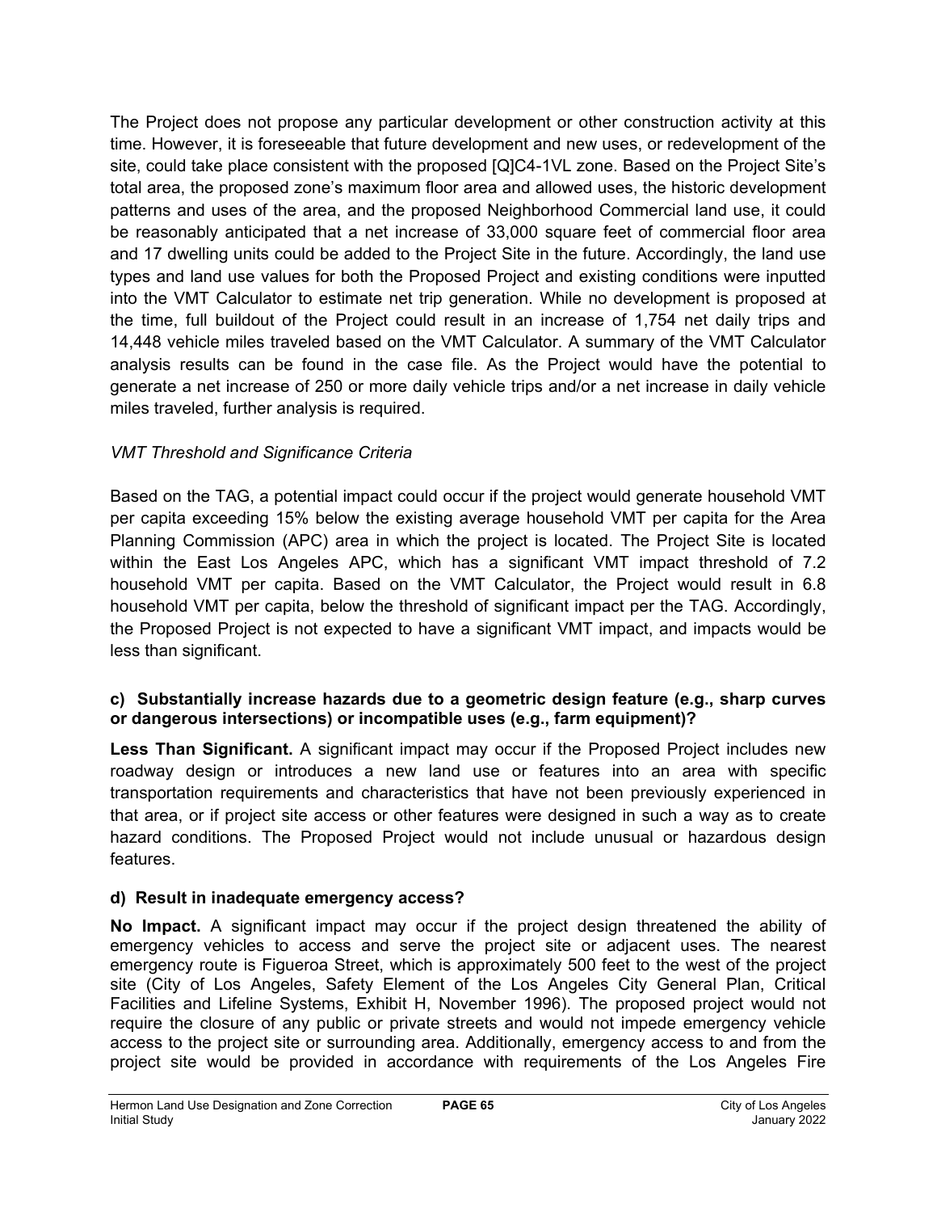The Project does not propose any particular development or other construction activity at this time. However, it is foreseeable that future development and new uses, or redevelopment of the site, could take place consistent with the proposed [Q]C4-1VL zone. Based on the Project Site's total area, the proposed zone's maximum floor area and allowed uses, the historic development patterns and uses of the area, and the proposed Neighborhood Commercial land use, it could be reasonably anticipated that a net increase of 33,000 square feet of commercial floor area and 17 dwelling units could be added to the Project Site in the future. Accordingly, the land use types and land use values for both the Proposed Project and existing conditions were inputted into the VMT Calculator to estimate net trip generation. While no development is proposed at the time, full buildout of the Project could result in an increase of 1,754 net daily trips and 14,448 vehicle miles traveled based on the VMT Calculator. A summary of the VMT Calculator analysis results can be found in the case file. As the Project would have the potential to generate a net increase of 250 or more daily vehicle trips and/or a net increase in daily vehicle miles traveled, further analysis is required.

*VMT Threshold and Significance Criteria*

Based on the TAG, a potential impact could occur if the project would generate household VMT per capita exceeding 15% below the existing average household VMT per capita for the Area Planning Commission (APC) area in which the project is located. The Project Site is located within the East Los Angeles APC, which has a significant VMT impact threshold of 7.2 household VMT per capita. Based on the VMT Calculator, the Project would result in 6.8 household VMT per capita, below the threshold of significant impact per the TAG. Accordingly, the Proposed Project is not expected to have a significant VMT impact, and impacts would be less than significant.

**c) Substantially increase hazards due to a geometric design feature (e.g., sharp curves or dangerous intersections) or incompatible uses (e.g., farm equipment)?**

**Less Than Significant.** A significant impact may occur if the Proposed Project includes new roadway design or introduces a new land use or features into an area with specific transportation requirements and characteristics that have not been previously experienced in that area, or if project site access or other features were designed in such a way as to create hazard conditions. The Proposed Project would not include unusual or hazardous design features.

**d) Result in inadequate emergency access?**

**No Impact.** A significant impact may occur if the project design threatened the ability of emergency vehicles to access and serve the project site or adjacent uses. The nearest emergency route is Figueroa Street, which is approximately 500 feet to the west of the project site (City of Los Angeles, Safety Element of the Los Angeles City General Plan, Critical Facilities and Lifeline Systems, Exhibit H, November 1996). The proposed project would not require the closure of any public or private streets and would not impede emergency vehicle access to the project site or surrounding area. Additionally, emergency access to and from the project site would be provided in accordance with requirements of the Los Angeles Fire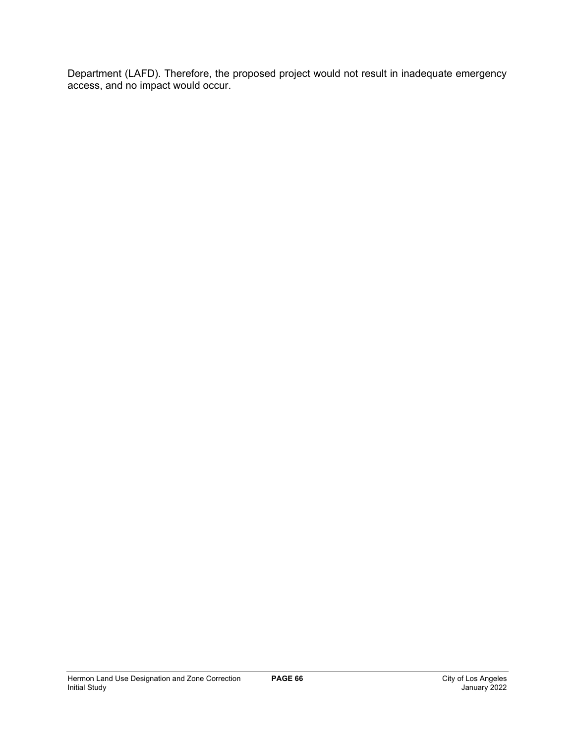Department (LAFD). Therefore, the proposed project would not result in inadequate emergency access, and no impact would occur.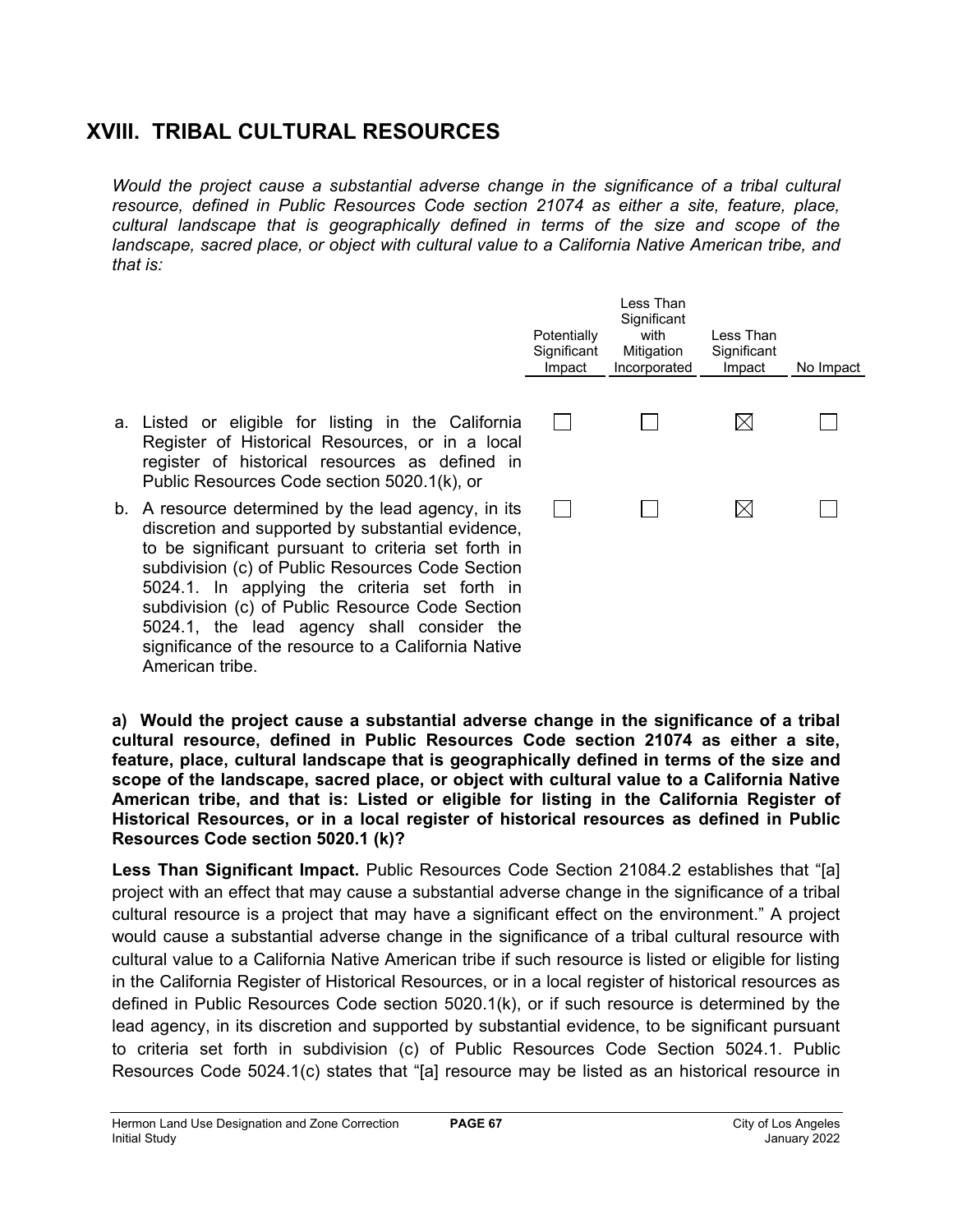## XVIII. TRIBAL CULTURAL RESOURCES

*Would the project cause a substantial adverse change in the significance of a tribal cultural resource, defined in Public Resources Code section 21074 as either a site, feature, place, cultural landscape that is geographically defined in terms of the size and scope of the landscape, sacred place, or object with cultural value to a California Native American tribe, and that is:*

| | Potentially Significant Impact | Less Than Significant with Mitigation Incorporated | Less Than Significant Impact | No Impact |
|---|---|---|---|---|
| a. Listed or eligible for listing in the California Register of Historical Resources, or in a local register of historical resources as defined in Public Resources Code section 5020.1(k), or | ☐ | ☐ | ☒ | ☐ |
| b. A resource determined by the lead agency, in its discretion and supported by substantial evidence, to be significant pursuant to criteria set forth in subdivision (c) of Public Resources Code Section 5024.1. In applying the criteria set forth in subdivision (c) of Public Resource Code Section 5024.1, the lead agency shall consider the significance of the resource to a California Native American tribe. | ☐ | ☐ | ☒ | ☐ |

**a) Would the project cause a substantial adverse change in the significance of a tribal cultural resource, defined in Public Resources Code section 21074 as either a site, feature, place, cultural landscape that is geographically defined in terms of the size and scope of the landscape, sacred place, or object with cultural value to a California Native American tribe, and that is: Listed or eligible for listing in the California Register of Historical Resources, or in a local register of historical resources as defined in Public Resources Code section 5020.1 (k)?**

**Less Than Significant Impact.** Public Resources Code Section 21084.2 establishes that "[a] project with an effect that may cause a substantial adverse change in the significance of a tribal cultural resource is a project that may have a significant effect on the environment." A project would cause a substantial adverse change in the significance of a tribal cultural resource with cultural value to a California Native American tribe if such resource is listed or eligible for listing in the California Register of Historical Resources, or in a local register of historical resources as defined in Public Resources Code section 5020.1(k), or if such resource is determined by the lead agency, in its discretion and supported by substantial evidence, to be significant pursuant to criteria set forth in subdivision (c) of Public Resources Code Section 5024.1. Public Resources Code 5024.1(c) states that "[a] resource may be listed as an historical resource in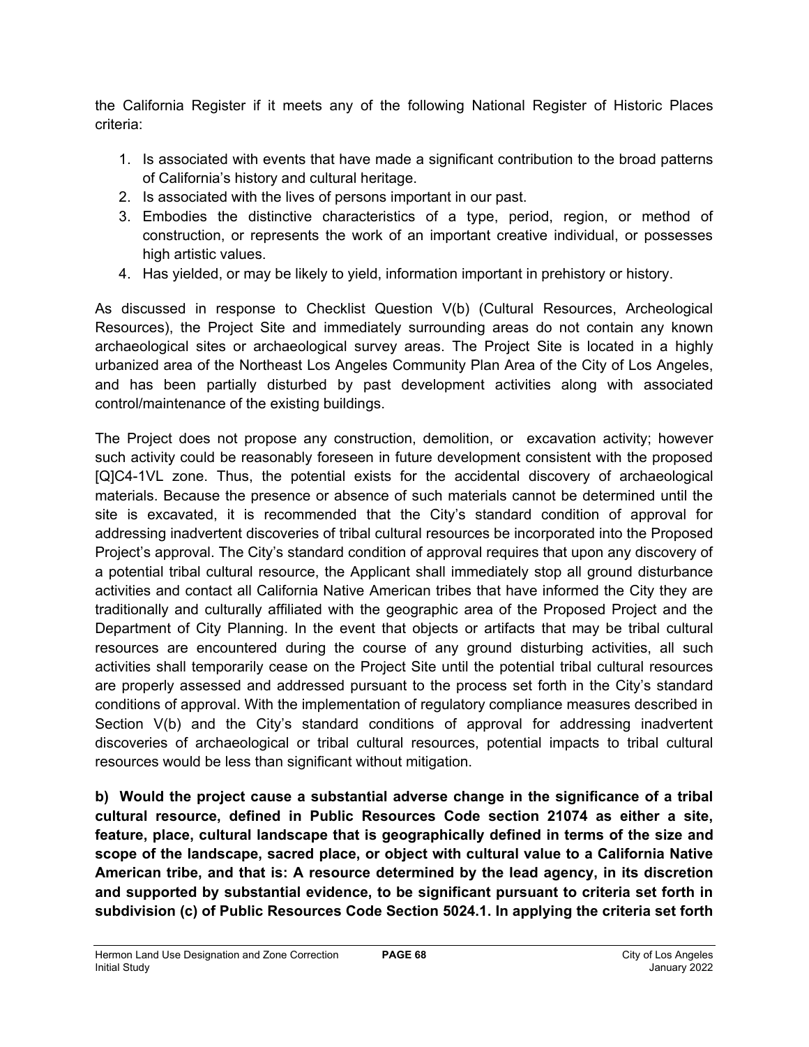the California Register if it meets any of the following National Register of Historic Places criteria:

1. Is associated with events that have made a significant contribution to the broad patterns of California's history and cultural heritage.
2. Is associated with the lives of persons important in our past.
3. Embodies the distinctive characteristics of a type, period, region, or method of construction, or represents the work of an important creative individual, or possesses high artistic values.
4. Has yielded, or may be likely to yield, information important in prehistory or history.

As discussed in response to Checklist Question V(b) (Cultural Resources, Archeological Resources), the Project Site and immediately surrounding areas do not contain any known archaeological sites or archaeological survey areas. The Project Site is located in a highly urbanized area of the Northeast Los Angeles Community Plan Area of the City of Los Angeles, and has been partially disturbed by past development activities along with associated control/maintenance of the existing buildings.

The Project does not propose any construction, demolition, or excavation activity; however such activity could be reasonably foreseen in future development consistent with the proposed [Q]C4-1VL zone. Thus, the potential exists for the accidental discovery of archaeological materials. Because the presence or absence of such materials cannot be determined until the site is excavated, it is recommended that the City's standard condition of approval for addressing inadvertent discoveries of tribal cultural resources be incorporated into the Proposed Project's approval. The City's standard condition of approval requires that upon any discovery of a potential tribal cultural resource, the Applicant shall immediately stop all ground disturbance activities and contact all California Native American tribes that have informed the City they are traditionally and culturally affiliated with the geographic area of the Proposed Project and the Department of City Planning. In the event that objects or artifacts that may be tribal cultural resources are encountered during the course of any ground disturbing activities, all such activities shall temporarily cease on the Project Site until the potential tribal cultural resources are properly assessed and addressed pursuant to the process set forth in the City's standard conditions of approval. With the implementation of regulatory compliance measures described in Section V(b) and the City's standard conditions of approval for addressing inadvertent discoveries of archaeological or tribal cultural resources, potential impacts to tribal cultural resources would be less than significant without mitigation.

**b) Would the project cause a substantial adverse change in the significance of a tribal cultural resource, defined in Public Resources Code section 21074 as either a site, feature, place, cultural landscape that is geographically defined in terms of the size and scope of the landscape, sacred place, or object with cultural value to a California Native American tribe, and that is: A resource determined by the lead agency, in its discretion and supported by substantial evidence, to be significant pursuant to criteria set forth in subdivision (c) of Public Resources Code Section 5024.1. In applying the criteria set forth**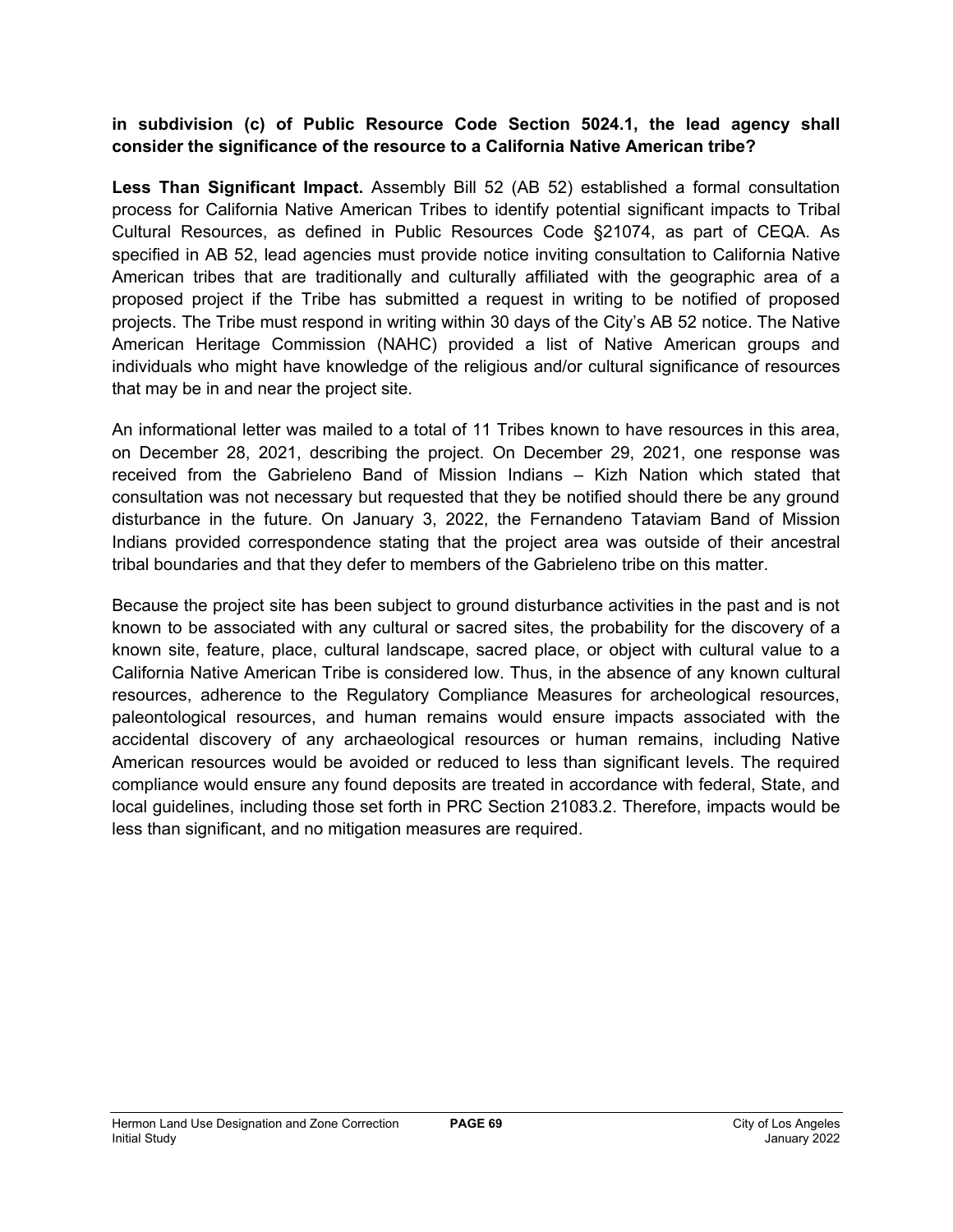**in subdivision (c) of Public Resource Code Section 5024.1, the lead agency shall consider the significance of the resource to a California Native American tribe?**

**Less Than Significant Impact.** Assembly Bill 52 (AB 52) established a formal consultation process for California Native American Tribes to identify potential significant impacts to Tribal Cultural Resources, as defined in Public Resources Code §21074, as part of CEQA. As specified in AB 52, lead agencies must provide notice inviting consultation to California Native American tribes that are traditionally and culturally affiliated with the geographic area of a proposed project if the Tribe has submitted a request in writing to be notified of proposed projects. The Tribe must respond in writing within 30 days of the City's AB 52 notice. The Native American Heritage Commission (NAHC) provided a list of Native American groups and individuals who might have knowledge of the religious and/or cultural significance of resources that may be in and near the project site.

An informational letter was mailed to a total of 11 Tribes known to have resources in this area, on December 28, 2021, describing the project. On December 29, 2021, one response was received from the Gabrieleno Band of Mission Indians – Kizh Nation which stated that consultation was not necessary but requested that they be notified should there be any ground disturbance in the future. On January 3, 2022, the Fernandeno Tataviam Band of Mission Indians provided correspondence stating that the project area was outside of their ancestral tribal boundaries and that they defer to members of the Gabrieleno tribe on this matter.

Because the project site has been subject to ground disturbance activities in the past and is not known to be associated with any cultural or sacred sites, the probability for the discovery of a known site, feature, place, cultural landscape, sacred place, or object with cultural value to a California Native American Tribe is considered low. Thus, in the absence of any known cultural resources, adherence to the Regulatory Compliance Measures for archeological resources, paleontological resources, and human remains would ensure impacts associated with the accidental discovery of any archaeological resources or human remains, including Native American resources would be avoided or reduced to less than significant levels. The required compliance would ensure any found deposits are treated in accordance with federal, State, and local guidelines, including those set forth in PRC Section 21083.2. Therefore, impacts would be less than significant, and no mitigation measures are required.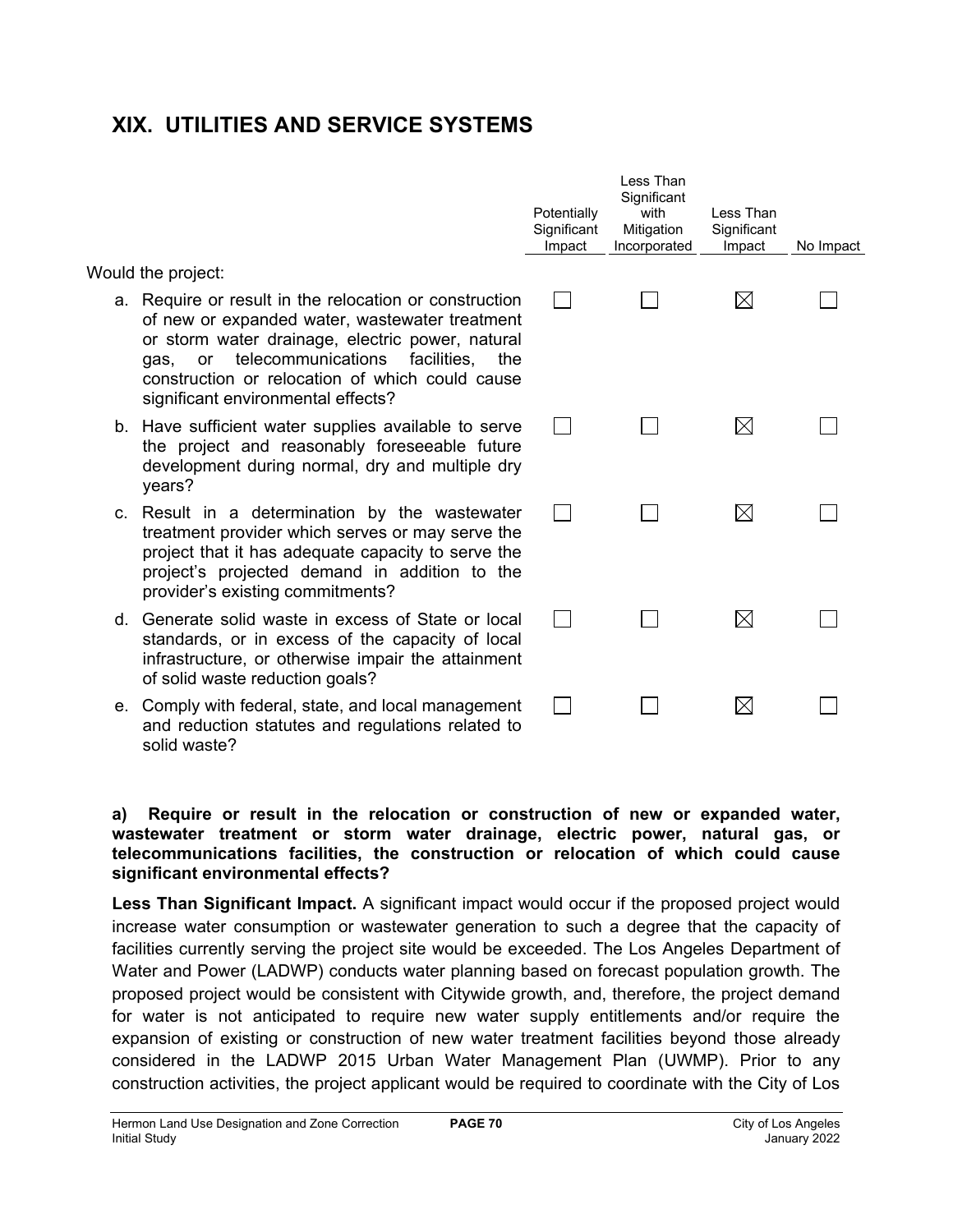# XIX. UTILITIES AND SERVICE SYSTEMS

| Would the project: | Potentially Significant Impact | Less Than Significant with Mitigation Incorporated | Less Than Significant Impact | No Impact |
|---|---|---|---|---|
| a. Require or result in the relocation or construction of new or expanded water, wastewater treatment or storm water drainage, electric power, natural gas, or telecommunications facilities, the construction or relocation of which could cause significant environmental effects? | ☐ | ☐ | ☒ | ☐ |
| b. Have sufficient water supplies available to serve the project and reasonably foreseeable future development during normal, dry and multiple dry years? | ☐ | ☐ | ☒ | ☐ |
| c. Result in a determination by the wastewater treatment provider which serves or may serve the project that it has adequate capacity to serve the project's projected demand in addition to the provider's existing commitments? | ☐ | ☐ | ☒ | ☐ |
| d. Generate solid waste in excess of State or local standards, or in excess of the capacity of local infrastructure, or otherwise impair the attainment of solid waste reduction goals? | ☐ | ☐ | ☒ | ☐ |
| e. Comply with federal, state, and local management and reduction statutes and regulations related to solid waste? | ☐ | ☐ | ☒ | ☐ |

**a) Require or result in the relocation or construction of new or expanded water, wastewater treatment or storm water drainage, electric power, natural gas, or telecommunications facilities, the construction or relocation of which could cause significant environmental effects?**

**Less Than Significant Impact.** A significant impact would occur if the proposed project would increase water consumption or wastewater generation to such a degree that the capacity of facilities currently serving the project site would be exceeded. The Los Angeles Department of Water and Power (LADWP) conducts water planning based on forecast population growth. The proposed project would be consistent with Citywide growth, and, therefore, the project demand for water is not anticipated to require new water supply entitlements and/or require the expansion of existing or construction of new water treatment facilities beyond those already considered in the LADWP 2015 Urban Water Management Plan (UWMP). Prior to any construction activities, the project applicant would be required to coordinate with the City of Los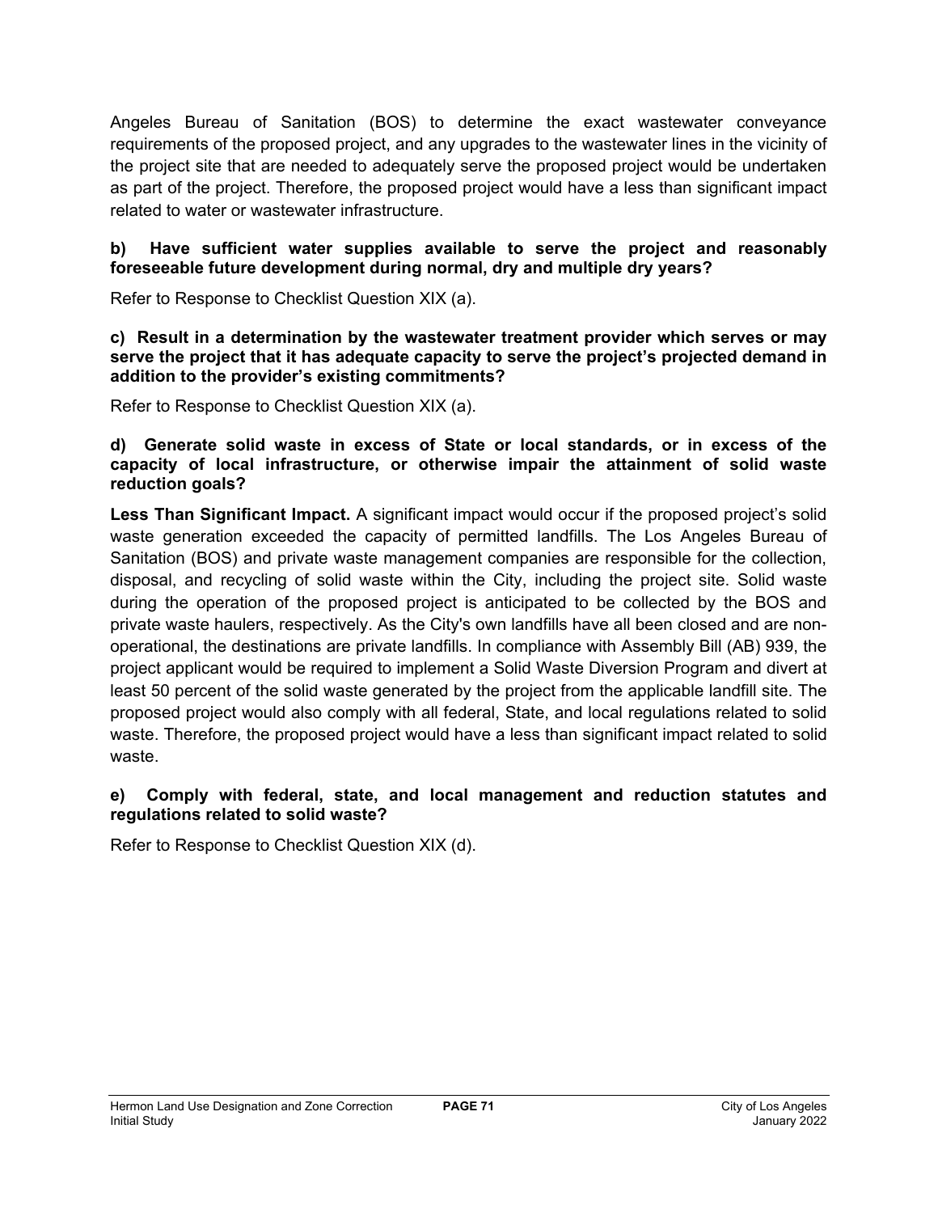Angeles Bureau of Sanitation (BOS) to determine the exact wastewater conveyance requirements of the proposed project, and any upgrades to the wastewater lines in the vicinity of the project site that are needed to adequately serve the proposed project would be undertaken as part of the project. Therefore, the proposed project would have a less than significant impact related to water or wastewater infrastructure.

**b) Have sufficient water supplies available to serve the project and reasonably foreseeable future development during normal, dry and multiple dry years?**

Refer to Response to Checklist Question XIX (a).

**c) Result in a determination by the wastewater treatment provider which serves or may serve the project that it has adequate capacity to serve the project's projected demand in addition to the provider's existing commitments?**

Refer to Response to Checklist Question XIX (a).

**d) Generate solid waste in excess of State or local standards, or in excess of the capacity of local infrastructure, or otherwise impair the attainment of solid waste reduction goals?**

**Less Than Significant Impact.** A significant impact would occur if the proposed project's solid waste generation exceeded the capacity of permitted landfills. The Los Angeles Bureau of Sanitation (BOS) and private waste management companies are responsible for the collection, disposal, and recycling of solid waste within the City, including the project site. Solid waste during the operation of the proposed project is anticipated to be collected by the BOS and private waste haulers, respectively. As the City's own landfills have all been closed and are non-operational, the destinations are private landfills. In compliance with Assembly Bill (AB) 939, the project applicant would be required to implement a Solid Waste Diversion Program and divert at least 50 percent of the solid waste generated by the project from the applicable landfill site. The proposed project would also comply with all federal, State, and local regulations related to solid waste. Therefore, the proposed project would have a less than significant impact related to solid waste.

**e) Comply with federal, state, and local management and reduction statutes and regulations related to solid waste?**

Refer to Response to Checklist Question XIX (d).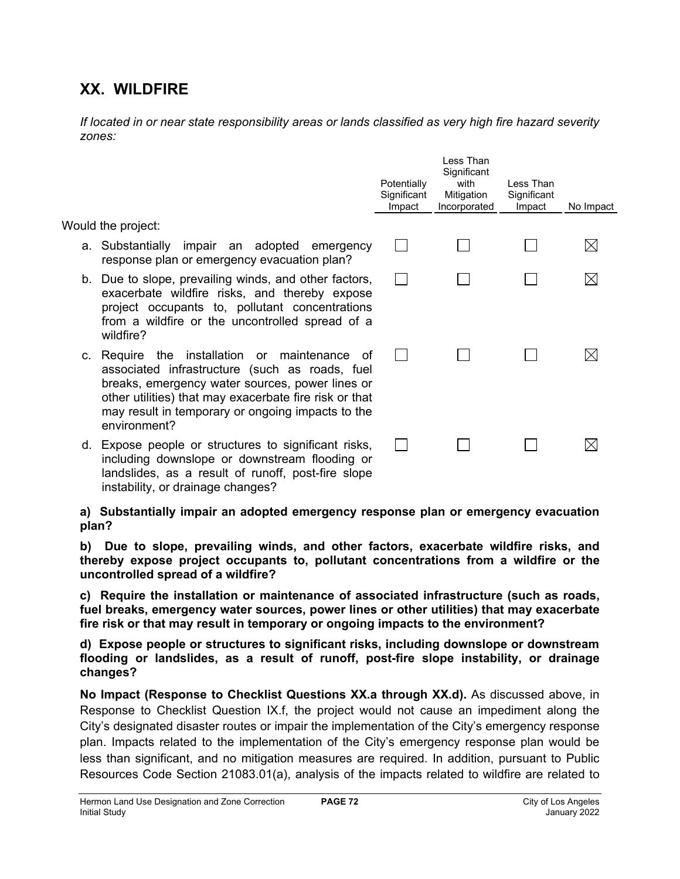## XX. WILDFIRE

*If located in or near state responsibility areas or lands classified as very high fire hazard severity zones:*

| Would the project: | Potentially Significant Impact | Less Than Significant with Mitigation Incorporated | Less Than Significant Impact | No Impact |
|---|---|---|---|---|
| a. Substantially impair an adopted emergency response plan or emergency evacuation plan? | ☐ | ☐ | ☐ | ☒ |
| b. Due to slope, prevailing winds, and other factors, exacerbate wildfire risks, and thereby expose project occupants to, pollutant concentrations from a wildfire or the uncontrolled spread of a wildfire? | ☐ | ☐ | ☐ | ☒ |
| c. Require the installation or maintenance of associated infrastructure (such as roads, fuel breaks, emergency water sources, power lines or other utilities) that may exacerbate fire risk or that may result in temporary or ongoing impacts to the environment? | ☐ | ☐ | ☐ | ☒ |
| d. Expose people or structures to significant risks, including downslope or downstream flooding or landslides, as a result of runoff, post-fire slope instability, or drainage changes? | ☐ | ☐ | ☐ | ☒ |

**a) Substantially impair an adopted emergency response plan or emergency evacuation plan?**

**b) Due to slope, prevailing winds, and other factors, exacerbate wildfire risks, and thereby expose project occupants to, pollutant concentrations from a wildfire or the uncontrolled spread of a wildfire?**

**c) Require the installation or maintenance of associated infrastructure (such as roads, fuel breaks, emergency water sources, power lines or other utilities) that may exacerbate fire risk or that may result in temporary or ongoing impacts to the environment?**

**d) Expose people or structures to significant risks, including downslope or downstream flooding or landslides, as a result of runoff, post-fire slope instability, or drainage changes?**

**No Impact (Response to Checklist Questions XX.a through XX.d).** As discussed above, in Response to Checklist Question IX.f, the project would not cause an impediment along the City's designated disaster routes or impair the implementation of the City's emergency response plan. Impacts related to the implementation of the City's emergency response plan would be less than significant, and no mitigation measures are required. In addition, pursuant to Public Resources Code Section 21083.01(a), analysis of the impacts related to wildfire are related to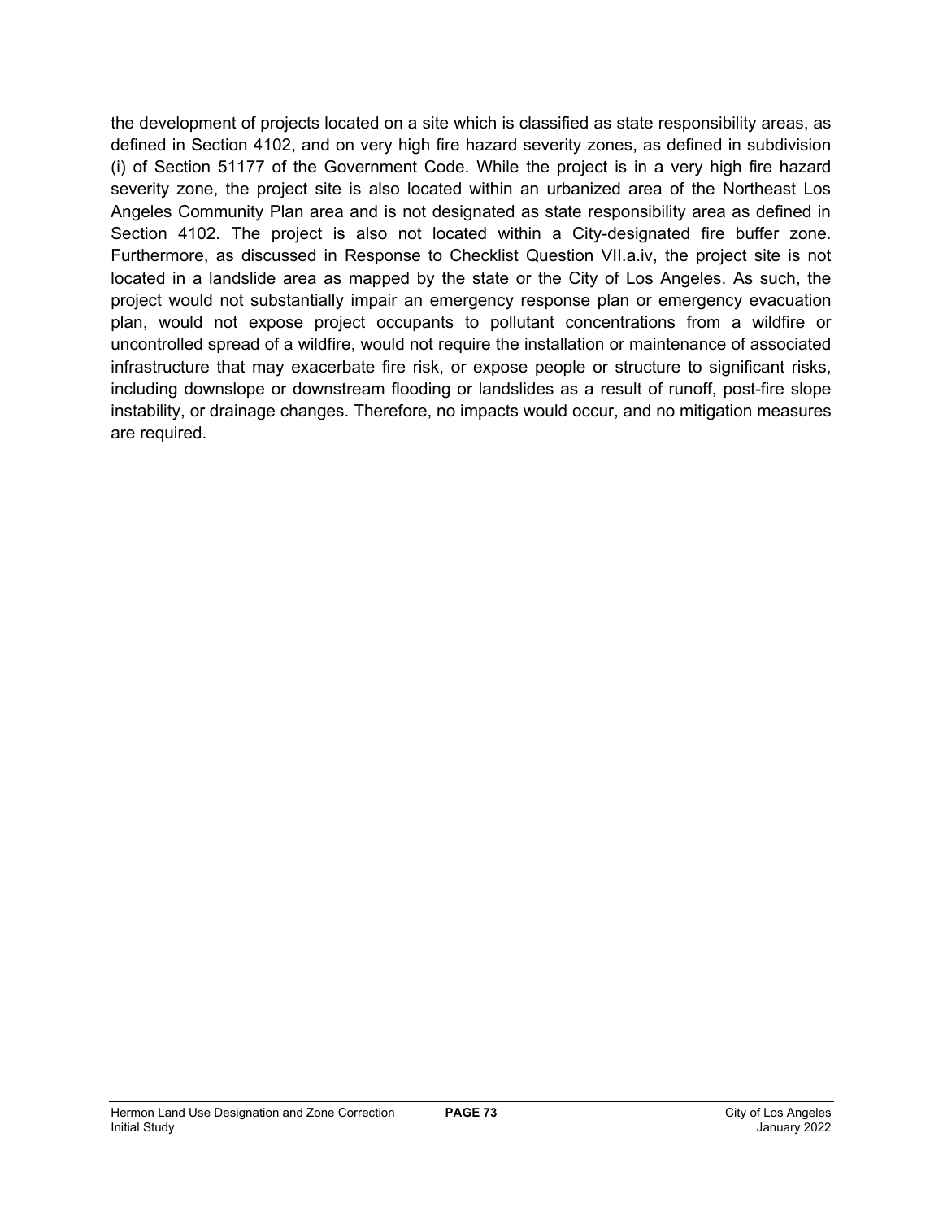the development of projects located on a site which is classified as state responsibility areas, as defined in Section 4102, and on very high fire hazard severity zones, as defined in subdivision (i) of Section 51177 of the Government Code. While the project is in a very high fire hazard severity zone, the project site is also located within an urbanized area of the Northeast Los Angeles Community Plan area and is not designated as state responsibility area as defined in Section 4102. The project is also not located within a City-designated fire buffer zone. Furthermore, as discussed in Response to Checklist Question VII.a.iv, the project site is not located in a landslide area as mapped by the state or the City of Los Angeles. As such, the project would not substantially impair an emergency response plan or emergency evacuation plan, would not expose project occupants to pollutant concentrations from a wildfire or uncontrolled spread of a wildfire, would not require the installation or maintenance of associated infrastructure that may exacerbate fire risk, or expose people or structure to significant risks, including downslope or downstream flooding or landslides as a result of runoff, post-fire slope instability, or drainage changes. Therefore, no impacts would occur, and no mitigation measures are required.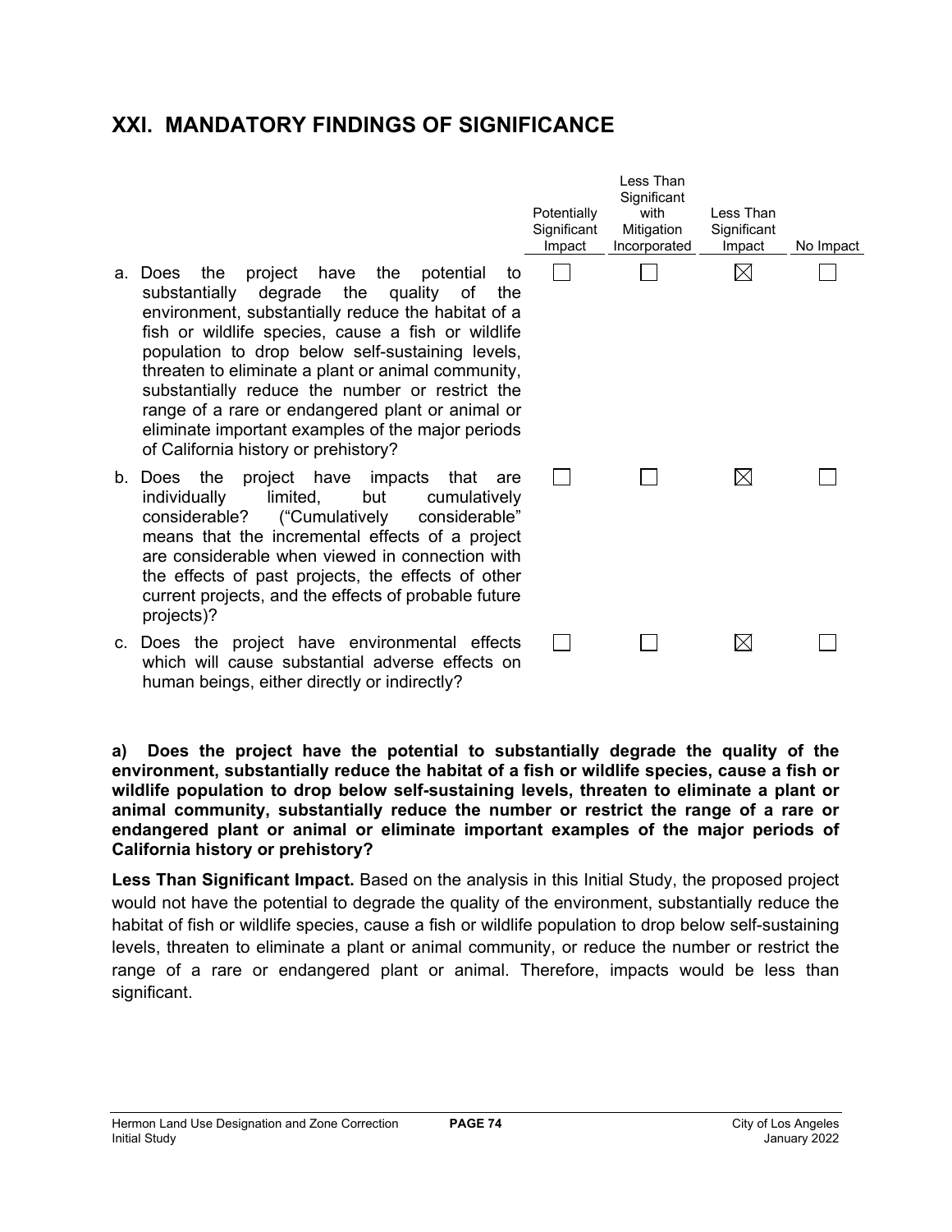## XXI. MANDATORY FINDINGS OF SIGNIFICANCE

| | Potentially Significant Impact | Less Than Significant with Mitigation Incorporated | Less Than Significant Impact | No Impact |
|---|---|---|---|---|
| a. Does the project have the potential to substantially degrade the quality of the environment, substantially reduce the habitat of a fish or wildlife species, cause a fish or wildlife population to drop below self-sustaining levels, threaten to eliminate a plant or animal community, substantially reduce the number or restrict the range of a rare or endangered plant or animal or eliminate important examples of the major periods of California history or prehistory? | ☐ | ☐ | ☒ | ☐ |
| b. Does the project have impacts that are individually limited, but cumulatively considerable? ("Cumulatively considerable" means that the incremental effects of a project are considerable when viewed in connection with the effects of past projects, the effects of other current projects, and the effects of probable future projects)? | ☐ | ☐ | ☒ | ☐ |
| c. Does the project have environmental effects which will cause substantial adverse effects on human beings, either directly or indirectly? | ☐ | ☐ | ☒ | ☐ |

**a) Does the project have the potential to substantially degrade the quality of the environment, substantially reduce the habitat of a fish or wildlife species, cause a fish or wildlife population to drop below self-sustaining levels, threaten to eliminate a plant or animal community, substantially reduce the number or restrict the range of a rare or endangered plant or animal or eliminate important examples of the major periods of California history or prehistory?**

**Less Than Significant Impact.** Based on the analysis in this Initial Study, the proposed project would not have the potential to degrade the quality of the environment, substantially reduce the habitat of fish or wildlife species, cause a fish or wildlife population to drop below self-sustaining levels, threaten to eliminate a plant or animal community, or reduce the number or restrict the range of a rare or endangered plant or animal. Therefore, impacts would be less than significant.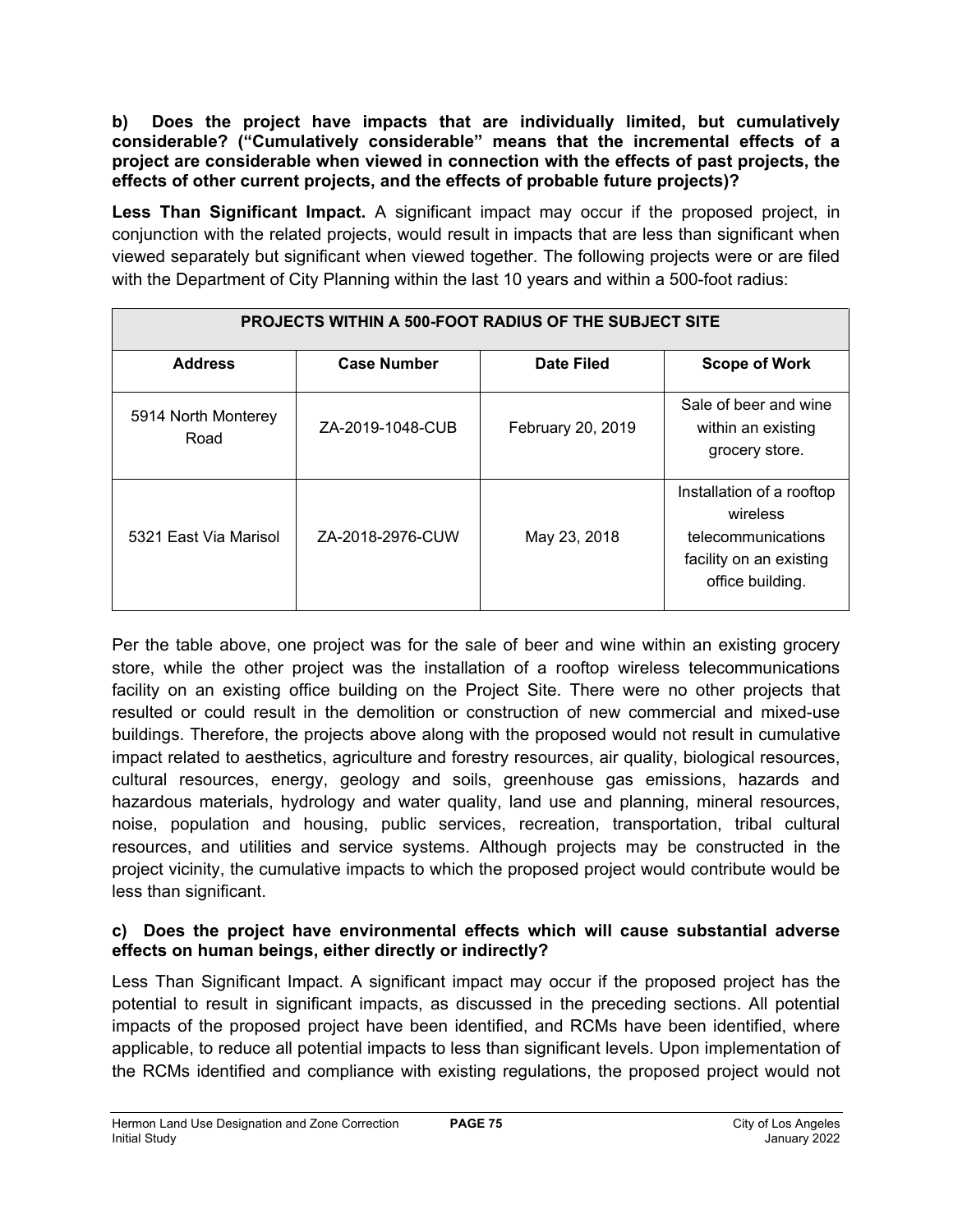**b) Does the project have impacts that are individually limited, but cumulatively considerable? ("Cumulatively considerable" means that the incremental effects of a project are considerable when viewed in connection with the effects of past projects, the effects of other current projects, and the effects of probable future projects)?**

**Less Than Significant Impact.** A significant impact may occur if the proposed project, in conjunction with the related projects, would result in impacts that are less than significant when viewed separately but significant when viewed together. The following projects were or are filed with the Department of City Planning within the last 10 years and within a 500-foot radius:

| PROJECTS WITHIN A 500-FOOT RADIUS OF THE SUBJECT SITE | | | |
|---|---|---|---|
| **Address** | **Case Number** | **Date Filed** | **Scope of Work** |
| 5914 North Monterey Road | ZA-2019-1048-CUB | February 20, 2019 | Sale of beer and wine within an existing grocery store. |
| 5321 East Via Marisol | ZA-2018-2976-CUW | May 23, 2018 | Installation of a rooftop wireless telecommunications facility on an existing office building. |

Per the table above, one project was for the sale of beer and wine within an existing grocery store, while the other project was the installation of a rooftop wireless telecommunications facility on an existing office building on the Project Site. There were no other projects that resulted or could result in the demolition or construction of new commercial and mixed-use buildings. Therefore, the projects above along with the proposed would not result in cumulative impact related to aesthetics, agriculture and forestry resources, air quality, biological resources, cultural resources, energy, geology and soils, greenhouse gas emissions, hazards and hazardous materials, hydrology and water quality, land use and planning, mineral resources, noise, population and housing, public services, recreation, transportation, tribal cultural resources, and utilities and service systems. Although projects may be constructed in the project vicinity, the cumulative impacts to which the proposed project would contribute would be less than significant.

**c) Does the project have environmental effects which will cause substantial adverse effects on human beings, either directly or indirectly?**

Less Than Significant Impact. A significant impact may occur if the proposed project has the potential to result in significant impacts, as discussed in the preceding sections. All potential impacts of the proposed project have been identified, and RCMs have been identified, where applicable, to reduce all potential impacts to less than significant levels. Upon implementation of the RCMs identified and compliance with existing regulations, the proposed project would not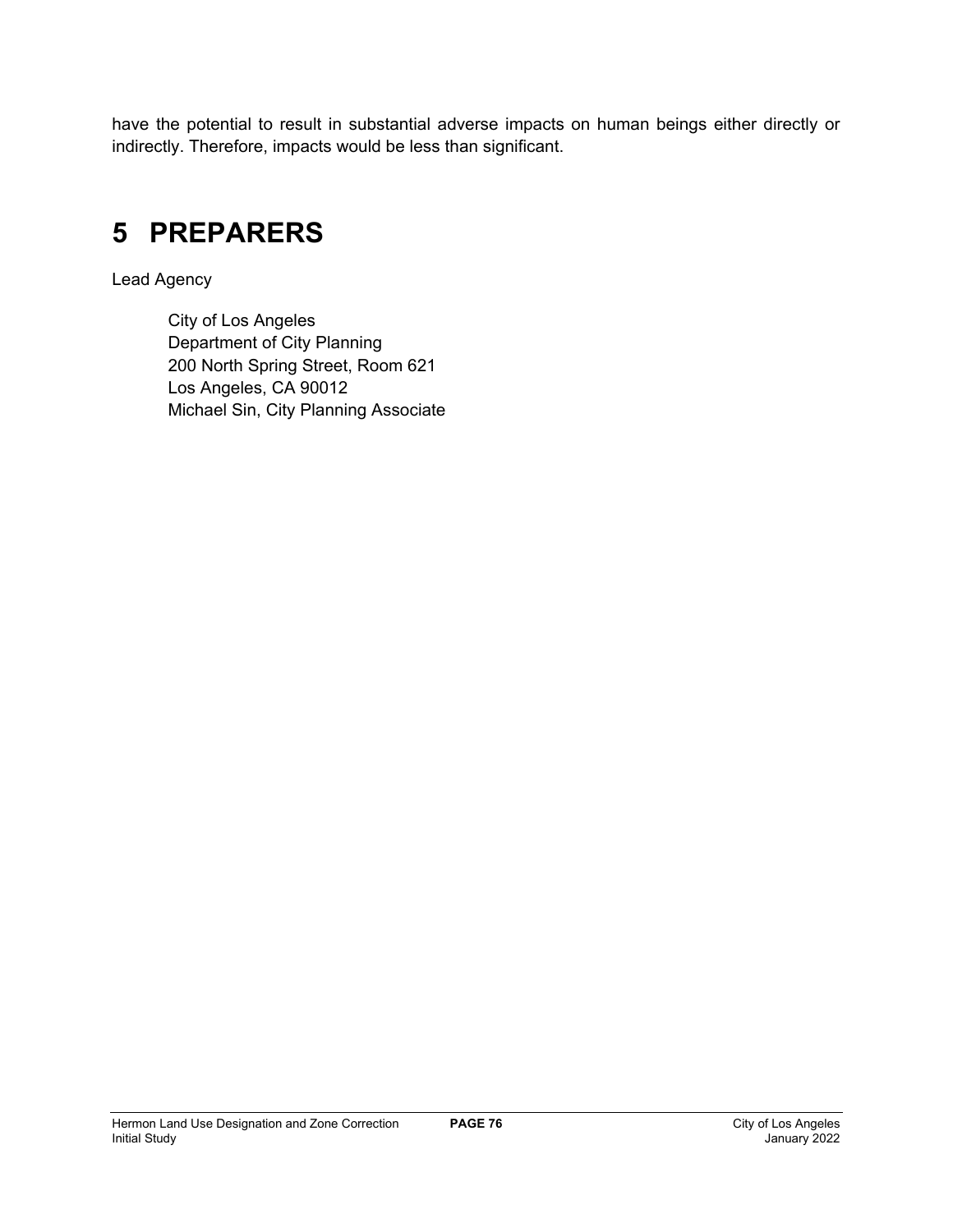have the potential to result in substantial adverse impacts on human beings either directly or indirectly. Therefore, impacts would be less than significant.

# 5 PREPARERS

Lead Agency

City of Los Angeles
Department of City Planning
200 North Spring Street, Room 621
Los Angeles, CA 90012
Michael Sin, City Planning Associate